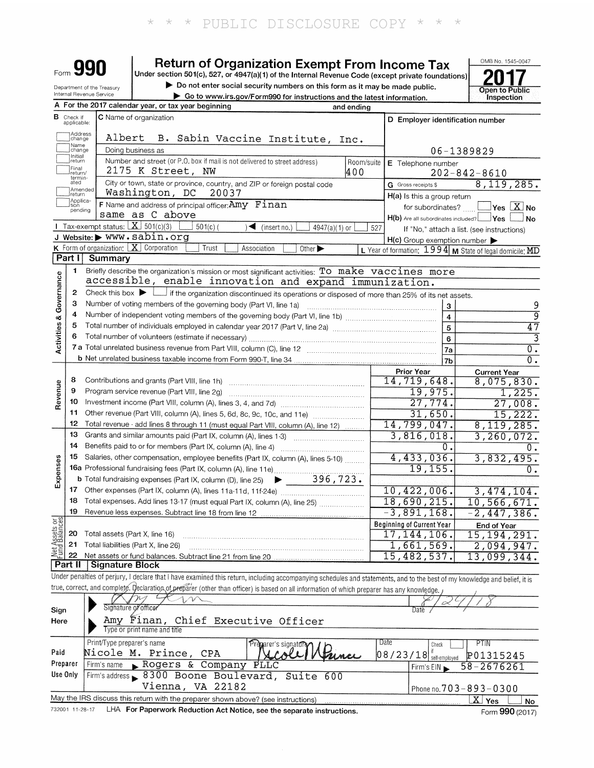\* \* \* PUBLIC DISCLOSURE COPY \* \* \*

# Form 990 — Return of Organization Exempt From Income Tax (2017)

Under section 501(c), 527, or 4947(a)(1) of the Internal Revenue Code (except private foundations)

▶ Do not enter social security numbers on this form as it may be made public.

▶ Go to www.irs.gov/Form990 for instructions and the latest information.

Department of the Treasury, Internal Revenue Service

OMB No. 1545-0047 — 2017 — Open to Public Inspection

**A** For the 2017 calendar year, or tax year beginning and ending

**B** Check if applicable: Address change, Name change, Initial return, Final return/terminated, Amended return, Application pending

**C** Name of organization: Albert B. Sabin Vaccine Institute, Inc.

Doing business as

Number and street (or P.O. box if mail is not delivered to street address): 2175 K Street, NW — Room/suite: 400

City or town, state or province, country, and ZIP or foreign postal code: Washington, DC 20037

**D** Employer identification number: 06-1389829

**E** Telephone number: 202-842-8610

**G** Gross receipts $ 8,119,285.

**F** Name and address of principal officer: Amy Finan, same as C above

**H(a)** Is this a group return for subordinates? Yes [ ] No [X]

**H(b)** Are all subordinates included? Yes [ ] No [ ] If "No," attach a list. (see instructions)

**H(c)** Group exemption number ▶

**I** Tax-exempt status: [X] 501(c)(3) [ ] 501(c)( ) ◀ (insert no.) [ ] 4947(a)(1) or [ ] 527

**J** Website: ▶ www.sabin.org

**K** Form of organization: [X] Corporation [ ] Trust [ ] Association [ ] Other ▶

**L** Year of formation: 1994 **M** State of legal domicile: MD

## Part I Summary

**Activities & Governance**

1. Briefly describe the organization's mission or most significant activities: To make vaccines more accessible, enable innovation and expand immunization.
2. Check this box ▶ [ ] if the organization discontinued its operations or disposed of more than 25% of its net assets.

| Line | Description | | Value |
|---|---|---|---|
| 3 | Number of voting members of the governing body (Part VI, line 1a) | 3 | 9 |
| 4 | Number of independent voting members of the governing body (Part VI, line 1b) | 4 | 9 |
| 5 | Total number of individuals employed in calendar year 2017 (Part V, line 2a) | 5 | 47 |
| 6 | Total number of volunteers (estimate if necessary) | 6 | 3 |
| 7a | Total unrelated business revenue from Part VIII, column (C), line 12 | 7a | 0. |
| 7b | Net unrelated business taxable income from Form 990-T, line 34 | 7b | 0. |

| | Line | Description | Prior Year | Current Year |
|---|---|---|---|---|
| Revenue | 8 | Contributions and grants (Part VIII, line 1h) | 14,719,648. | 8,075,830. |
| | 9 | Program service revenue (Part VIII, line 2g) | 19,975. | 1,225. |
| | 10 | Investment income (Part VIII, column (A), lines 3, 4, and 7d) | 27,774. | 27,008. |
| | 11 | Other revenue (Part VIII, column (A), lines 5, 6d, 8c, 9c, 10c, and 11e) | 31,650. | 15,222. |
| | 12 | Total revenue - add lines 8 through 11 (must equal Part VIII, column (A), line 12) | 14,799,047. | 8,119,285. |
| Expenses | 13 | Grants and similar amounts paid (Part IX, column (A), lines 1-3) | 3,816,018. | 3,260,072. |
| | 14 | Benefits paid to or for members (Part IX, column (A), line 4) | 0. | 0. |
| | 15 | Salaries, other compensation, employee benefits (Part IX, column (A), lines 5-10) | 4,433,036. | 3,832,495. |
| | 16a | Professional fundraising fees (Part IX, column (A), line 11e) | 19,155. | 0. |
| | b | Total fundraising expenses (Part IX, column (D), line 25) ▶ 396,723. | | |
| | 17 | Other expenses (Part IX, column (A), lines 11a-11d, 11f-24e) | 10,422,006. | 3,474,104. |
| | 18 | Total expenses. Add lines 13-17 (must equal Part IX, column (A), line 25) | 18,690,215. | 10,566,671. |
| | 19 | Revenue less expenses. Subtract line 18 from line 12 | -3,891,168. | -2,447,386. |

| | Line | Description | Beginning of Current Year | End of Year |
|---|---|---|---|---|
| Net Assets or Fund Balances | 20 | Total assets (Part X, line 16) | 17,144,106. | 15,194,291. |
| | 21 | Total liabilities (Part X, line 26) | 1,661,569. | 2,094,947. |
| | 22 | Net assets or fund balances. Subtract line 21 from line 20 | 15,482,537. | 13,099,344. |

## Part II Signature Block

Under penalties of perjury, I declare that I have examined this return, including accompanying schedules and statements, and to the best of my knowledge and belief, it is true, correct, and complete. Declaration of preparer (other than officer) is based on all information of which preparer has any knowledge.

**Sign Here**

Signature of officer: [signature] — Date: 8/24/18

Amy Finan, Chief Executive Officer
Type or print name and title

**Paid Preparer Use Only**

| Print/Type preparer's name | Preparer's signature | Date | Check if self-employed | PTIN |
|---|---|---|---|---|
| Nicole M. Prince, CPA | [signature] | 08/23/18 | [ ] | P01315245 |

Firm's name ▶ Rogers & Company PLLC — Firm's EIN ▶ 58-2676261

Firm's address ▶ 8300 Boone Boulevard, Suite 600, Vienna, VA 22182 — Phone no. 703-893-0300

May the IRS discuss this return with the preparer shown above? (see instructions) [X] Yes [ ] No

732001 11-28-17 LHA For Paperwork Reduction Act Notice, see the separate instructions. Form 990 (2017)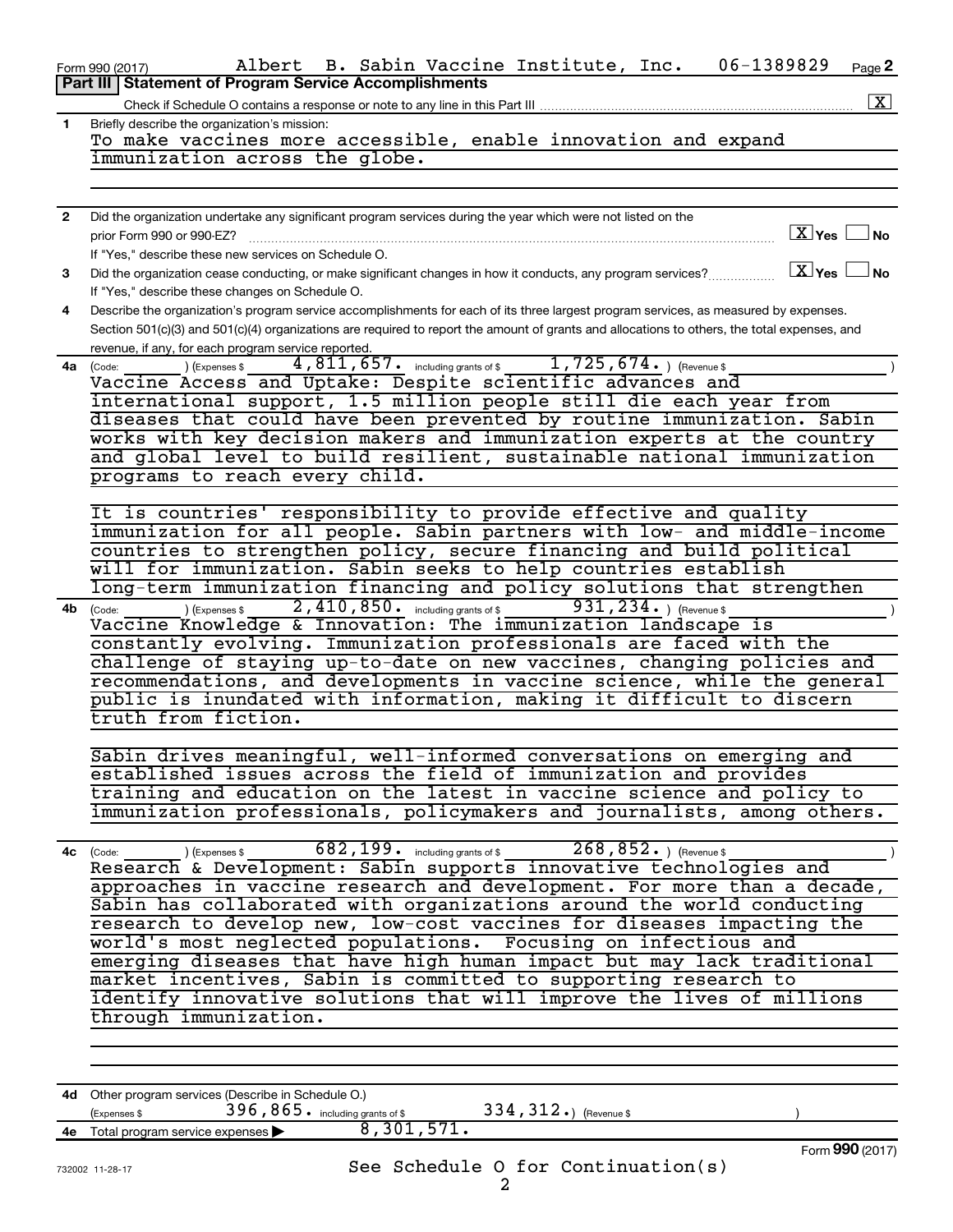Form 990 (2017) Albert B. Sabin Vaccine Institute, Inc. 06-1389829 Page 2

## Part III Statement of Program Service Accomplishments

Check if Schedule O contains a response or note to any line in this Part III .......... [X]

**1** Briefly describe the organization's mission:

To make vaccines more accessible, enable innovation and expand immunization across the globe.

**2** Did the organization undertake any significant program services during the year which were not listed on the prior Form 990 or 990-EZ? [X] Yes [ ] No

If "Yes," describe these new services on Schedule O.

**3** Did the organization cease conducting, or make significant changes in how it conducts, any program services? [X] Yes [ ] No

If "Yes," describe these changes on Schedule O.

**4** Describe the organization's program service accomplishments for each of its three largest program services, as measured by expenses. Section 501(c)(3) and 501(c)(4) organizations are required to report the amount of grants and allocations to others, the total expenses, and revenue, if any, for each program service reported.

**4a** (Code: ) (Expenses $ 4,811,657. including grants of $ 1,725,674. ) (Revenue $ )

Vaccine Access and Uptake: Despite scientific advances and international support, 1.5 million people still die each year from diseases that could have been prevented by routine immunization. Sabin works with key decision makers and immunization experts at the country and global level to build resilient, sustainable national immunization programs to reach every child.

It is countries' responsibility to provide effective and quality immunization for all people. Sabin partners with low- and middle-income countries to strengthen policy, secure financing and build political will for immunization. Sabin seeks to help countries establish long-term immunization financing and policy solutions that strengthen

**4b** (Code: ) (Expenses $ 2,410,850. including grants of $ 931,234. ) (Revenue $ )

Vaccine Knowledge & Innovation: The immunization landscape is constantly evolving. Immunization professionals are faced with the challenge of staying up-to-date on new vaccines, changing policies and recommendations, and developments in vaccine science, while the general public is inundated with information, making it difficult to discern truth from fiction.

Sabin drives meaningful, well-informed conversations on emerging and established issues across the field of immunization and provides training and education on the latest in vaccine science and policy to immunization professionals, policymakers and journalists, among others.

**4c** (Code: ) (Expenses $ 682,199. including grants of $ 268,852. ) (Revenue $ )

Research & Development: Sabin supports innovative technologies and approaches in vaccine research and development. For more than a decade, Sabin has collaborated with organizations around the world conducting research to develop new, low-cost vaccines for diseases impacting the world's most neglected populations. Focusing on infectious and emerging diseases that have high human impact but may lack traditional market incentives, Sabin is committed to supporting research to identify innovative solutions that will improve the lives of millions through immunization.

**4d** Other program services (Describe in Schedule O.)

(Expenses $ 396,865. including grants of $ 334,312.) (Revenue $ )

**4e** Total program service expenses ▶ 8,301,571.

See Schedule O for Continuation(s)

Form **990** (2017)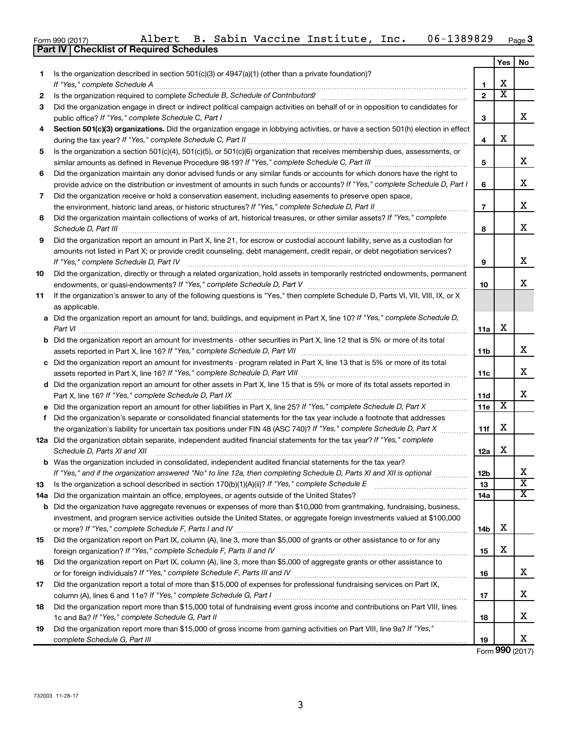Form 990 (2017) Albert B. Sabin Vaccine Institute, Inc. 06-1389829 Page 3

**Part IV | Checklist of Required Schedules**

| | | | Yes | No |
|---|---|---|---|---|
| 1 | Is the organization described in section 501(c)(3) or 4947(a)(1) (other than a private foundation)? *If "Yes," complete Schedule A* | 1 | X | |
| 2 | Is the organization required to complete *Schedule B, Schedule of Contributors*? | 2 | X | |
| 3 | Did the organization engage in direct or indirect political campaign activities on behalf of or in opposition to candidates for public office? *If "Yes," complete Schedule C, Part I* | 3 | | X |
| 4 | **Section 501(c)(3) organizations.** Did the organization engage in lobbying activities, or have a section 501(h) election in effect during the tax year? *If "Yes," complete Schedule C, Part II* | 4 | X | |
| 5 | Is the organization a section 501(c)(4), 501(c)(5), or 501(c)(6) organization that receives membership dues, assessments, or similar amounts as defined in Revenue Procedure 98-19? *If "Yes," complete Schedule C, Part III* | 5 | | X |
| 6 | Did the organization maintain any donor advised funds or any similar funds or accounts for which donors have the right to provide advice on the distribution or investment of amounts in such funds or accounts? *If "Yes," complete Schedule D, Part I* | 6 | | X |
| 7 | Did the organization receive or hold a conservation easement, including easements to preserve open space, the environment, historic land areas, or historic structures? *If "Yes," complete Schedule D, Part II* | 7 | | X |
| 8 | Did the organization maintain collections of works of art, historical treasures, or other similar assets? *If "Yes," complete Schedule D, Part III* | 8 | | X |
| 9 | Did the organization report an amount in Part X, line 21, for escrow or custodial account liability, serve as a custodian for amounts not listed in Part X; or provide credit counseling, debt management, credit repair, or debt negotiation services? *If "Yes," complete Schedule D, Part IV* | 9 | | X |
| 10 | Did the organization, directly or through a related organization, hold assets in temporarily restricted endowments, permanent endowments, or quasi-endowments? *If "Yes," complete Schedule D, Part V* | 10 | | X |
| 11 | If the organization's answer to any of the following questions is "Yes," then complete Schedule D, Parts VI, VII, VIII, IX, or X as applicable. | | | |
| a | Did the organization report an amount for land, buildings, and equipment in Part X, line 10? *If "Yes," complete Schedule D, Part VI* | 11a | X | |
| b | Did the organization report an amount for investments - other securities in Part X, line 12 that is 5% or more of its total assets reported in Part X, line 16? *If "Yes," complete Schedule D, Part VII* | 11b | | X |
| c | Did the organization report an amount for investments - program related in Part X, line 13 that is 5% or more of its total assets reported in Part X, line 16? *If "Yes," complete Schedule D, Part VIII* | 11c | | X |
| d | Did the organization report an amount for other assets in Part X, line 15 that is 5% or more of its total assets reported in Part X, line 16? *If "Yes," complete Schedule D, Part IX* | 11d | | X |
| e | Did the organization report an amount for other liabilities in Part X, line 25? *If "Yes," complete Schedule D, Part X* | 11e | X | |
| f | Did the organization's separate or consolidated financial statements for the tax year include a footnote that addresses the organization's liability for uncertain tax positions under FIN 48 (ASC 740)? *If "Yes," complete Schedule D, Part X* | 11f | X | |
| 12a | Did the organization obtain separate, independent audited financial statements for the tax year? *If "Yes," complete Schedule D, Parts XI and XII* | 12a | X | |
| b | Was the organization included in consolidated, independent audited financial statements for the tax year? *If "Yes," and if the organization answered "No" to line 12a, then completing Schedule D, Parts XI and XII is optional* | 12b | | X |
| 13 | Is the organization a school described in section 170(b)(1)(A)(ii)? *If "Yes," complete Schedule E* | 13 | | X |
| 14a | Did the organization maintain an office, employees, or agents outside of the United States? | 14a | | X |
| b | Did the organization have aggregate revenues or expenses of more than $10,000 from grantmaking, fundraising, business, investment, and program service activities outside the United States, or aggregate foreign investments valued at $100,000 or more? *If "Yes," complete Schedule F, Parts I and IV* | 14b | X | |
| 15 | Did the organization report on Part IX, column (A), line 3, more than $5,000 of grants or other assistance to or for any foreign organization? *If "Yes," complete Schedule F, Parts II and IV* | 15 | X | |
| 16 | Did the organization report on Part IX, column (A), line 3, more than $5,000 of aggregate grants or other assistance to or for foreign individuals? *If "Yes," complete Schedule F, Parts III and IV* | 16 | | X |
| 17 | Did the organization report a total of more than $15,000 of expenses for professional fundraising services on Part IX, column (A), lines 6 and 11e? *If "Yes," complete Schedule G, Part I* | 17 | | X |
| 18 | Did the organization report more than $15,000 total of fundraising event gross income and contributions on Part VIII, lines 1c and 8a? *If "Yes," complete Schedule G, Part II* | 18 | | X |
| 19 | Did the organization report more than $15,000 of gross income from gaming activities on Part VIII, line 9a? *If "Yes," complete Schedule G, Part III* | 19 | | X |

Form **990** (2017)

732003 11-28-17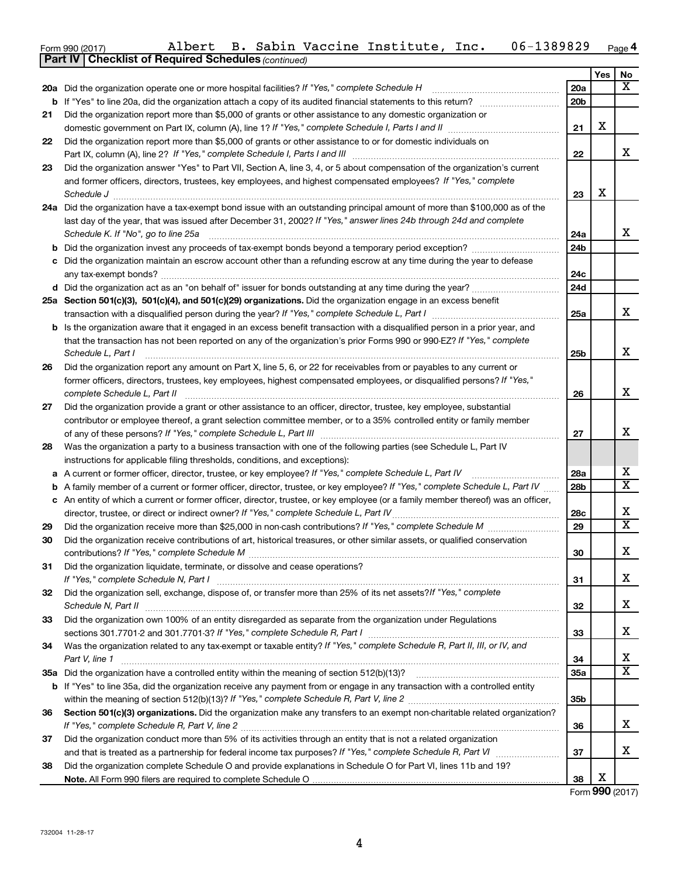Form 990 (2017) Albert B. Sabin Vaccine Institute, Inc. 06-1389829 Page 4

**Part IV | Checklist of Required Schedules** *(continued)*

| | | | Yes | No |
|---|---|---|---|---|
| **20a** | Did the organization operate one or more hospital facilities? *If "Yes," complete Schedule H* | 20a | | X |
| **b** | If "Yes" to line 20a, did the organization attach a copy of its audited financial statements to this return? | 20b | | |
| **21** | Did the organization report more than $5,000 of grants or other assistance to any domestic organization or domestic government on Part IX, column (A), line 1? *If "Yes," complete Schedule I, Parts I and II* | 21 | X | |
| **22** | Did the organization report more than $5,000 of grants or other assistance to or for domestic individuals on Part IX, column (A), line 2? *If "Yes," complete Schedule I, Parts I and III* | 22 | | X |
| **23** | Did the organization answer "Yes" to Part VII, Section A, line 3, 4, or 5 about compensation of the organization's current and former officers, directors, trustees, key employees, and highest compensated employees? *If "Yes," complete Schedule J* | 23 | X | |
| **24a** | Did the organization have a tax-exempt bond issue with an outstanding principal amount of more than $100,000 as of the last day of the year, that was issued after December 31, 2002? *If "Yes," answer lines 24b through 24d and complete Schedule K. If "No", go to line 25a* | 24a | | X |
| **b** | Did the organization invest any proceeds of tax-exempt bonds beyond a temporary period exception? | 24b | | |
| **c** | Did the organization maintain an escrow account other than a refunding escrow at any time during the year to defease any tax-exempt bonds? | 24c | | |
| **d** | Did the organization act as an "on behalf of" issuer for bonds outstanding at any time during the year? | 24d | | |
| **25a** | **Section 501(c)(3), 501(c)(4), and 501(c)(29) organizations.** Did the organization engage in an excess benefit transaction with a disqualified person during the year? *If "Yes," complete Schedule L, Part I* | 25a | | X |
| **b** | Is the organization aware that it engaged in an excess benefit transaction with a disqualified person in a prior year, and that the transaction has not been reported on any of the organization's prior Forms 990 or 990-EZ? *If "Yes," complete Schedule L, Part I* | 25b | | X |
| **26** | Did the organization report any amount on Part X, line 5, 6, or 22 for receivables from or payables to any current or former officers, directors, trustees, key employees, highest compensated employees, or disqualified persons? *If "Yes," complete Schedule L, Part II* | 26 | | X |
| **27** | Did the organization provide a grant or other assistance to an officer, director, trustee, key employee, substantial contributor or employee thereof, a grant selection committee member, or to a 35% controlled entity or family member of any of these persons? *If "Yes," complete Schedule L, Part III* | 27 | | X |
| **28** | Was the organization a party to a business transaction with one of the following parties (see Schedule L, Part IV instructions for applicable filing thresholds, conditions, and exceptions): | | | |
| **a** | A current or former officer, director, trustee, or key employee? *If "Yes," complete Schedule L, Part IV* | 28a | | X |
| **b** | A family member of a current or former officer, director, trustee, or key employee? *If "Yes," complete Schedule L, Part IV* | 28b | | X |
| **c** | An entity of which a current or former officer, director, trustee, or key employee (or a family member thereof) was an officer, director, trustee, or direct or indirect owner? *If "Yes," complete Schedule L, Part IV* | 28c | | X |
| **29** | Did the organization receive more than $25,000 in non-cash contributions? *If "Yes," complete Schedule M* | 29 | | X |
| **30** | Did the organization receive contributions of art, historical treasures, or other similar assets, or qualified conservation contributions? *If "Yes," complete Schedule M* | 30 | | X |
| **31** | Did the organization liquidate, terminate, or dissolve and cease operations? *If "Yes," complete Schedule N, Part I* | 31 | | X |
| **32** | Did the organization sell, exchange, dispose of, or transfer more than 25% of its net assets? *If "Yes," complete Schedule N, Part II* | 32 | | X |
| **33** | Did the organization own 100% of an entity disregarded as separate from the organization under Regulations sections 301.7701-2 and 301.7701-3? *If "Yes," complete Schedule R, Part I* | 33 | | X |
| **34** | Was the organization related to any tax-exempt or taxable entity? *If "Yes," complete Schedule R, Part II, III, or IV, and Part V, line 1* | 34 | | X |
| **35a** | Did the organization have a controlled entity within the meaning of section 512(b)(13)? | 35a | | X |
| **b** | If "Yes" to line 35a, did the organization receive any payment from or engage in any transaction with a controlled entity within the meaning of section 512(b)(13)? *If "Yes," complete Schedule R, Part V, line 2* | 35b | | |
| **36** | **Section 501(c)(3) organizations.** Did the organization make any transfers to an exempt non-charitable related organization? *If "Yes," complete Schedule R, Part V, line 2* | 36 | | X |
| **37** | Did the organization conduct more than 5% of its activities through an entity that is not a related organization and that is treated as a partnership for federal income tax purposes? *If "Yes," complete Schedule R, Part VI* | 37 | | X |
| **38** | Did the organization complete Schedule O and provide explanations in Schedule O for Part VI, lines 11b and 19? **Note.** All Form 990 filers are required to complete Schedule O | 38 | X | |

Form **990** (2017)

732004 11-28-17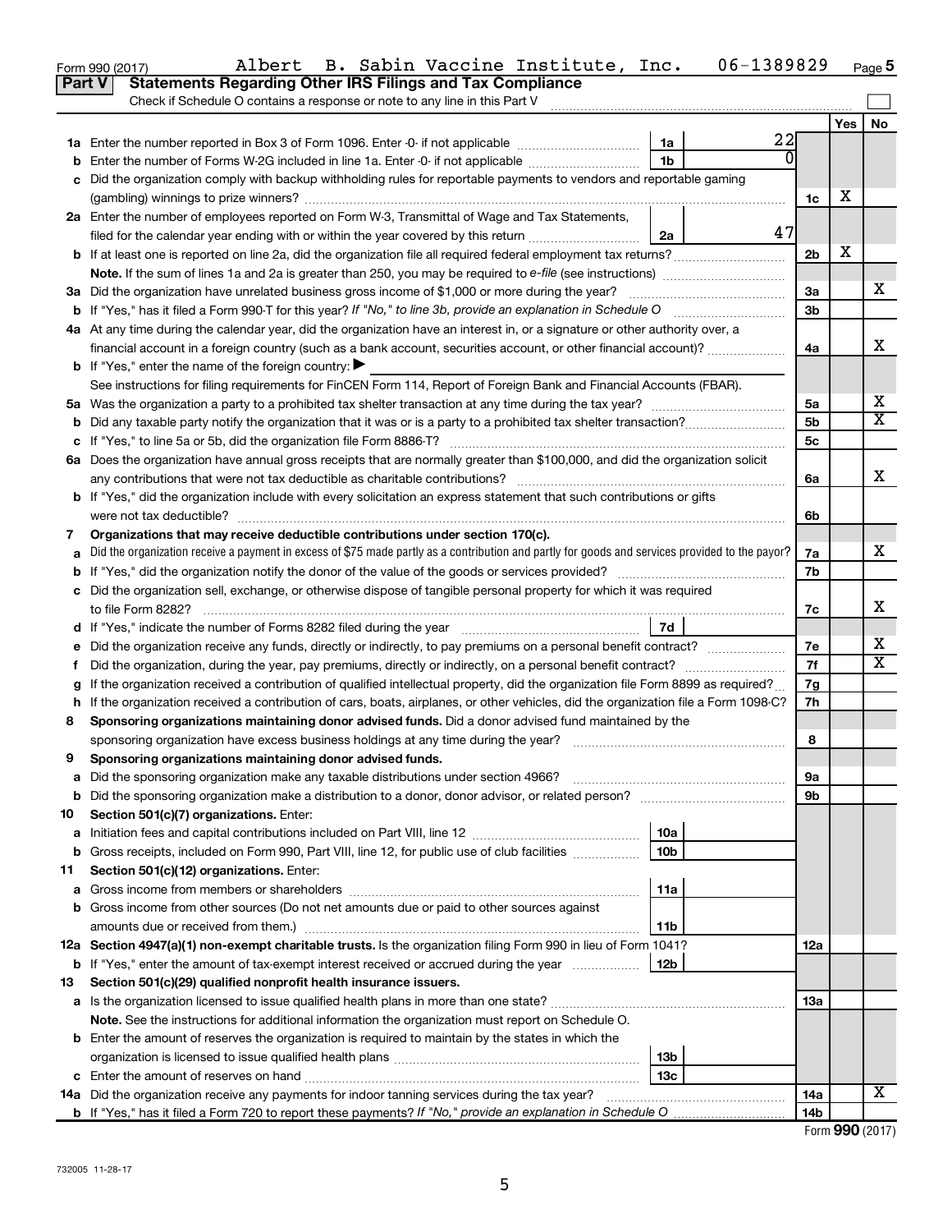Form 990 (2017) Albert B. Sabin Vaccine Institute, Inc. 06-1389829 Page 5

**Part V Statements Regarding Other IRS Filings and Tax Compliance**

Check if Schedule O contains a response or note to any line in this Part V

| | | | | | Yes | No |
|---|---|---|---|---|---|---|
| **1a** | Enter the number reported in Box 3 of Form 1096. Enter -0- if not applicable | 1a | 22 | | | |
| **b** | Enter the number of Forms W-2G included in line 1a. Enter -0- if not applicable | 1b | 0 | | | |
| **c** | Did the organization comply with backup withholding rules for reportable payments to vendors and reportable gaming (gambling) winnings to prize winners? | | | 1c | X | |
| **2a** | Enter the number of employees reported on Form W-3, Transmittal of Wage and Tax Statements, filed for the calendar year ending with or within the year covered by this return | 2a | 47 | | | |
| **b** | If at least one is reported on line 2a, did the organization file all required federal employment tax returns? | | | 2b | X | |
| | **Note.** If the sum of lines 1a and 2a is greater than 250, you may be required to *e-file* (see instructions) | | | | | |
| **3a** | Did the organization have unrelated business gross income of $1,000 or more during the year? | | | 3a | | X |
| **b** | If "Yes," has it filed a Form 990-T for this year? *If "No," to line 3b, provide an explanation in Schedule O* | | | 3b | | |
| **4a** | At any time during the calendar year, did the organization have an interest in, or a signature or other authority over, a financial account in a foreign country (such as a bank account, securities account, or other financial account)? | | | 4a | | X |
| **b** | If "Yes," enter the name of the foreign country: ▶ | | | | | |
| | See instructions for filing requirements for FinCEN Form 114, Report of Foreign Bank and Financial Accounts (FBAR). | | | | | |
| **5a** | Was the organization a party to a prohibited tax shelter transaction at any time during the tax year? | | | 5a | | X |
| **b** | Did any taxable party notify the organization that it was or is a party to a prohibited tax shelter transaction? | | | 5b | | X |
| **c** | If "Yes," to line 5a or 5b, did the organization file Form 8886-T? | | | 5c | | |
| **6a** | Does the organization have annual gross receipts that are normally greater than $100,000, and did the organization solicit any contributions that were not tax deductible as charitable contributions? | | | 6a | | X |
| **b** | If "Yes," did the organization include with every solicitation an express statement that such contributions or gifts were not tax deductible? | | | 6b | | |
| **7** | **Organizations that may receive deductible contributions under section 170(c).** | | | | | |
| **a** | Did the organization receive a payment in excess of $75 made partly as a contribution and partly for goods and services provided to the payor? | | | 7a | | X |
| **b** | If "Yes," did the organization notify the donor of the value of the goods or services provided? | | | 7b | | |
| **c** | Did the organization sell, exchange, or otherwise dispose of tangible personal property for which it was required to file Form 8282? | | | 7c | | X |
| **d** | If "Yes," indicate the number of Forms 8282 filed during the year | 7d | | | | |
| **e** | Did the organization receive any funds, directly or indirectly, to pay premiums on a personal benefit contract? | | | 7e | | X |
| **f** | Did the organization, during the year, pay premiums, directly or indirectly, on a personal benefit contract? | | | 7f | | X |
| **g** | If the organization received a contribution of qualified intellectual property, did the organization file Form 8899 as required? | | | 7g | | |
| **h** | If the organization received a contribution of cars, boats, airplanes, or other vehicles, did the organization file a Form 1098-C? | | | 7h | | |
| **8** | **Sponsoring organizations maintaining donor advised funds.** Did a donor advised fund maintained by the sponsoring organization have excess business holdings at any time during the year? | | | 8 | | |
| **9** | **Sponsoring organizations maintaining donor advised funds.** | | | | | |
| **a** | Did the sponsoring organization make any taxable distributions under section 4966? | | | 9a | | |
| **b** | Did the sponsoring organization make a distribution to a donor, donor advisor, or related person? | | | 9b | | |
| **10** | **Section 501(c)(7) organizations.** Enter: | | | | | |
| **a** | Initiation fees and capital contributions included on Part VIII, line 12 | 10a | | | | |
| **b** | Gross receipts, included on Form 990, Part VIII, line 12, for public use of club facilities | 10b | | | | |
| **11** | **Section 501(c)(12) organizations.** Enter: | | | | | |
| **a** | Gross income from members or shareholders | 11a | | | | |
| **b** | Gross income from other sources (Do not net amounts due or paid to other sources against amounts due or received from them.) | 11b | | | | |
| **12a** | **Section 4947(a)(1) non-exempt charitable trusts.** Is the organization filing Form 990 in lieu of Form 1041? | | | 12a | | |
| **b** | If "Yes," enter the amount of tax-exempt interest received or accrued during the year | 12b | | | | |
| **13** | **Section 501(c)(29) qualified nonprofit health insurance issuers.** | | | | | |
| **a** | Is the organization licensed to issue qualified health plans in more than one state? | | | 13a | | |
| | **Note.** See the instructions for additional information the organization must report on Schedule O. | | | | | |
| **b** | Enter the amount of reserves the organization is required to maintain by the states in which the organization is licensed to issue qualified health plans | 13b | | | | |
| **c** | Enter the amount of reserves on hand | 13c | | | | |
| **14a** | Did the organization receive any payments for indoor tanning services during the tax year? | | | 14a | | X |
| **b** | If "Yes," has it filed a Form 720 to report these payments? *If "No," provide an explanation in Schedule O* | | | 14b | | |

Form **990** (2017)

732005 11-28-17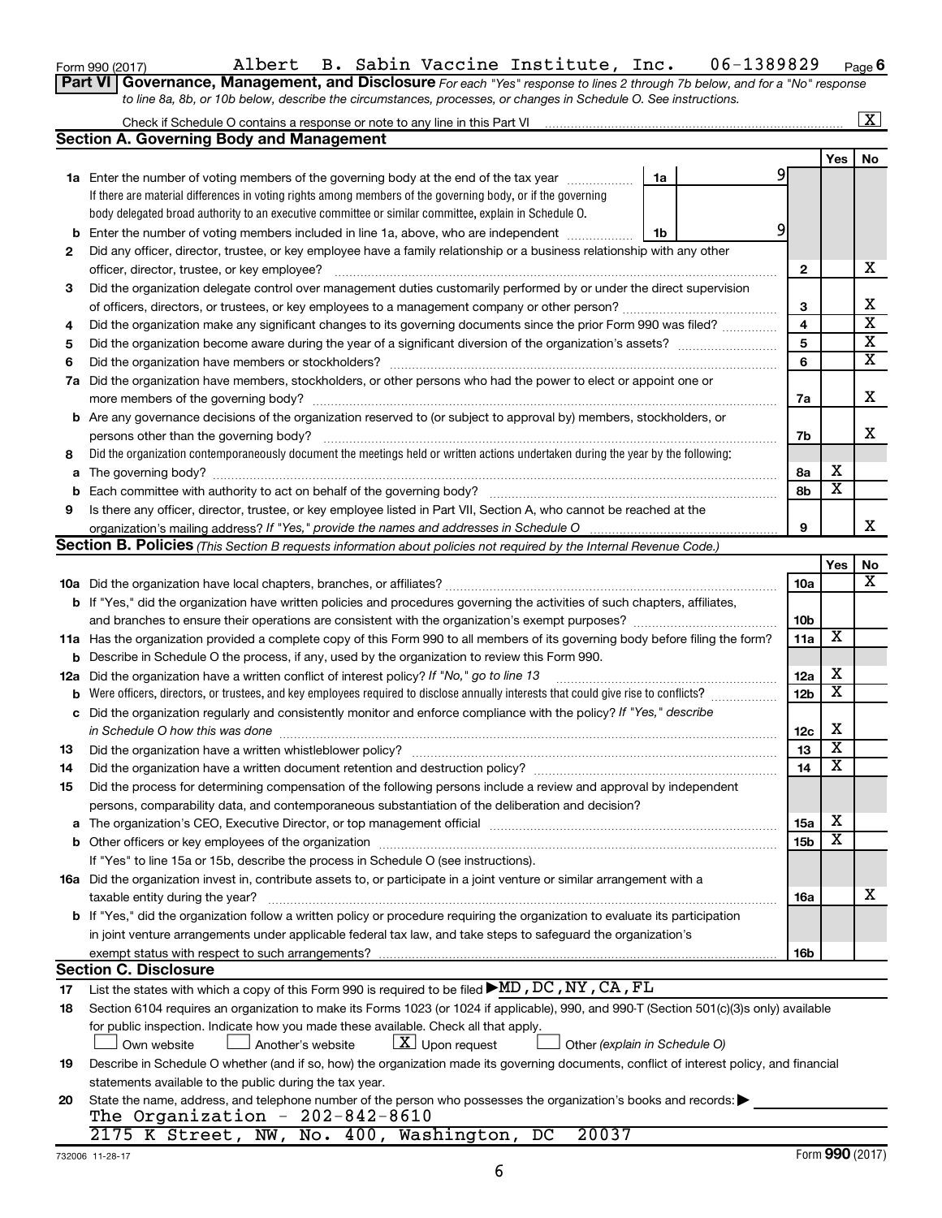Form 990 (2017) Albert B. Sabin Vaccine Institute, Inc. 06-1389829 Page 6

## Part VI Governance, Management, and Disclosure

*For each "Yes" response to lines 2 through 7b below, and for a "No" response to line 8a, 8b, or 10b below, describe the circumstances, processes, or changes in Schedule O. See instructions.*

Check if Schedule O contains a response or note to any line in this Part VI ..... [X]

### Section A. Governing Body and Management

| | | | | Yes | No |
|---|---|---|---|---|---|
| 1a | Enter the number of voting members of the governing body at the end of the tax year ..... 1a 9 <br> If there are material differences in voting rights among members of the governing body, or if the governing body delegated broad authority to an executive committee or similar committee, explain in Schedule O. | | | | |
| b | Enter the number of voting members included in line 1a, above, who are independent ..... 1b 9 | | | | |
| 2 | Did any officer, director, trustee, or key employee have a family relationship or a business relationship with any other officer, director, trustee, or key employee? | 2 | | | X |
| 3 | Did the organization delegate control over management duties customarily performed by or under the direct supervision of officers, directors, or trustees, or key employees to a management company or other person? | 3 | | | X |
| 4 | Did the organization make any significant changes to its governing documents since the prior Form 990 was filed? | 4 | | | X |
| 5 | Did the organization become aware during the year of a significant diversion of the organization's assets? | 5 | | | X |
| 6 | Did the organization have members or stockholders? | 6 | | | X |
| 7a | Did the organization have members, stockholders, or other persons who had the power to elect or appoint one or more members of the governing body? | 7a | | | X |
| b | Are any governance decisions of the organization reserved to (or subject to approval by) members, stockholders, or persons other than the governing body? | 7b | | | X |
| 8 | Did the organization contemporaneously document the meetings held or written actions undertaken during the year by the following: | | | | |
| a | The governing body? | 8a | | X | |
| b | Each committee with authority to act on behalf of the governing body? | 8b | | X | |
| 9 | Is there any officer, director, trustee, or key employee listed in Part VII, Section A, who cannot be reached at the organization's mailing address? *If "Yes," provide the names and addresses in Schedule O* | 9 | | | X |

### Section B. Policies *(This Section B requests information about policies not required by the Internal Revenue Code.)*

| | | | Yes | No |
|---|---|---|---|---|
| 10a | Did the organization have local chapters, branches, or affiliates? | 10a | | X |
| b | If "Yes," did the organization have written policies and procedures governing the activities of such chapters, affiliates, and branches to ensure their operations are consistent with the organization's exempt purposes? | 10b | | |
| 11a | Has the organization provided a complete copy of this Form 990 to all members of its governing body before filing the form? | 11a | X | |
| b | Describe in Schedule O the process, if any, used by the organization to review this Form 990. | | | |
| 12a | Did the organization have a written conflict of interest policy? *If "No," go to line 13* | 12a | X | |
| b | Were officers, directors, or trustees, and key employees required to disclose annually interests that could give rise to conflicts? | 12b | X | |
| c | Did the organization regularly and consistently monitor and enforce compliance with the policy? *If "Yes," describe in Schedule O how this was done* | 12c | X | |
| 13 | Did the organization have a written whistleblower policy? | 13 | X | |
| 14 | Did the organization have a written document retention and destruction policy? | 14 | X | |
| 15 | Did the process for determining compensation of the following persons include a review and approval by independent persons, comparability data, and contemporaneous substantiation of the deliberation and decision? | | | |
| a | The organization's CEO, Executive Director, or top management official | 15a | X | |
| b | Other officers or key employees of the organization | 15b | X | |
| | If "Yes" to line 15a or 15b, describe the process in Schedule O (see instructions). | | | |
| 16a | Did the organization invest in, contribute assets to, or participate in a joint venture or similar arrangement with a taxable entity during the year? | 16a | | X |
| b | If "Yes," did the organization follow a written policy or procedure requiring the organization to evaluate its participation in joint venture arrangements under applicable federal tax law, and take steps to safeguard the organization's exempt status with respect to such arrangements? | 16b | | |

### Section C. Disclosure

17 List the states with which a copy of this Form 990 is required to be filed ▶ MD, DC, NY, CA, FL

18 Section 6104 requires an organization to make its Forms 1023 (or 1024 if applicable), 990, and 990-T (Section 501(c)(3)s only) available for public inspection. Indicate how you made these available. Check all that apply.

[ ] Own website [ ] Another's website [X] Upon request [ ] Other *(explain in Schedule O)*

19 Describe in Schedule O whether (and if so, how) the organization made its governing documents, conflict of interest policy, and financial statements available to the public during the tax year.

20 State the name, address, and telephone number of the person who possesses the organization's books and records: ▶
The Organization - 202-842-8610
2175 K Street, NW, No. 400, Washington, DC 20037

732006 11-28-17 Form **990** (2017)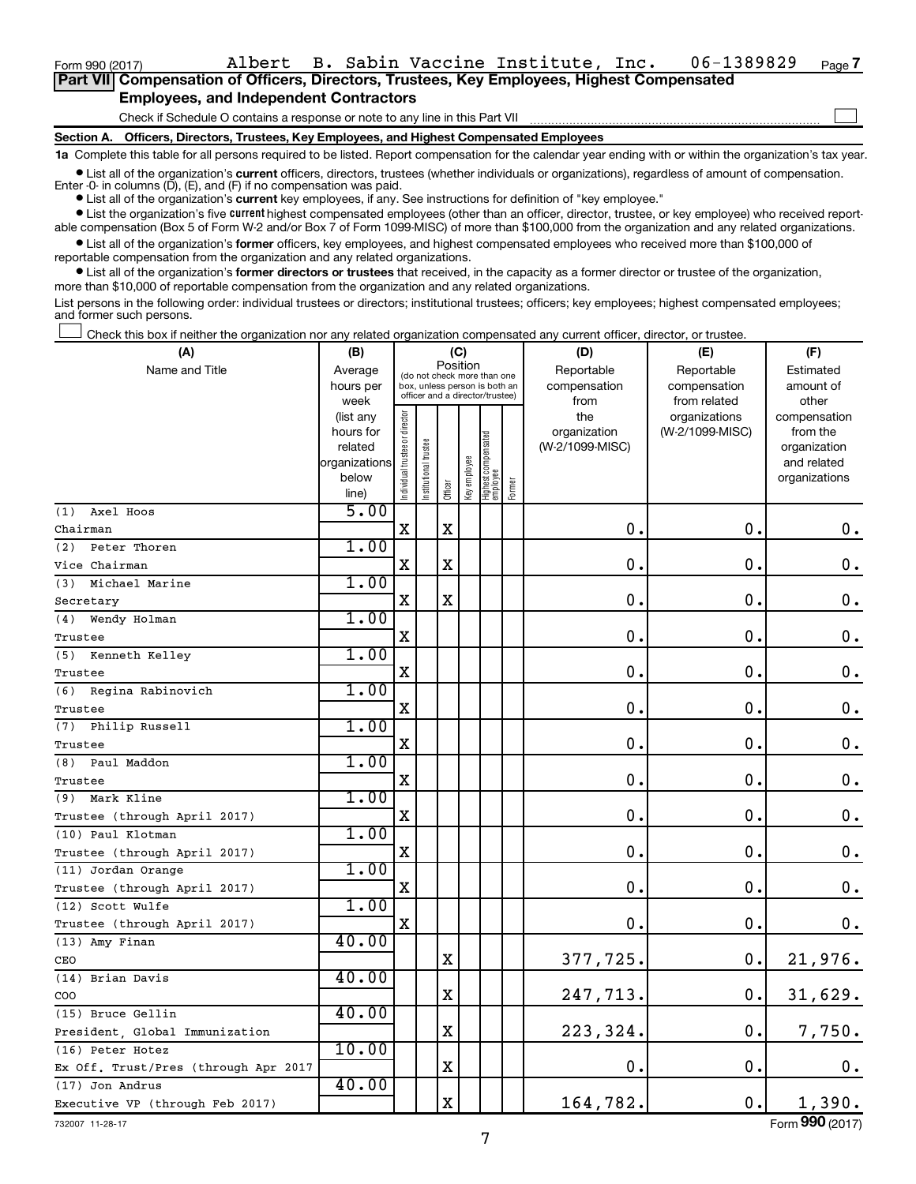Form 990 (2017) Albert B. Sabin Vaccine Institute, Inc. 06-1389829 Page 7

## Part VII Compensation of Officers, Directors, Trustees, Key Employees, Highest Compensated Employees, and Independent Contractors

Check if Schedule O contains a response or note to any line in this Part VII ☐

### Section A. Officers, Directors, Trustees, Key Employees, and Highest Compensated Employees

**1a** Complete this table for all persons required to be listed. Report compensation for the calendar year ending with or within the organization's tax year.

- List all of the organization's **current** officers, directors, trustees (whether individuals or organizations), regardless of amount of compensation. Enter -0- in columns (D), (E), and (F) if no compensation was paid.
- List all of the organization's **current** key employees, if any. See instructions for definition of "key employee."
- List the organization's five **current** highest compensated employees (other than an officer, director, trustee, or key employee) who received reportable compensation (Box 5 of Form W-2 and/or Box 7 of Form 1099-MISC) of more than $100,000 from the organization and any related organizations.
- List all of the organization's **former** officers, key employees, and highest compensated employees who received more than $100,000 of reportable compensation from the organization and any related organizations.
- List all of the organization's **former directors or trustees** that received, in the capacity as a former director or trustee of the organization, more than $10,000 of reportable compensation from the organization and any related organizations.

List persons in the following order: individual trustees or directors; institutional trustees; officers; key employees; highest compensated employees; and former such persons.

☐ Check this box if neither the organization nor any related organization compensated any current officer, director, or trustee.

| (A) Name and Title | (B) Average hours per week (list any hours for related organizations below line) | (C) Position: Individual trustee or director | Institutional trustee | Officer | Key employee | Highest compensated employee | Former | (D) Reportable compensation from the organization (W-2/1099-MISC) | (E) Reportable compensation from related organizations (W-2/1099-MISC) | (F) Estimated amount of other compensation from the organization and related organizations |
|---|---|---|---|---|---|---|---|---|---|---|
| (1) Axel Hoos<br>Chairman | 5.00 | X | | X | | | | 0. | 0. | 0. |
| (2) Peter Thoren<br>Vice Chairman | 1.00 | X | | X | | | | 0. | 0. | 0. |
| (3) Michael Marine<br>Secretary | 1.00 | X | | X | | | | 0. | 0. | 0. |
| (4) Wendy Holman<br>Trustee | 1.00 | X | | | | | | 0. | 0. | 0. |
| (5) Kenneth Kelley<br>Trustee | 1.00 | X | | | | | | 0. | 0. | 0. |
| (6) Regina Rabinovich<br>Trustee | 1.00 | X | | | | | | 0. | 0. | 0. |
| (7) Philip Russell<br>Trustee | 1.00 | X | | | | | | 0. | 0. | 0. |
| (8) Paul Maddon<br>Trustee | 1.00 | X | | | | | | 0. | 0. | 0. |
| (9) Mark Kline<br>Trustee (through April 2017) | 1.00 | X | | | | | | 0. | 0. | 0. |
| (10) Paul Klotman<br>Trustee (through April 2017) | 1.00 | X | | | | | | 0. | 0. | 0. |
| (11) Jordan Orange<br>Trustee (through April 2017) | 1.00 | X | | | | | | 0. | 0. | 0. |
| (12) Scott Wulfe<br>Trustee (through April 2017) | 1.00 | X | | | | | | 0. | 0. | 0. |
| (13) Amy Finan<br>CEO | 40.00 | | | X | | | | 377,725. | 0. | 21,976. |
| (14) Brian Davis<br>COO | 40.00 | | | X | | | | 247,713. | 0. | 31,629. |
| (15) Bruce Gellin<br>President, Global Immunization | 40.00 | | | X | | | | 223,324. | 0. | 7,750. |
| (16) Peter Hotez<br>Ex Off. Trust/Pres (through Apr 2017 | 10.00 | | | X | | | | 0. | 0. | 0. |
| (17) Jon Andrus<br>Executive VP (through Feb 2017) | 40.00 | | | X | | | | 164,782. | 0. | 1,390. |

732007 11-28-17 Form **990** (2017)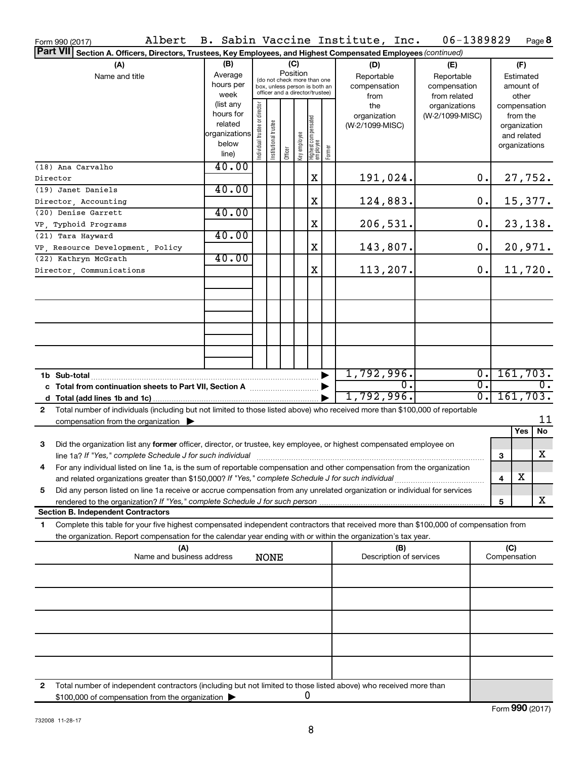Form 990 (2017) Albert B. Sabin Vaccine Institute, Inc. 06-1389829 Page **8**

**Part VII** Section A. Officers, Directors, Trustees, Key Employees, and Highest Compensated Employees *(continued)*

| (A) Name and title | (B) Average hours per week (list any hours for related organizations below line) | (C) Position: Individual trustee or director | Institutional trustee | Officer | Key employee | Highest compensated employee | Former | (D) Reportable compensation from the organization (W-2/1099-MISC) | (E) Reportable compensation from related organizations (W-2/1099-MISC) | (F) Estimated amount of other compensation from the organization and related organizations |
|---|---|---|---|---|---|---|---|---|---|---|
| (18) Ana Carvalho<br>Director | 40.00 | | | | | X | | 191,024. | 0. | 27,752. |
| (19) Janet Daniels<br>Director, Accounting | 40.00 | | | | | X | | 124,883. | 0. | 15,377. |
| (20) Denise Garrett<br>VP, Typhoid Programs | 40.00 | | | | | X | | 206,531. | 0. | 23,138. |
| (21) Tara Hayward<br>VP, Resource Development, Policy | 40.00 | | | | | X | | 143,807. | 0. | 20,971. |
| (22) Kathryn McGrath<br>Director, Communications | 40.00 | | | | | X | | 113,207. | 0. | 11,720. |
| | | | | | | | | | | |
| | | | | | | | | | | |
| | | | | | | | | | | |
| | | | | | | | | | | |
| **1b Sub-total** | | | | | | | | 1,792,996. | 0. | 161,703. |
| **c Total from continuation sheets to Part VII, Section A** | | | | | | | | 0. | 0. | 0. |
| **d Total (add lines 1b and 1c)** | | | | | | | | 1,792,996. | 0. | 161,703. |

**2** Total number of individuals (including but not limited to those listed above) who received more than $100,000 of reportable compensation from the organization ▶ 11

| | | | Yes | No |
|---|---|---|---|---|
| **3** | Did the organization list any **former** officer, director, or trustee, key employee, or highest compensated employee on line 1a? *If "Yes," complete Schedule J for such individual* | 3 | | X |
| **4** | For any individual listed on line 1a, is the sum of reportable compensation and other compensation from the organization and related organizations greater than $150,000? *If "Yes," complete Schedule J for such individual* | 4 | X | |
| **5** | Did any person listed on line 1a receive or accrue compensation from any unrelated organization or individual for services rendered to the organization? *If "Yes," complete Schedule J for such person* | 5 | | X |

**Section B. Independent Contractors**

**1** Complete this table for your five highest compensated independent contractors that received more than $100,000 of compensation from the organization. Report compensation for the calendar year ending with or within the organization's tax year.

| (A) Name and business address | (B) Description of services | (C) Compensation |
|---|---|---|
| NONE | | |
| | | |
| | | |
| | | |
| | | |
| | | |

**2** Total number of independent contractors (including but not limited to those listed above) who received more than $100,000 of compensation from the organization ▶ 0

Form **990** (2017)

732008 11-28-17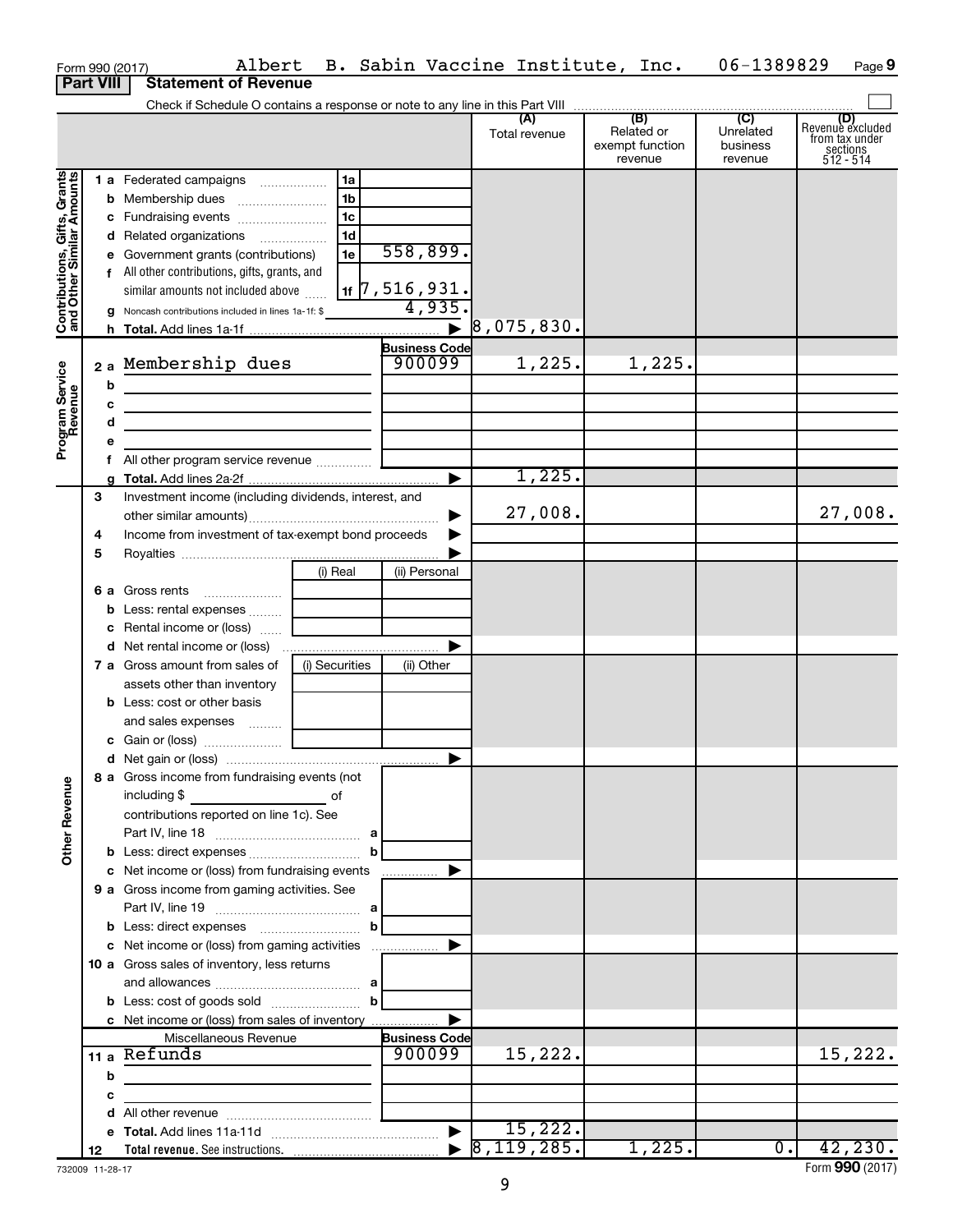Form 990 (2017) Albert B. Sabin Vaccine Institute, Inc. 06-1389829 Page **9**

**Part VIII** **Statement of Revenue**

Check if Schedule O contains a response or note to any line in this Part VIII

| | | | | (A) Total revenue | (B) Related or exempt function revenue | (C) Unrelated business revenue | (D) Revenue excluded from tax under sections 512 - 514 |
|---|---|---|---|---|---|---|---|
| **Contributions, Gifts, Grants and Other Similar Amounts** | 1 a Federated campaigns | 1a | | | | | |
| | b Membership dues | 1b | | | | | |
| | c Fundraising events | 1c | | | | | |
| | d Related organizations | 1d | | | | | |
| | e Government grants (contributions) | 1e | 558,899. | | | | |
| | f All other contributions, gifts, grants, and similar amounts not included above | 1f | 7,516,931. | | | | |
| | g Noncash contributions included in lines 1a-1f: $ | | 4,935. | | | | |
| | h **Total.** Add lines 1a-1f | | ▶ | 8,075,830. | | | |
| **Program Service Revenue** | | | **Business Code** | | | | |
| | 2 a Membership dues | | 900099 | 1,225. | 1,225. | | |
| | b | | | | | | |
| | c | | | | | | |
| | d | | | | | | |
| | e | | | | | | |
| | f All other program service revenue | | | | | | |
| | g **Total.** Add lines 2a-2f | | ▶ | 1,225. | | | |
| | 3 Investment income (including dividends, interest, and other similar amounts) | | ▶ | 27,008. | | | 27,008. |
| | 4 Income from investment of tax-exempt bond proceeds | | ▶ | | | | |
| | 5 Royalties | | ▶ | | | | |
| | | (i) Real | (ii) Personal | | | | |
| | 6 a Gross rents | | | | | | |
| | b Less: rental expenses | | | | | | |
| | c Rental income or (loss) | | | | | | |
| | d Net rental income or (loss) | | ▶ | | | | |
| | 7 a Gross amount from sales of assets other than inventory | (i) Securities | (ii) Other | | | | |
| | b Less: cost or other basis and sales expenses | | | | | | |
| | c Gain or (loss) | | | | | | |
| | d Net gain or (loss) | | ▶ | | | | |
| **Other Revenue** | 8 a Gross income from fundraising events (not including $ of contributions reported on line 1c). See Part IV, line 18 | a | | | | | |
| | b Less: direct expenses | b | | | | | |
| | c Net income or (loss) from fundraising events | | ▶ | | | | |
| | 9 a Gross income from gaming activities. See Part IV, line 19 | a | | | | | |
| | b Less: direct expenses | b | | | | | |
| | c Net income or (loss) from gaming activities | | ▶ | | | | |
| | 10 a Gross sales of inventory, less returns and allowances | a | | | | | |
| | b Less: cost of goods sold | b | | | | | |
| | c Net income or (loss) from sales of inventory | | ▶ | | | | |
| | Miscellaneous Revenue | | **Business Code** | | | | |
| | 11 a Refunds | | 900099 | 15,222. | | | 15,222. |
| | b | | | | | | |
| | c | | | | | | |
| | d All other revenue | | | | | | |
| | e **Total.** Add lines 11a-11d | | ▶ | 15,222. | | | |
| | 12 **Total revenue.** See instructions. | | ▶ | 8,119,285. | 1,225. | 0. | 42,230. |

732009 11-28-17 Form **990** (2017)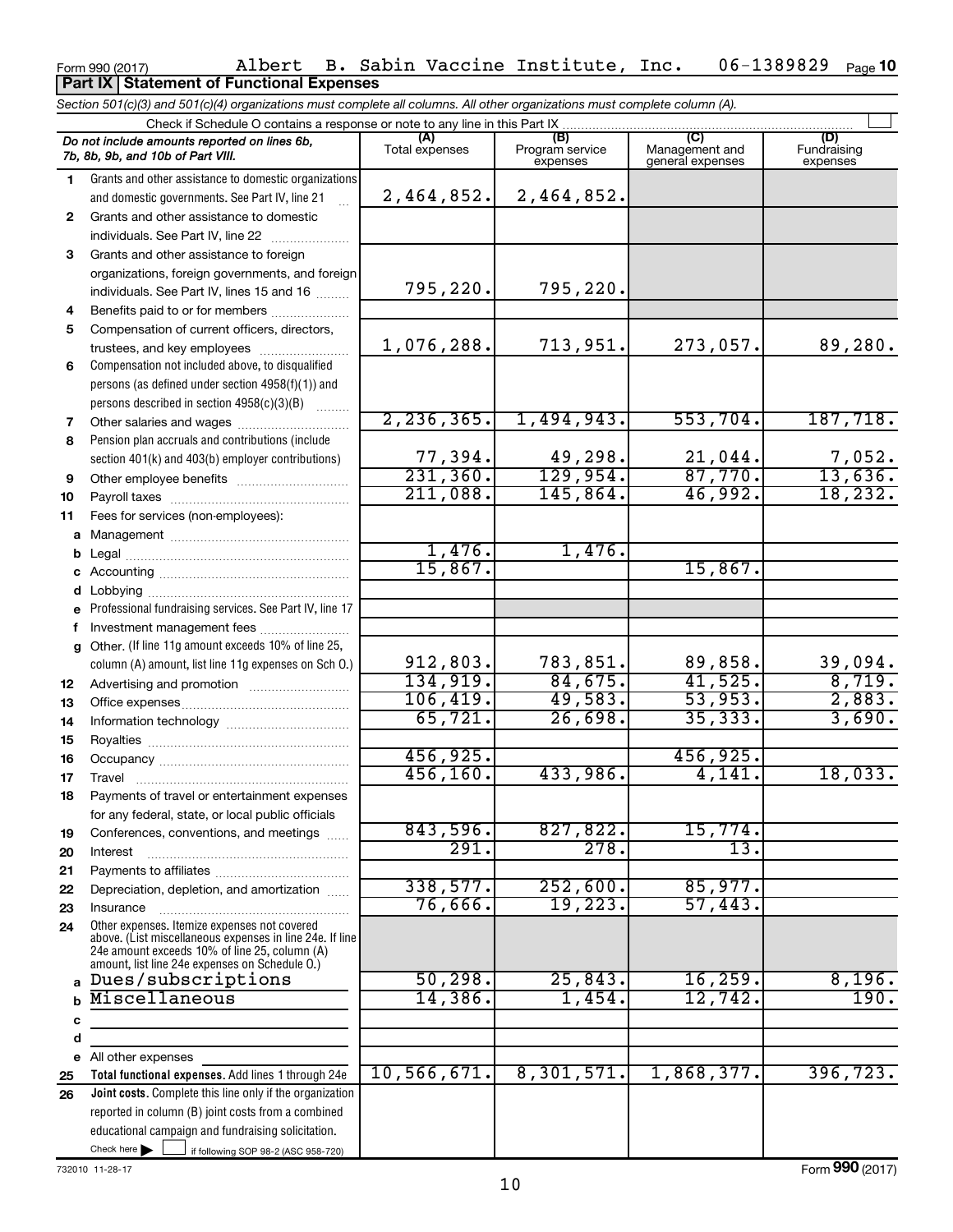Form 990 (2017) Albert B. Sabin Vaccine Institute, Inc. 06-1389829 Page 10

**Part IX Statement of Functional Expenses**

*Section 501(c)(3) and 501(c)(4) organizations must complete all columns. All other organizations must complete column (A).*

Check if Schedule O contains a response or note to any line in this Part IX

| *Do not include amounts reported on lines 6b, 7b, 8b, 9b, and 10b of Part VIII.* | (A) Total expenses | (B) Program service expenses | (C) Management and general expenses | (D) Fundraising expenses |
|---|---|---|---|---|
| 1 Grants and other assistance to domestic organizations and domestic governments. See Part IV, line 21 | 2,464,852. | 2,464,852. | | |
| 2 Grants and other assistance to domestic individuals. See Part IV, line 22 | | | | |
| 3 Grants and other assistance to foreign organizations, foreign governments, and foreign individuals. See Part IV, lines 15 and 16 | 795,220. | 795,220. | | |
| 4 Benefits paid to or for members | | | | |
| 5 Compensation of current officers, directors, trustees, and key employees | 1,076,288. | 713,951. | 273,057. | 89,280. |
| 6 Compensation not included above, to disqualified persons (as defined under section 4958(f)(1)) and persons described in section 4958(c)(3)(B) | | | | |
| 7 Other salaries and wages | 2,236,365. | 1,494,943. | 553,704. | 187,718. |
| 8 Pension plan accruals and contributions (include section 401(k) and 403(b) employer contributions) | 77,394. | 49,298. | 21,044. | 7,052. |
| 9 Other employee benefits | 231,360. | 129,954. | 87,770. | 13,636. |
| 10 Payroll taxes | 211,088. | 145,864. | 46,992. | 18,232. |
| 11 Fees for services (non-employees): | | | | |
| a Management | | | | |
| b Legal | 1,476. | 1,476. | | |
| c Accounting | 15,867. | | 15,867. | |
| d Lobbying | | | | |
| e Professional fundraising services. See Part IV, line 17 | | | | |
| f Investment management fees | | | | |
| g Other. (If line 11g amount exceeds 10% of line 25, column (A) amount, list line 11g expenses on Sch O.) | 912,803. | 783,851. | 89,858. | 39,094. |
| 12 Advertising and promotion | 134,919. | 84,675. | 41,525. | 8,719. |
| 13 Office expenses | 106,419. | 49,583. | 53,953. | 2,883. |
| 14 Information technology | 65,721. | 26,698. | 35,333. | 3,690. |
| 15 Royalties | | | | |
| 16 Occupancy | 456,925. | | 456,925. | |
| 17 Travel | 456,160. | 433,986. | 4,141. | 18,033. |
| 18 Payments of travel or entertainment expenses for any federal, state, or local public officials | | | | |
| 19 Conferences, conventions, and meetings | 843,596. | 827,822. | 15,774. | |
| 20 Interest | 291. | 278. | 13. | |
| 21 Payments to affiliates | | | | |
| 22 Depreciation, depletion, and amortization | 338,577. | 252,600. | 85,977. | |
| 23 Insurance | 76,666. | 19,223. | 57,443. | |
| 24 Other expenses. Itemize expenses not covered above. (List miscellaneous expenses in line 24e. If line 24e amount exceeds 10% of line 25, column (A) amount, list line 24e expenses on Schedule O.) | | | | |
| a Dues/subscriptions | 50,298. | 25,843. | 16,259. | 8,196. |
| b Miscellaneous | 14,386. | 1,454. | 12,742. | 190. |
| c | | | | |
| d | | | | |
| e All other expenses | | | | |
| 25 **Total functional expenses.** Add lines 1 through 24e | 10,566,671. | 8,301,571. | 1,868,377. | 396,723. |
| 26 **Joint costs.** Complete this line only if the organization reported in column (B) joint costs from a combined educational campaign and fundraising solicitation. Check here ☐ if following SOP 98-2 (ASC 958-720) | | | | |

732010 11-28-17 Form **990** (2017)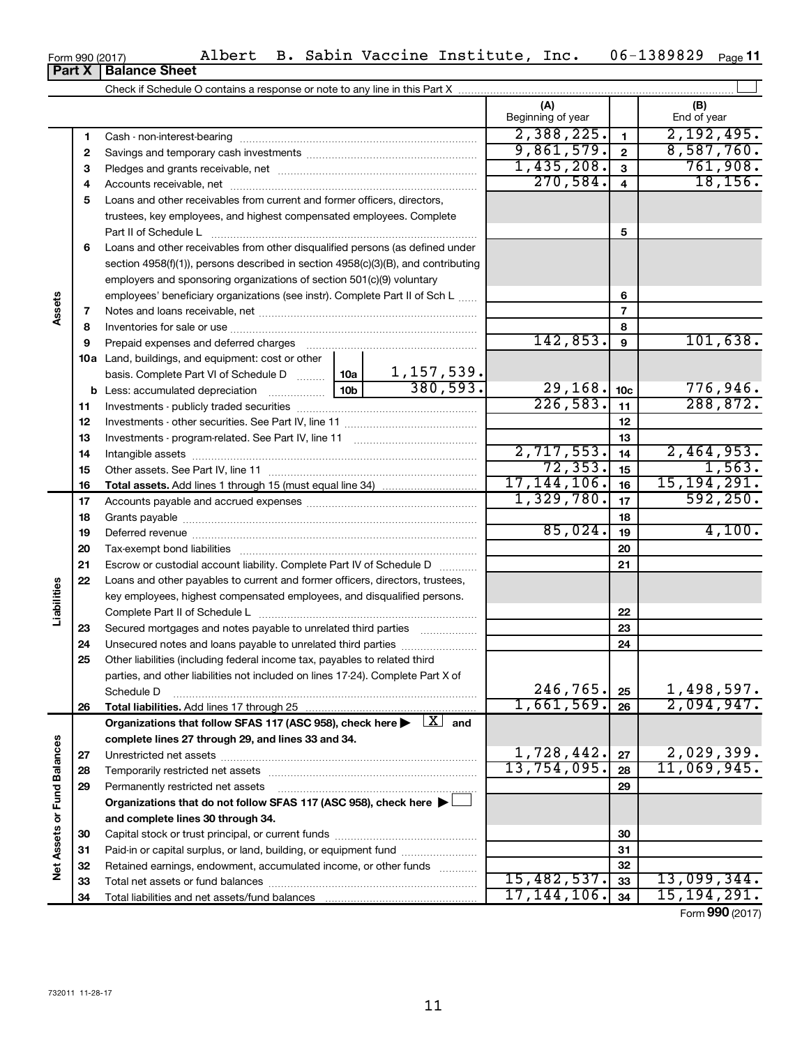Form 990 (2017) Albert B. Sabin Vaccine Institute, Inc. 06-1389829 Page 11

## Part X | Balance Sheet

Check if Schedule O contains a response or note to any line in this Part X

| | | | | (A) Beginning of year | | (B) End of year |
|---|---|---|---|---|---|---|
| Assets | 1 | Cash - non-interest-bearing | | 2,388,225. | 1 | 2,192,495. |
| | 2 | Savings and temporary cash investments | | 9,861,579. | 2 | 8,587,760. |
| | 3 | Pledges and grants receivable, net | | 1,435,208. | 3 | 761,908. |
| | 4 | Accounts receivable, net | | 270,584. | 4 | 18,156. |
| | 5 | Loans and other receivables from current and former officers, directors, trustees, key employees, and highest compensated employees. Complete Part II of Schedule L | | | 5 | |
| | 6 | Loans and other receivables from other disqualified persons (as defined under section 4958(f)(1)), persons described in section 4958(c)(3)(B), and contributing employers and sponsoring organizations of section 501(c)(9) voluntary employees' beneficiary organizations (see instr). Complete Part II of Sch L | | | 6 | |
| | 7 | Notes and loans receivable, net | | | 7 | |
| | 8 | Inventories for sale or use | | | 8 | |
| | 9 | Prepaid expenses and deferred charges | | 142,853. | 9 | 101,638. |
| | 10a | Land, buildings, and equipment: cost or other basis. Complete Part VI of Schedule D | 10a 1,157,539. | | | |
| | b | Less: accumulated depreciation | 10b 380,593. | 29,168. | 10c | 776,946. |
| | 11 | Investments - publicly traded securities | | 226,583. | 11 | 288,872. |
| | 12 | Investments - other securities. See Part IV, line 11 | | | 12 | |
| | 13 | Investments - program-related. See Part IV, line 11 | | | 13 | |
| | 14 | Intangible assets | | 2,717,553. | 14 | 2,464,953. |
| | 15 | Other assets. See Part IV, line 11 | | 72,353. | 15 | 1,563. |
| | 16 | **Total assets.** Add lines 1 through 15 (must equal line 34) | | 17,144,106. | 16 | 15,194,291. |
| Liabilities | 17 | Accounts payable and accrued expenses | | 1,329,780. | 17 | 592,250. |
| | 18 | Grants payable | | | 18 | |
| | 19 | Deferred revenue | | 85,024. | 19 | 4,100. |
| | 20 | Tax-exempt bond liabilities | | | 20 | |
| | 21 | Escrow or custodial account liability. Complete Part IV of Schedule D | | | 21 | |
| | 22 | Loans and other payables to current and former officers, directors, trustees, key employees, highest compensated employees, and disqualified persons. Complete Part II of Schedule L | | | 22 | |
| | 23 | Secured mortgages and notes payable to unrelated third parties | | | 23 | |
| | 24 | Unsecured notes and loans payable to unrelated third parties | | | 24 | |
| | 25 | Other liabilities (including federal income tax, payables to related third parties, and other liabilities not included on lines 17-24). Complete Part X of Schedule D | | 246,765. | 25 | 1,498,597. |
| | 26 | **Total liabilities.** Add lines 17 through 25 | | 1,661,569. | 26 | 2,094,947. |
| Net Assets or Fund Balances | | **Organizations that follow SFAS 117 (ASC 958), check here ▶ [X] and complete lines 27 through 29, and lines 33 and 34.** | | | | |
| | 27 | Unrestricted net assets | | 1,728,442. | 27 | 2,029,399. |
| | 28 | Temporarily restricted net assets | | 13,754,095. | 28 | 11,069,945. |
| | 29 | Permanently restricted net assets | | | 29 | |
| | | **Organizations that do not follow SFAS 117 (ASC 958), check here ▶ [ ] and complete lines 30 through 34.** | | | | |
| | 30 | Capital stock or trust principal, or current funds | | | 30 | |
| | 31 | Paid-in or capital surplus, or land, building, or equipment fund | | | 31 | |
| | 32 | Retained earnings, endowment, accumulated income, or other funds | | | 32 | |
| | 33 | Total net assets or fund balances | | 15,482,537. | 33 | 13,099,344. |
| | 34 | Total liabilities and net assets/fund balances | | 17,144,106. | 34 | 15,194,291. |

Form **990** (2017)

732011 11-28-17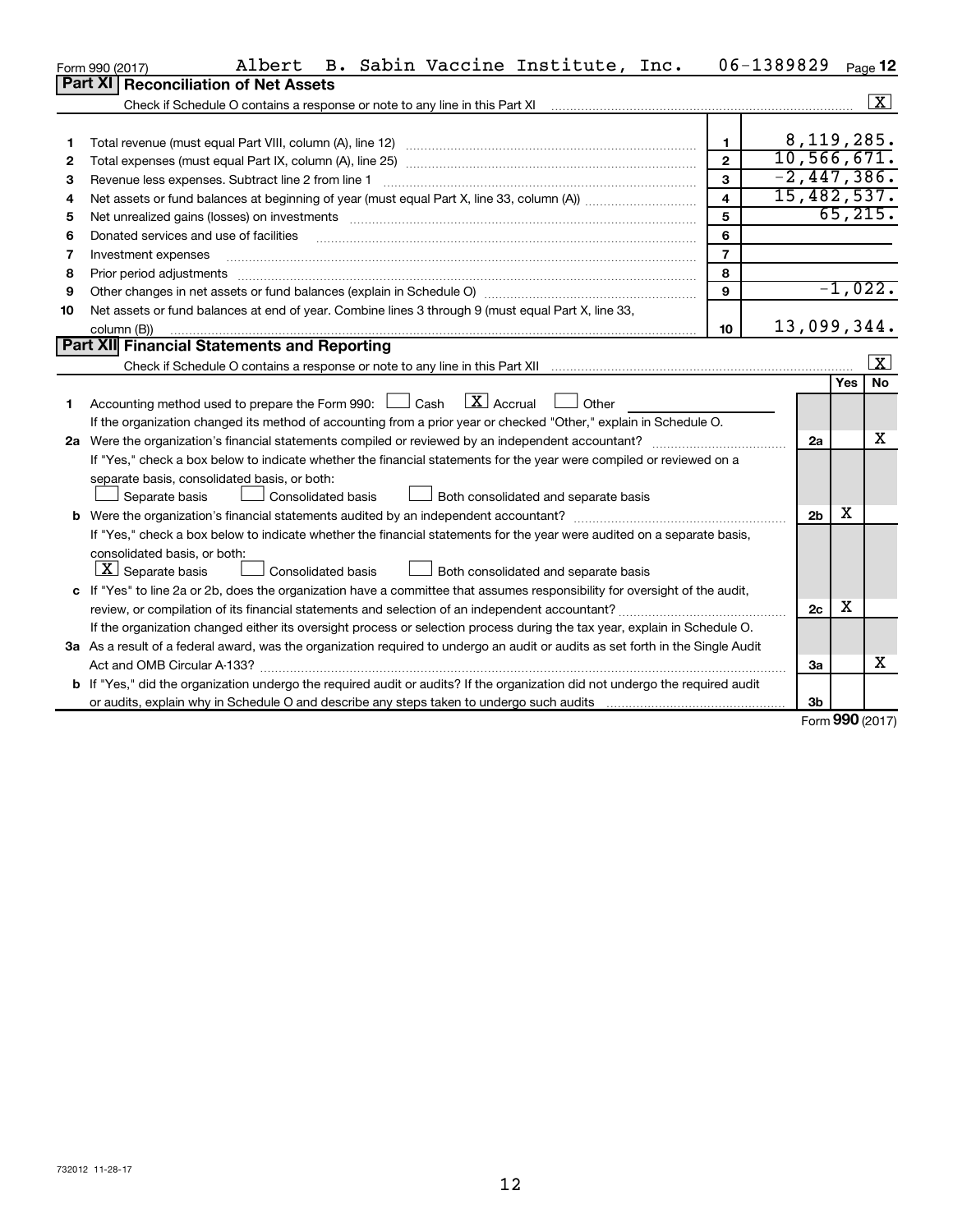Form 990 (2017) Albert B. Sabin Vaccine Institute, Inc. 06-1389829 Page 12

## Part XI Reconciliation of Net Assets

Check if Schedule O contains a response or note to any line in this Part XI ☒

| | | | |
|---|---|---|---|
| 1 | Total revenue (must equal Part VIII, column (A), line 12) | 1 | 8,119,285. |
| 2 | Total expenses (must equal Part IX, column (A), line 25) | 2 | 10,566,671. |
| 3 | Revenue less expenses. Subtract line 2 from line 1 | 3 | -2,447,386. |
| 4 | Net assets or fund balances at beginning of year (must equal Part X, line 33, column (A)) | 4 | 15,482,537. |
| 5 | Net unrealized gains (losses) on investments | 5 | 65,215. |
| 6 | Donated services and use of facilities | 6 | |
| 7 | Investment expenses | 7 | |
| 8 | Prior period adjustments | 8 | |
| 9 | Other changes in net assets or fund balances (explain in Schedule O) | 9 | -1,022. |
| 10 | Net assets or fund balances at end of year. Combine lines 3 through 9 (must equal Part X, line 33, column (B)) | 10 | 13,099,344. |

## Part XII Financial Statements and Reporting

Check if Schedule O contains a response or note to any line in this Part XII ☒

| | | | Yes | No |
|---|---|---|---|---|
| 1 | Accounting method used to prepare the Form 990: ☐ Cash ☒ Accrual ☐ Other<br>If the organization changed its method of accounting from a prior year or checked "Other," explain in Schedule O. | | | |
| 2a | Were the organization's financial statements compiled or reviewed by an independent accountant?<br>If "Yes," check a box below to indicate whether the financial statements for the year were compiled or reviewed on a separate basis, consolidated basis, or both:<br>☐ Separate basis ☐ Consolidated basis ☐ Both consolidated and separate basis | 2a | | X |
| b | Were the organization's financial statements audited by an independent accountant?<br>If "Yes," check a box below to indicate whether the financial statements for the year were audited on a separate basis, consolidated basis, or both:<br>☒ Separate basis ☐ Consolidated basis ☐ Both consolidated and separate basis | 2b | X | |
| c | If "Yes" to line 2a or 2b, does the organization have a committee that assumes responsibility for oversight of the audit, review, or compilation of its financial statements and selection of an independent accountant?<br>If the organization changed either its oversight process or selection process during the tax year, explain in Schedule O. | 2c | X | |
| 3a | As a result of a federal award, was the organization required to undergo an audit or audits as set forth in the Single Audit Act and OMB Circular A-133? | 3a | | X |
| b | If "Yes," did the organization undergo the required audit or audits? If the organization did not undergo the required audit or audits, explain why in Schedule O and describe any steps taken to undergo such audits | 3b | | |

Form **990** (2017)

732012 11-28-17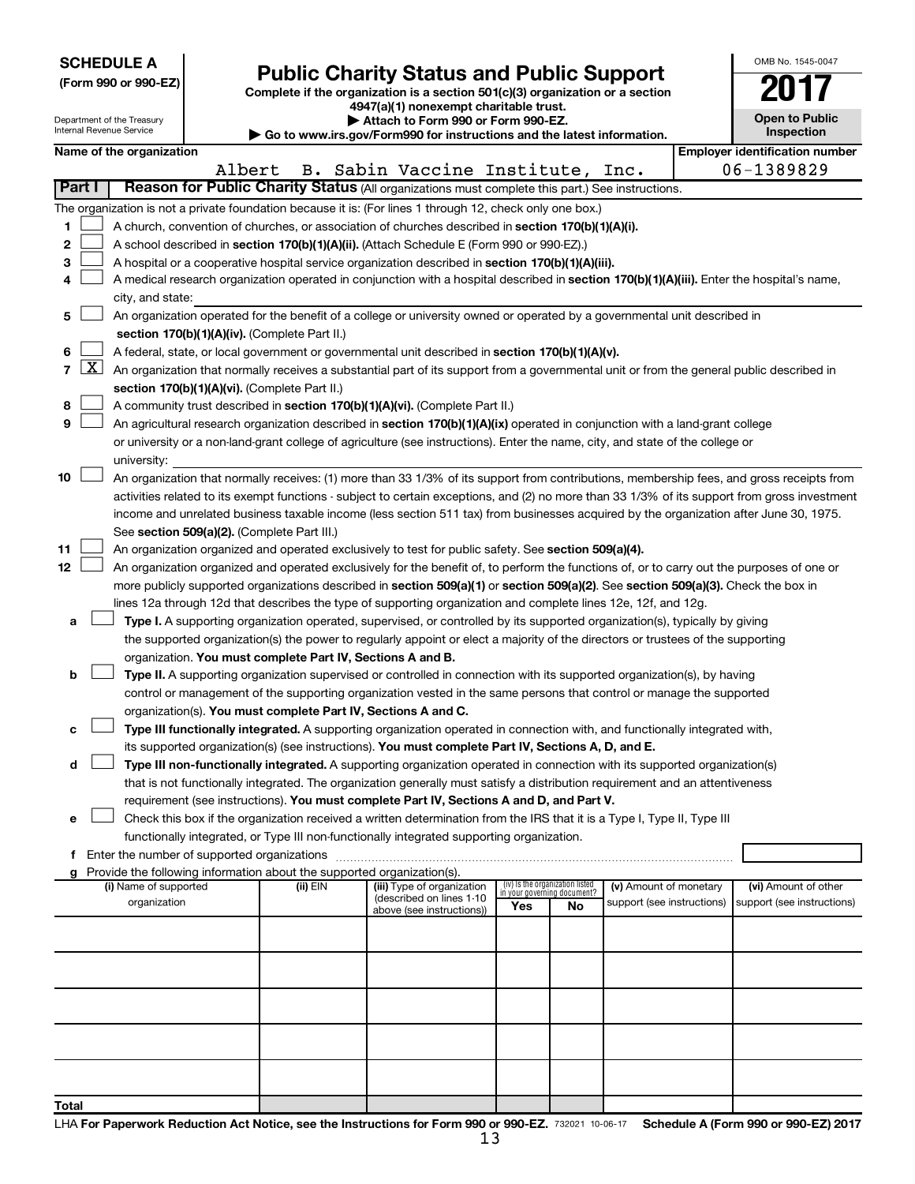**SCHEDULE A**
**(Form 990 or 990-EZ)**

Department of the Treasury
Internal Revenue Service

# Public Charity Status and Public Support

**Complete if the organization is a section 501(c)(3) organization or a section 4947(a)(1) nonexempt charitable trust.**
**▶ Attach to Form 990 or Form 990-EZ.**
**▶ Go to www.irs.gov/Form990 for instructions and the latest information.**

OMB No. 1545-0047

**2017**

**Open to Public Inspection**

**Name of the organization**
Albert B. Sabin Vaccine Institute, Inc.

**Employer identification number**
06-1389829

**Part I** **Reason for Public Charity Status** (All organizations must complete this part.) See instructions.

The organization is not a private foundation because it is: (For lines 1 through 12, check only one box.)

1 ☐ A church, convention of churches, or association of churches described in **section 170(b)(1)(A)(i).**

2 ☐ A school described in **section 170(b)(1)(A)(ii).** (Attach Schedule E (Form 990 or 990-EZ).)

3 ☐ A hospital or a cooperative hospital service organization described in **section 170(b)(1)(A)(iii).**

4 ☐ A medical research organization operated in conjunction with a hospital described in **section 170(b)(1)(A)(iii).** Enter the hospital's name, city, and state:

5 ☐ An organization operated for the benefit of a college or university owned or operated by a governmental unit described in **section 170(b)(1)(A)(iv).** (Complete Part II.)

6 ☐ A federal, state, or local government or governmental unit described in **section 170(b)(1)(A)(v).**

7 ☒ An organization that normally receives a substantial part of its support from a governmental unit or from the general public described in **section 170(b)(1)(A)(vi).** (Complete Part II.)

8 ☐ A community trust described in **section 170(b)(1)(A)(vi).** (Complete Part II.)

9 ☐ An agricultural research organization described in **section 170(b)(1)(A)(ix)** operated in conjunction with a land-grant college or university or a non-land-grant college of agriculture (see instructions). Enter the name, city, and state of the college or university:

10 ☐ An organization that normally receives: (1) more than 33 1/3% of its support from contributions, membership fees, and gross receipts from activities related to its exempt functions - subject to certain exceptions, and (2) no more than 33 1/3% of its support from gross investment income and unrelated business taxable income (less section 511 tax) from businesses acquired by the organization after June 30, 1975. See **section 509(a)(2).** (Complete Part III.)

11 ☐ An organization organized and operated exclusively to test for public safety. See **section 509(a)(4).**

12 ☐ An organization organized and operated exclusively for the benefit of, to perform the functions of, or to carry out the purposes of one or more publicly supported organizations described in **section 509(a)(1)** or **section 509(a)(2).** See **section 509(a)(3).** Check the box in lines 12a through 12d that describes the type of supporting organization and complete lines 12e, 12f, and 12g.

a ☐ **Type I.** A supporting organization operated, supervised, or controlled by its supported organization(s), typically by giving the supported organization(s) the power to regularly appoint or elect a majority of the directors or trustees of the supporting organization. **You must complete Part IV, Sections A and B.**

b ☐ **Type II.** A supporting organization supervised or controlled in connection with its supported organization(s), by having control or management of the supporting organization vested in the same persons that control or manage the supported organization(s). **You must complete Part IV, Sections A and C.**

c ☐ **Type III functionally integrated.** A supporting organization operated in connection with, and functionally integrated with, its supported organization(s) (see instructions). **You must complete Part IV, Sections A, D, and E.**

d ☐ **Type III non-functionally integrated.** A supporting organization operated in connection with its supported organization(s) that is not functionally integrated. The organization generally must satisfy a distribution requirement and an attentiveness requirement (see instructions). **You must complete Part IV, Sections A and D, and Part V.**

e ☐ Check this box if the organization received a written determination from the IRS that it is a Type I, Type II, Type III functionally integrated, or Type III non-functionally integrated supporting organization.

f Enter the number of supported organizations

g Provide the following information about the supported organization(s).

| (i) Name of supported organization | (ii) EIN | (iii) Type of organization (described on lines 1-10 above (see instructions)) | (iv) Is the organization listed in your governing document? Yes | No | (v) Amount of monetary support (see instructions) | (vi) Amount of other support (see instructions) |
|---|---|---|---|---|---|---|
| | | | | | | |
| | | | | | | |
| | | | | | | |
| | | | | | | |
| | | | | | | |
| **Total** | | | | | | |

LHA **For Paperwork Reduction Act Notice, see the Instructions for Form 990 or 990-EZ.** 732021 10-06-17 **Schedule A (Form 990 or 990-EZ) 2017**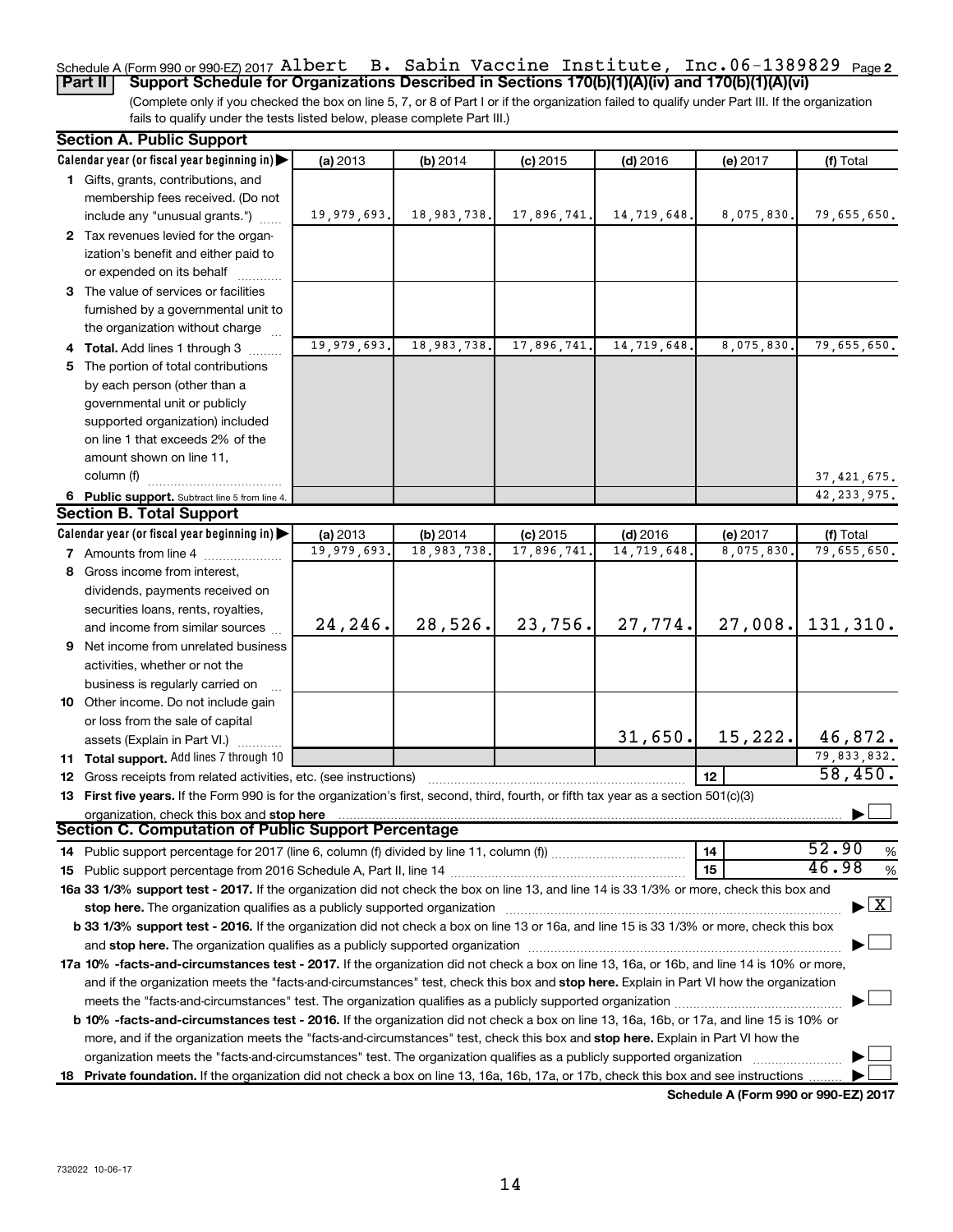Schedule A (Form 990 or 990-EZ) 2017 Albert B. Sabin Vaccine Institute, Inc. 06-1389829 Page **2**

**Part II | Support Schedule for Organizations Described in Sections 170(b)(1)(A)(iv) and 170(b)(1)(A)(vi)**

(Complete only if you checked the box on line 5, 7, or 8 of Part I or if the organization failed to qualify under Part III. If the organization fails to qualify under the tests listed below, please complete Part III.)

**Section A. Public Support**

| Calendar year (or fiscal year beginning in) ▶ | (a) 2013 | (b) 2014 | (c) 2015 | (d) 2016 | (e) 2017 | (f) Total |
|---|---|---|---|---|---|---|
| **1** Gifts, grants, contributions, and membership fees received. (Do not include any "unusual grants.") | 19,979,693. | 18,983,738. | 17,896,741. | 14,719,648. | 8,075,830. | 79,655,650. |
| **2** Tax revenues levied for the organization's benefit and either paid to or expended on its behalf | | | | | | |
| **3** The value of services or facilities furnished by a governmental unit to the organization without charge | | | | | | |
| **4 Total.** Add lines 1 through 3 | 19,979,693. | 18,983,738. | 17,896,741. | 14,719,648. | 8,075,830. | 79,655,650. |
| **5** The portion of total contributions by each person (other than a governmental unit or publicly supported organization) included on line 1 that exceeds 2% of the amount shown on line 11, column (f) | | | | | | 37,421,675. |
| **6 Public support.** Subtract line 5 from line 4. | | | | | | 42,233,975. |

**Section B. Total Support**

| Calendar year (or fiscal year beginning in) ▶ | (a) 2013 | (b) 2014 | (c) 2015 | (d) 2016 | (e) 2017 | (f) Total |
|---|---|---|---|---|---|---|
| **7** Amounts from line 4 | 19,979,693. | 18,983,738. | 17,896,741. | 14,719,648. | 8,075,830. | 79,655,650. |
| **8** Gross income from interest, dividends, payments received on securities loans, rents, royalties, and income from similar sources | 24,246. | 28,526. | 23,756. | 27,774. | 27,008. | 131,310. |
| **9** Net income from unrelated business activities, whether or not the business is regularly carried on | | | | | | |
| **10** Other income. Do not include gain or loss from the sale of capital assets (Explain in Part VI.) | | | | 31,650. | 15,222. | 46,872. |
| **11 Total support.** Add lines 7 through 10 | | | | | | 79,833,832. |

**12** Gross receipts from related activities, etc. (see instructions) | **12** | 58,450.

**13 First five years.** If the Form 990 is for the organization's first, second, third, fourth, or fifth tax year as a section 501(c)(3) organization, check this box and **stop here** ▶ ☐

**Section C. Computation of Public Support Percentage**

**14** Public support percentage for 2017 (line 6, column (f) divided by line 11, column (f)) | **14** | 52.90 %

**15** Public support percentage from 2016 Schedule A, Part II, line 14 | **15** | 46.98 %

**16a 33 1/3% support test - 2017.** If the organization did not check the box on line 13, and line 14 is 33 1/3% or more, check this box and **stop here.** The organization qualifies as a publicly supported organization ▶ ☒

**b 33 1/3% support test - 2016.** If the organization did not check a box on line 13 or 16a, and line 15 is 33 1/3% or more, check this box and **stop here.** The organization qualifies as a publicly supported organization ▶ ☐

**17a 10% -facts-and-circumstances test - 2017.** If the organization did not check a box on line 13, 16a, or 16b, and line 14 is 10% or more, and if the organization meets the "facts-and-circumstances" test, check this box and **stop here.** Explain in Part VI how the organization meets the "facts-and-circumstances" test. The organization qualifies as a publicly supported organization ▶ ☐

**b 10% -facts-and-circumstances test - 2016.** If the organization did not check a box on line 13, 16a, 16b, or 17a, and line 15 is 10% or more, and if the organization meets the "facts-and-circumstances" test, check this box and **stop here.** Explain in Part VI how the organization meets the "facts-and-circumstances" test. The organization qualifies as a publicly supported organization ▶ ☐

**18 Private foundation.** If the organization did not check a box on line 13, 16a, 16b, 17a, or 17b, check this box and see instructions ▶ ☐

**Schedule A (Form 990 or 990-EZ) 2017**

732022 10-06-17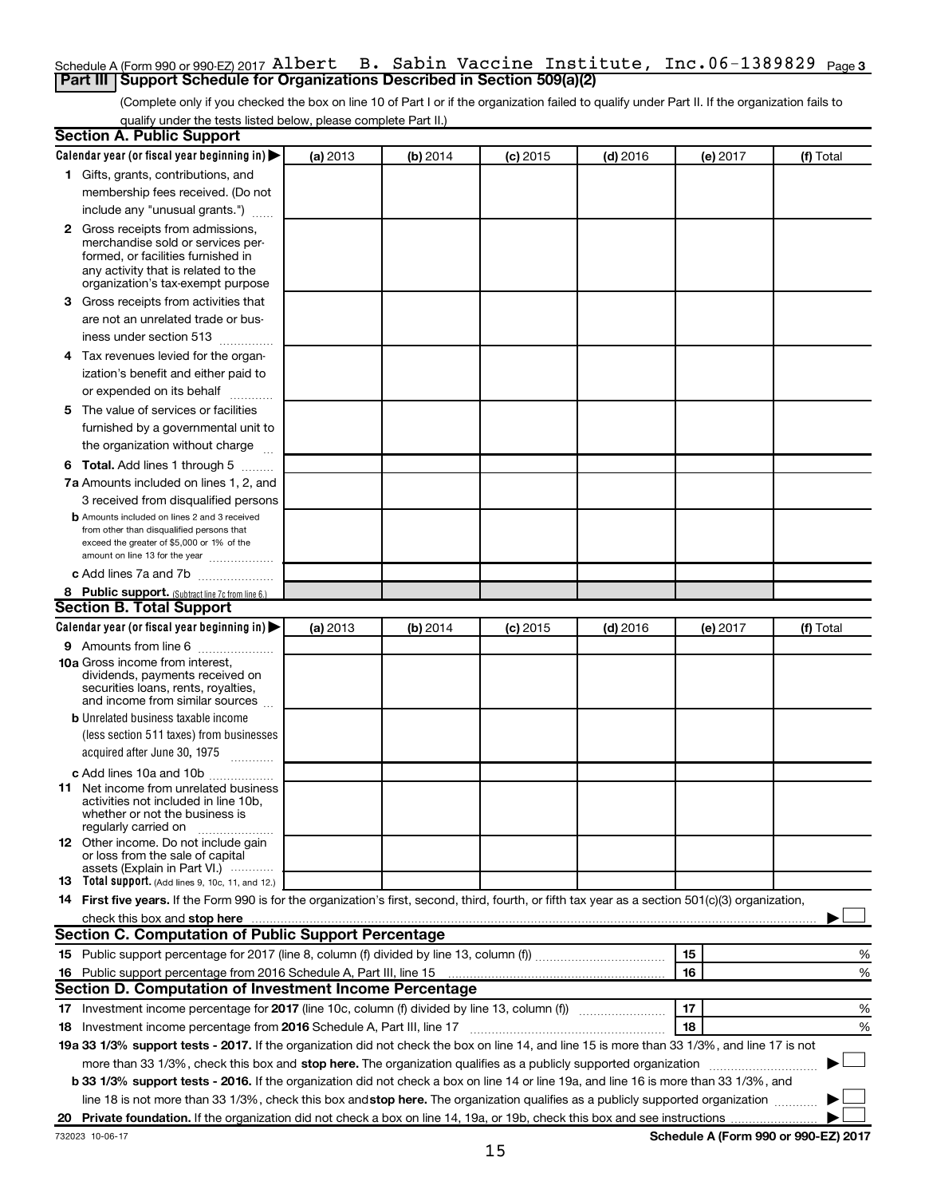Schedule A (Form 990 or 990-EZ) 2017 Albert B. Sabin Vaccine Institute, Inc.06-1389829 Page 3

## Part III Support Schedule for Organizations Described in Section 509(a)(2)

(Complete only if you checked the box on line 10 of Part I or if the organization failed to qualify under Part II. If the organization fails to qualify under the tests listed below, please complete Part II.)

### Section A. Public Support

| Calendar year (or fiscal year beginning in) ▶ | (a) 2013 | (b) 2014 | (c) 2015 | (d) 2016 | (e) 2017 | (f) Total |
|---|---|---|---|---|---|---|
| **1** Gifts, grants, contributions, and membership fees received. (Do not include any "unusual grants.") | | | | | | |
| **2** Gross receipts from admissions, merchandise sold or services performed, or facilities furnished in any activity that is related to the organization's tax-exempt purpose | | | | | | |
| **3** Gross receipts from activities that are not an unrelated trade or business under section 513 | | | | | | |
| **4** Tax revenues levied for the organization's benefit and either paid to or expended on its behalf | | | | | | |
| **5** The value of services or facilities furnished by a governmental unit to the organization without charge | | | | | | |
| **6 Total.** Add lines 1 through 5 | | | | | | |
| **7a** Amounts included on lines 1, 2, and 3 received from disqualified persons | | | | | | |
| **b** Amounts included on lines 2 and 3 received from other than disqualified persons that exceed the greater of $5,000 or 1% of the amount on line 13 for the year | | | | | | |
| **c** Add lines 7a and 7b | | | | | | |
| **8 Public support.** (Subtract line 7c from line 6.) | | | | | | |

### Section B. Total Support

| Calendar year (or fiscal year beginning in) ▶ | (a) 2013 | (b) 2014 | (c) 2015 | (d) 2016 | (e) 2017 | (f) Total |
|---|---|---|---|---|---|---|
| **9** Amounts from line 6 | | | | | | |
| **10a** Gross income from interest, dividends, payments received on securities loans, rents, royalties, and income from similar sources | | | | | | |
| **b** Unrelated business taxable income (less section 511 taxes) from businesses acquired after June 30, 1975 | | | | | | |
| **c** Add lines 10a and 10b | | | | | | |
| **11** Net income from unrelated business activities not included in line 10b, whether or not the business is regularly carried on | | | | | | |
| **12** Other income. Do not include gain or loss from the sale of capital assets (Explain in Part VI.) | | | | | | |
| **13 Total support.** (Add lines 9, 10c, 11, and 12.) | | | | | | |

**14 First five years.** If the Form 990 is for the organization's first, second, third, fourth, or fifth tax year as a section 501(c)(3) organization, check this box and **stop here** ▶ ☐

### Section C. Computation of Public Support Percentage

| | | | |
|---|---|---|---|
| **15** Public support percentage for 2017 (line 8, column (f) divided by line 13, column (f)) | 15 | | % |
| **16** Public support percentage from 2016 Schedule A, Part III, line 15 | 16 | | % |

### Section D. Computation of Investment Income Percentage

| | | | |
|---|---|---|---|
| **17** Investment income percentage for **2017** (line 10c, column (f) divided by line 13, column (f)) | 17 | | % |
| **18** Investment income percentage from **2016** Schedule A, Part III, line 17 | 18 | | % |

**19a 33 1/3% support tests - 2017.** If the organization did not check the box on line 14, and line 15 is more than 33 1/3%, and line 17 is not more than 33 1/3%, check this box and **stop here.** The organization qualifies as a publicly supported organization ▶ ☐

**b 33 1/3% support tests - 2016.** If the organization did not check a box on line 14 or line 19a, and line 16 is more than 33 1/3%, and line 18 is not more than 33 1/3%, check this box and **stop here.** The organization qualifies as a publicly supported organization ▶ ☐

**20 Private foundation.** If the organization did not check a box on line 14, 19a, or 19b, check this box and see instructions ▶ ☐

732023 10-06-17 **Schedule A (Form 990 or 990-EZ) 2017**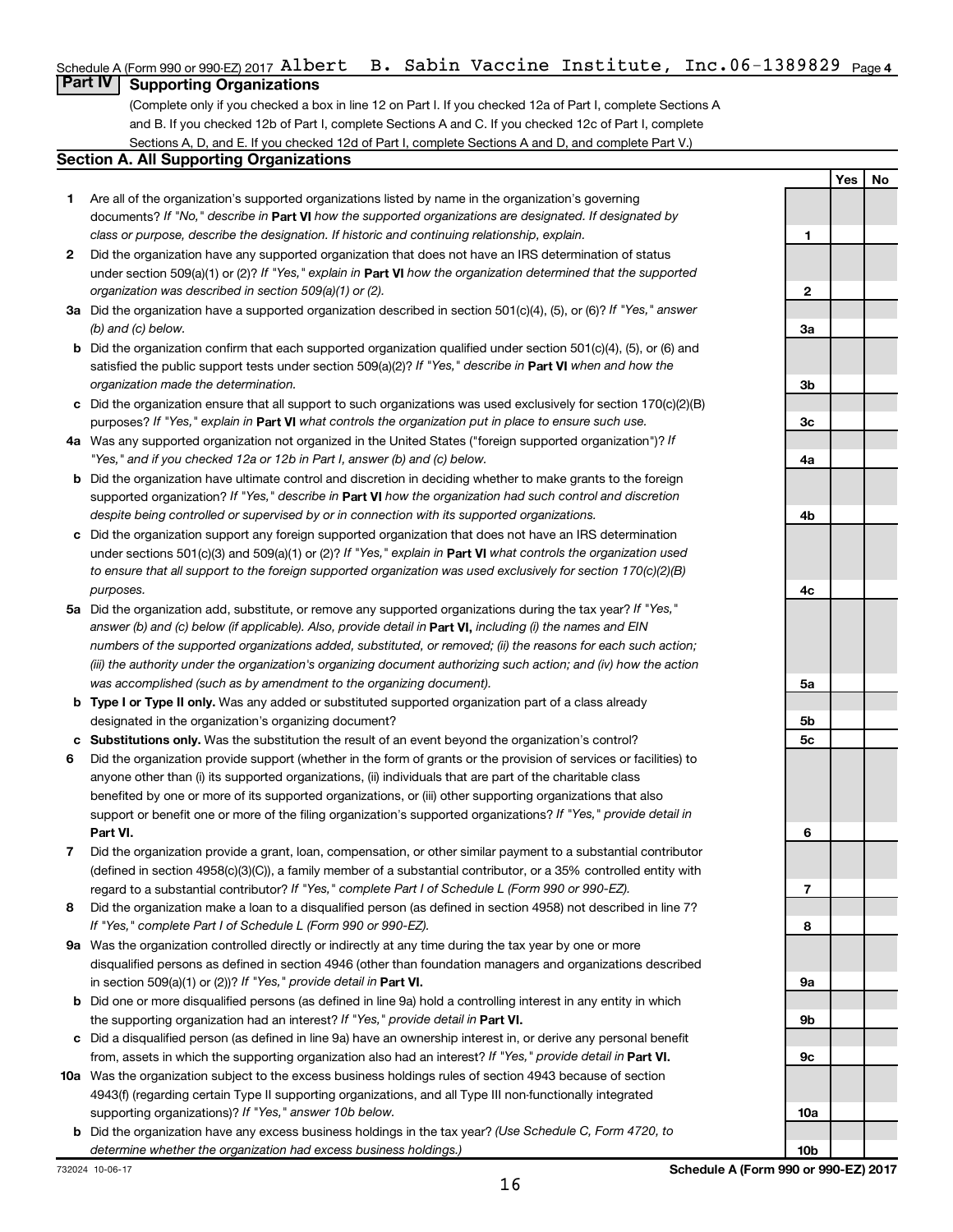Schedule A (Form 990 or 990-EZ) 2017 Albert B. Sabin Vaccine Institute, Inc. 06-1389829 Page 4

## Part IV Supporting Organizations

(Complete only if you checked a box in line 12 on Part I. If you checked 12a of Part I, complete Sections A and B. If you checked 12b of Part I, complete Sections A and C. If you checked 12c of Part I, complete Sections A, D, and E. If you checked 12d of Part I, complete Sections A and D, and complete Part V.)

### Section A. All Supporting Organizations

| | | | Yes | No |
|---|---|---|---|---|
| **1** | Are all of the organization's supported organizations listed by name in the organization's governing documents? *If "No," describe in* **Part VI** *how the supported organizations are designated. If designated by class or purpose, describe the designation. If historic and continuing relationship, explain.* | 1 | | |
| **2** | Did the organization have any supported organization that does not have an IRS determination of status under section 509(a)(1) or (2)? *If "Yes," explain in* **Part VI** *how the organization determined that the supported organization was described in section 509(a)(1) or (2).* | 2 | | |
| **3a** | Did the organization have a supported organization described in section 501(c)(4), (5), or (6)? *If "Yes," answer (b) and (c) below.* | 3a | | |
| **b** | Did the organization confirm that each supported organization qualified under section 501(c)(4), (5), or (6) and satisfied the public support tests under section 509(a)(2)? *If "Yes," describe in* **Part VI** *when and how the organization made the determination.* | 3b | | |
| **c** | Did the organization ensure that all support to such organizations was used exclusively for section 170(c)(2)(B) purposes? *If "Yes," explain in* **Part VI** *what controls the organization put in place to ensure such use.* | 3c | | |
| **4a** | Was any supported organization not organized in the United States ("foreign supported organization")? *If "Yes," and if you checked 12a or 12b in Part I, answer (b) and (c) below.* | 4a | | |
| **b** | Did the organization have ultimate control and discretion in deciding whether to make grants to the foreign supported organization? *If "Yes," describe in* **Part VI** *how the organization had such control and discretion despite being controlled or supervised by or in connection with its supported organizations.* | 4b | | |
| **c** | Did the organization support any foreign supported organization that does not have an IRS determination under sections 501(c)(3) and 509(a)(1) or (2)? *If "Yes," explain in* **Part VI** *what controls the organization used to ensure that all support to the foreign supported organization was used exclusively for section 170(c)(2)(B) purposes.* | 4c | | |
| **5a** | Did the organization add, substitute, or remove any supported organizations during the tax year? *If "Yes," answer (b) and (c) below (if applicable). Also, provide detail in* **Part VI,** *including (i) the names and EIN numbers of the supported organizations added, substituted, or removed; (ii) the reasons for each such action; (iii) the authority under the organization's organizing document authorizing such action; and (iv) how the action was accomplished (such as by amendment to the organizing document).* | 5a | | |
| **b** | **Type I or Type II only.** Was any added or substituted supported organization part of a class already designated in the organization's organizing document? | 5b | | |
| **c** | **Substitutions only.** Was the substitution the result of an event beyond the organization's control? | 5c | | |
| **6** | Did the organization provide support (whether in the form of grants or the provision of services or facilities) to anyone other than (i) its supported organizations, (ii) individuals that are part of the charitable class benefited by one or more of its supported organizations, or (iii) other supporting organizations that also support or benefit one or more of the filing organization's supported organizations? *If "Yes," provide detail in* **Part VI.** | 6 | | |
| **7** | Did the organization provide a grant, loan, compensation, or other similar payment to a substantial contributor (defined in section 4958(c)(3)(C)), a family member of a substantial contributor, or a 35% controlled entity with regard to a substantial contributor? *If "Yes," complete Part I of Schedule L (Form 990 or 990-EZ).* | 7 | | |
| **8** | Did the organization make a loan to a disqualified person (as defined in section 4958) not described in line 7? *If "Yes," complete Part I of Schedule L (Form 990 or 990-EZ).* | 8 | | |
| **9a** | Was the organization controlled directly or indirectly at any time during the tax year by one or more disqualified persons as defined in section 4946 (other than foundation managers and organizations described in section 509(a)(1) or (2))? *If "Yes," provide detail in* **Part VI.** | 9a | | |
| **b** | Did one or more disqualified persons (as defined in line 9a) hold a controlling interest in any entity in which the supporting organization had an interest? *If "Yes," provide detail in* **Part VI.** | 9b | | |
| **c** | Did a disqualified person (as defined in line 9a) have an ownership interest in, or derive any personal benefit from, assets in which the supporting organization also had an interest? *If "Yes," provide detail in* **Part VI.** | 9c | | |
| **10a** | Was the organization subject to the excess business holdings rules of section 4943 because of section 4943(f) (regarding certain Type II supporting organizations, and all Type III non-functionally integrated supporting organizations)? *If "Yes," answer 10b below.* | 10a | | |
| **b** | Did the organization have any excess business holdings in the tax year? *(Use Schedule C, Form 4720, to determine whether the organization had excess business holdings.)* | 10b | | |

732024 10-06-17 **Schedule A (Form 990 or 990-EZ) 2017**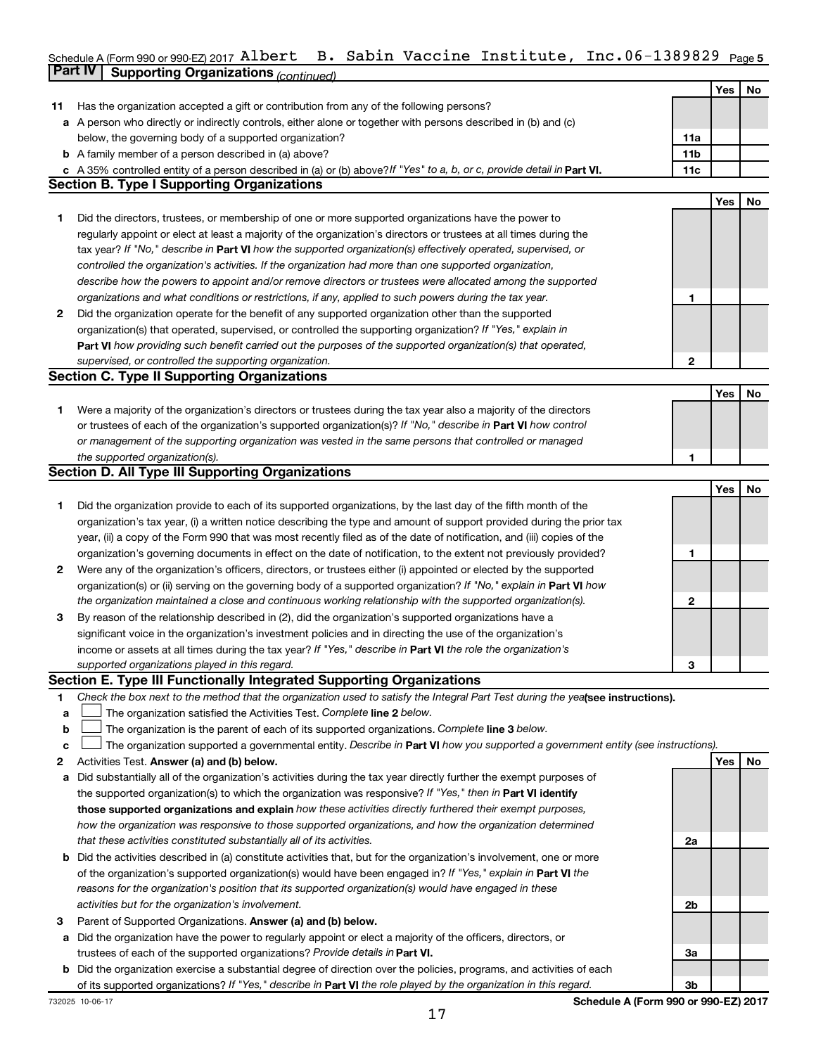Schedule A (Form 990 or 990-EZ) 2017 Albert B. Sabin Vaccine Institute, Inc. 06-1389829 Page 5

## Part IV Supporting Organizations *(continued)*

| | | | Yes | No |
|---|---|---|---|---|
| **11** | Has the organization accepted a gift or contribution from any of the following persons? | | | |
| **a** | A person who directly or indirectly controls, either alone or together with persons described in (b) and (c) below, the governing body of a supported organization? | **11a** | | |
| **b** | A family member of a person described in (a) above? | **11b** | | |
| **c** | A 35% controlled entity of a person described in (a) or (b) above? *If "Yes" to a, b, or c, provide detail in* **Part VI.** | **11c** | | |

### Section B. Type I Supporting Organizations

| | | | Yes | No |
|---|---|---|---|---|
| **1** | Did the directors, trustees, or membership of one or more supported organizations have the power to regularly appoint or elect at least a majority of the organization's directors or trustees at all times during the tax year? *If "No," describe in* **Part VI** *how the supported organization(s) effectively operated, supervised, or controlled the organization's activities. If the organization had more than one supported organization, describe how the powers to appoint and/or remove directors or trustees were allocated among the supported organizations and what conditions or restrictions, if any, applied to such powers during the tax year.* | **1** | | |
| **2** | Did the organization operate for the benefit of any supported organization other than the supported organization(s) that operated, supervised, or controlled the supporting organization? *If "Yes," explain in* **Part VI** *how providing such benefit carried out the purposes of the supported organization(s) that operated, supervised, or controlled the supporting organization.* | **2** | | |

### Section C. Type II Supporting Organizations

| | | | Yes | No |
|---|---|---|---|---|
| **1** | Were a majority of the organization's directors or trustees during the tax year also a majority of the directors or trustees of each of the organization's supported organization(s)? *If "No," describe in* **Part VI** *how control or management of the supporting organization was vested in the same persons that controlled or managed the supported organization(s).* | **1** | | |

### Section D. All Type III Supporting Organizations

| | | | Yes | No |
|---|---|---|---|---|
| **1** | Did the organization provide to each of its supported organizations, by the last day of the fifth month of the organization's tax year, (i) a written notice describing the type and amount of support provided during the prior tax year, (ii) a copy of the Form 990 that was most recently filed as of the date of notification, and (iii) copies of the organization's governing documents in effect on the date of notification, to the extent not previously provided? | **1** | | |
| **2** | Were any of the organization's officers, directors, or trustees either (i) appointed or elected by the supported organization(s) or (ii) serving on the governing body of a supported organization? *If "No," explain in* **Part VI** *how the organization maintained a close and continuous working relationship with the supported organization(s).* | **2** | | |
| **3** | By reason of the relationship described in (2), did the organization's supported organizations have a significant voice in the organization's investment policies and in directing the use of the organization's income or assets at all times during the tax year? *If "Yes," describe in* **Part VI** *the role the organization's supported organizations played in this regard.* | **3** | | |

### Section E. Type III Functionally Integrated Supporting Organizations

**1** *Check the box next to the method that the organization used to satisfy the Integral Part Test during the year* **(see instructions).**

- **a** ☐ The organization satisfied the Activities Test. *Complete* **line 2** *below.*
- **b** ☐ The organization is the parent of each of its supported organizations. *Complete* **line 3** *below.*
- **c** ☐ The organization supported a governmental entity. *Describe in* **Part VI** *how you supported a government entity (see instructions).*

| | | | Yes | No |
|---|---|---|---|---|
| **2** | Activities Test. **Answer (a) and (b) below.** | | | |
| **a** | Did substantially all of the organization's activities during the tax year directly further the exempt purposes of the supported organization(s) to which the organization was responsive? *If "Yes," then in* **Part VI identify those supported organizations and explain** *how these activities directly furthered their exempt purposes, how the organization was responsive to those supported organizations, and how the organization determined that these activities constituted substantially all of its activities.* | **2a** | | |
| **b** | Did the activities described in (a) constitute activities that, but for the organization's involvement, one or more of the organization's supported organization(s) would have been engaged in? *If "Yes," explain in* **Part VI** *the reasons for the organization's position that its supported organization(s) would have engaged in these activities but for the organization's involvement.* | **2b** | | |
| **3** | Parent of Supported Organizations. **Answer (a) and (b) below.** | | | |
| **a** | Did the organization have the power to regularly appoint or elect a majority of the officers, directors, or trustees of each of the supported organizations? *Provide details in* **Part VI.** | **3a** | | |
| **b** | Did the organization exercise a substantial degree of direction over the policies, programs, and activities of each of its supported organizations? *If "Yes," describe in* **Part VI** *the role played by the organization in this regard.* | **3b** | | |

732025 10-06-17 **Schedule A (Form 990 or 990-EZ) 2017**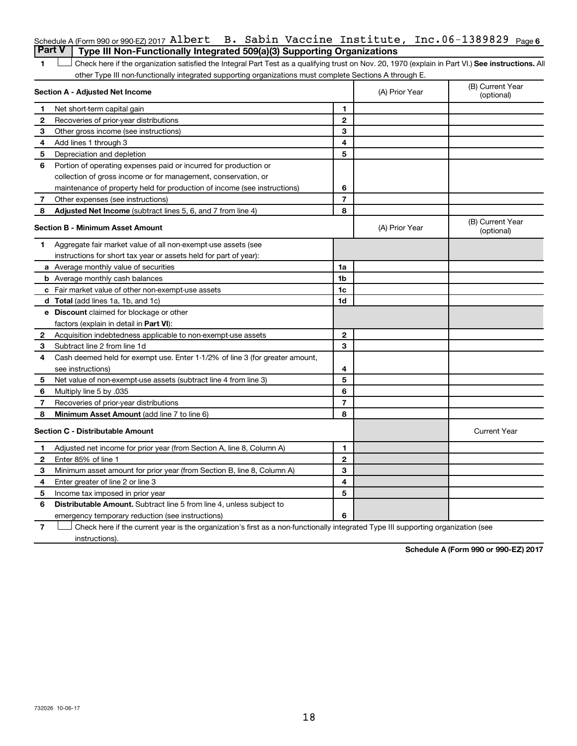Schedule A (Form 990 or 990-EZ) 2017 Albert B. Sabin Vaccine Institute, Inc.06-1389829 Page 6

**Part V | Type III Non-Functionally Integrated 509(a)(3) Supporting Organizations**

1 ☐ Check here if the organization satisfied the Integral Part Test as a qualifying trust on Nov. 20, 1970 (explain in Part VI.) **See instructions.** All other Type III non-functionally integrated supporting organizations must complete Sections A through E.

| **Section A - Adjusted Net Income** | | | (A) Prior Year | (B) Current Year (optional) |
|---|---|---|---|---|
| 1 | Net short-term capital gain | 1 | | |
| 2 | Recoveries of prior-year distributions | 2 | | |
| 3 | Other gross income (see instructions) | 3 | | |
| 4 | Add lines 1 through 3 | 4 | | |
| 5 | Depreciation and depletion | 5 | | |
| 6 | Portion of operating expenses paid or incurred for production or collection of gross income or for management, conservation, or maintenance of property held for production of income (see instructions) | 6 | | |
| 7 | Other expenses (see instructions) | 7 | | |
| 8 | **Adjusted Net Income** (subtract lines 5, 6, and 7 from line 4) | 8 | | |

| **Section B - Minimum Asset Amount** | | | (A) Prior Year | (B) Current Year (optional) |
|---|---|---|---|---|
| 1 | Aggregate fair market value of all non-exempt-use assets (see instructions for short tax year or assets held for part of year): | | | |
| a | Average monthly value of securities | 1a | | |
| b | Average monthly cash balances | 1b | | |
| c | Fair market value of other non-exempt-use assets | 1c | | |
| d | **Total** (add lines 1a, 1b, and 1c) | 1d | | |
| e | **Discount** claimed for blockage or other factors (explain in detail in **Part VI**): | | | |
| 2 | Acquisition indebtedness applicable to non-exempt-use assets | 2 | | |
| 3 | Subtract line 2 from line 1d | 3 | | |
| 4 | Cash deemed held for exempt use. Enter 1-1/2% of line 3 (for greater amount, see instructions) | 4 | | |
| 5 | Net value of non-exempt-use assets (subtract line 4 from line 3) | 5 | | |
| 6 | Multiply line 5 by .035 | 6 | | |
| 7 | Recoveries of prior-year distributions | 7 | | |
| 8 | **Minimum Asset Amount** (add line 7 to line 6) | 8 | | |

| **Section C - Distributable Amount** | | | | Current Year |
|---|---|---|---|---|
| 1 | Adjusted net income for prior year (from Section A, line 8, Column A) | 1 | | |
| 2 | Enter 85% of line 1 | 2 | | |
| 3 | Minimum asset amount for prior year (from Section B, line 8, Column A) | 3 | | |
| 4 | Enter greater of line 2 or line 3 | 4 | | |
| 5 | Income tax imposed in prior year | 5 | | |
| 6 | **Distributable Amount.** Subtract line 5 from line 4, unless subject to emergency temporary reduction (see instructions) | 6 | | |

7 ☐ Check here if the current year is the organization's first as a non-functionally integrated Type III supporting organization (see instructions).

**Schedule A (Form 990 or 990-EZ) 2017**

732026 10-06-17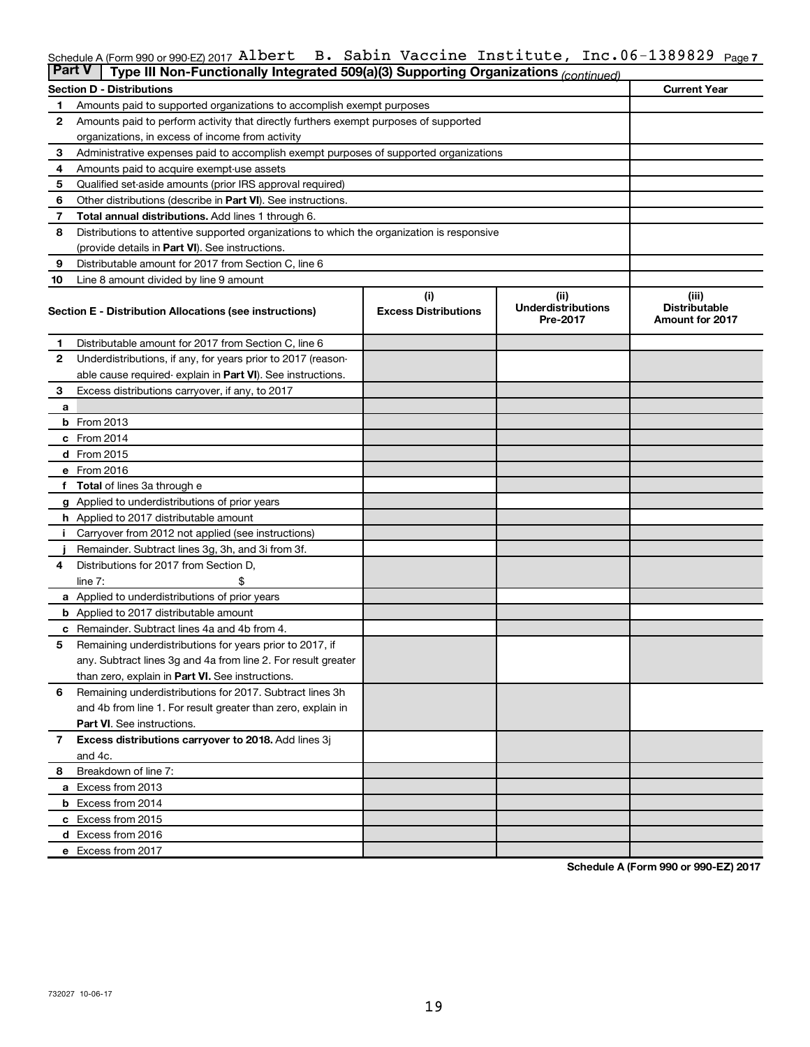Schedule A (Form 990 or 990-EZ) 2017 Albert B. Sabin Vaccine Institute, Inc. 06-1389829 Page 7

**Part V | Type III Non-Functionally Integrated 509(a)(3) Supporting Organizations** *(continued)*

| **Section D - Distributions** | **Current Year** |
|---|---|
| **1** Amounts paid to supported organizations to accomplish exempt purposes | |
| **2** Amounts paid to perform activity that directly furthers exempt purposes of supported organizations, in excess of income from activity | |
| **3** Administrative expenses paid to accomplish exempt purposes of supported organizations | |
| **4** Amounts paid to acquire exempt-use assets | |
| **5** Qualified set-aside amounts (prior IRS approval required) | |
| **6** Other distributions (describe in **Part VI**). See instructions. | |
| **7** **Total annual distributions.** Add lines 1 through 6. | |
| **8** Distributions to attentive supported organizations to which the organization is responsive (provide details in **Part VI**). See instructions. | |
| **9** Distributable amount for 2017 from Section C, line 6 | |
| **10** Line 8 amount divided by line 9 amount | |

| **Section E - Distribution Allocations (see instructions)** | **(i) Excess Distributions** | **(ii) Underdistributions Pre-2017** | **(iii) Distributable Amount for 2017** |
|---|---|---|---|
| **1** Distributable amount for 2017 from Section C, line 6 | | | |
| **2** Underdistributions, if any, for years prior to 2017 (reasonable cause required- explain in **Part VI**). See instructions. | | | |
| **3** Excess distributions carryover, if any, to 2017 | | | |
| **a** | | | |
| **b** From 2013 | | | |
| **c** From 2014 | | | |
| **d** From 2015 | | | |
| **e** From 2016 | | | |
| **f** **Total** of lines 3a through e | | | |
| **g** Applied to underdistributions of prior years | | | |
| **h** Applied to 2017 distributable amount | | | |
| **i** Carryover from 2012 not applied (see instructions) | | | |
| **j** Remainder. Subtract lines 3g, 3h, and 3i from 3f. | | | |
| **4** Distributions for 2017 from Section D, line 7: $ | | | |
| **a** Applied to underdistributions of prior years | | | |
| **b** Applied to 2017 distributable amount | | | |
| **c** Remainder. Subtract lines 4a and 4b from 4. | | | |
| **5** Remaining underdistributions for years prior to 2017, if any. Subtract lines 3g and 4a from line 2. For result greater than zero, explain in **Part VI.** See instructions. | | | |
| **6** Remaining underdistributions for 2017. Subtract lines 3h and 4b from line 1. For result greater than zero, explain in **Part VI**. See instructions. | | | |
| **7** **Excess distributions carryover to 2018.** Add lines 3j and 4c. | | | |
| **8** Breakdown of line 7: | | | |
| **a** Excess from 2013 | | | |
| **b** Excess from 2014 | | | |
| **c** Excess from 2015 | | | |
| **d** Excess from 2016 | | | |
| **e** Excess from 2017 | | | |

**Schedule A (Form 990 or 990-EZ) 2017**

732027 10-06-17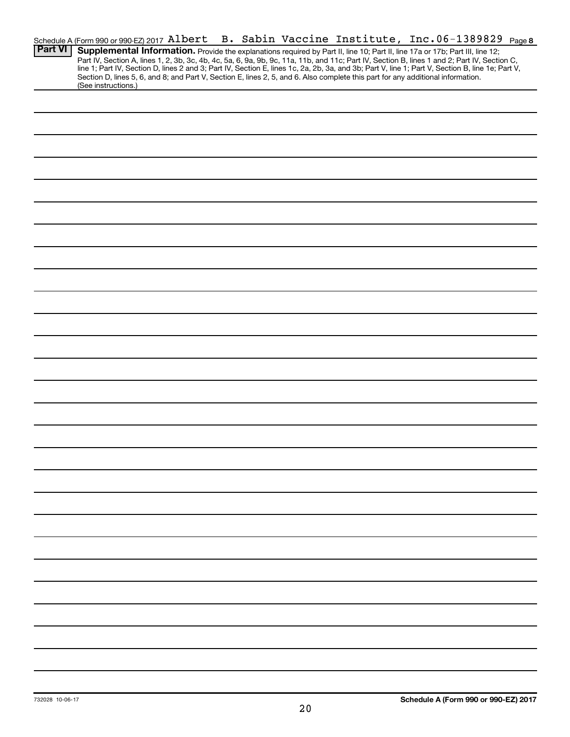Schedule A (Form 990 or 990-EZ) 2017 Albert B. Sabin Vaccine Institute, Inc. 06-1389829 Page 8

**Part VI** **Supplemental Information.** Provide the explanations required by Part II, line 10; Part II, line 17a or 17b; Part III, line 12; Part IV, Section A, lines 1, 2, 3b, 3c, 4b, 4c, 5a, 6, 9a, 9b, 9c, 11a, 11b, and 11c; Part IV, Section B, lines 1 and 2; Part IV, Section C, line 1; Part IV, Section D, lines 2 and 3; Part IV, Section E, lines 1c, 2a, 2b, 3a, and 3b; Part V, line 1; Part V, Section B, line 1e; Part V, Section D, lines 5, 6, and 8; and Part V, Section E, lines 2, 5, and 6. Also complete this part for any additional information. (See instructions.)

732028 10-06-17

**Schedule A (Form 990 or 990-EZ) 2017**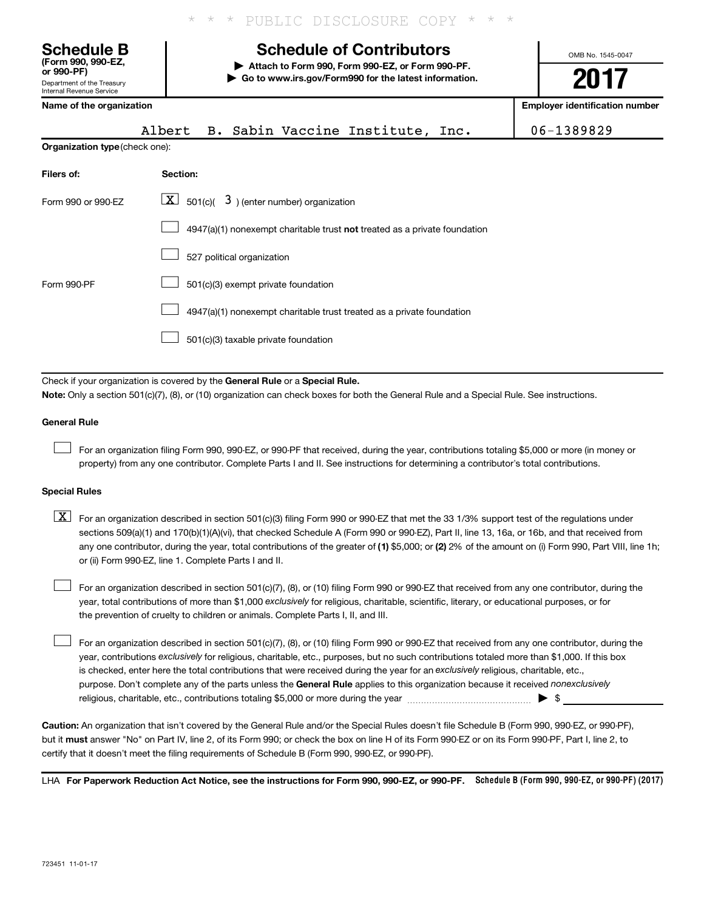\* \* \* PUBLIC DISCLOSURE COPY \* \* \*

**Schedule B**
**(Form 990, 990-EZ, or 990-PF)**
Department of the Treasury
Internal Revenue Service

# Schedule of Contributors

▶ **Attach to Form 990, Form 990-EZ, or Form 990-PF.**
▶ **Go to www.irs.gov/Form990 for the latest information.**

OMB No. 1545-0047

**2017**

**Name of the organization**: Albert B. Sabin Vaccine Institute, Inc.

**Employer identification number**: 06-1389829

**Organization type** (check one):

| Filers of: | Section: |
|---|---|
| Form 990 or 990-EZ | [X] 501(c)( 3 ) (enter number) organization |
| | [ ] 4947(a)(1) nonexempt charitable trust **not** treated as a private foundation |
| | [ ] 527 political organization |
| Form 990-PF | [ ] 501(c)(3) exempt private foundation |
| | [ ] 4947(a)(1) nonexempt charitable trust treated as a private foundation |
| | [ ] 501(c)(3) taxable private foundation |

Check if your organization is covered by the **General Rule** or a **Special Rule.**

**Note:** Only a section 501(c)(7), (8), or (10) organization can check boxes for both the General Rule and a Special Rule. See instructions.

**General Rule**

[ ] For an organization filing Form 990, 990-EZ, or 990-PF that received, during the year, contributions totaling $5,000 or more (in money or property) from any one contributor. Complete Parts I and II. See instructions for determining a contributor's total contributions.

**Special Rules**

[X] For an organization described in section 501(c)(3) filing Form 990 or 990-EZ that met the 33 1/3% support test of the regulations under sections 509(a)(1) and 170(b)(1)(A)(vi), that checked Schedule A (Form 990 or 990-EZ), Part II, line 13, 16a, or 16b, and that received from any one contributor, during the year, total contributions of the greater of **(1)** $5,000; or **(2)** 2% of the amount on (i) Form 990, Part VIII, line 1h; or (ii) Form 990-EZ, line 1. Complete Parts I and II.

[ ] For an organization described in section 501(c)(7), (8), or (10) filing Form 990 or 990-EZ that received from any one contributor, during the year, total contributions of more than $1,000 *exclusively* for religious, charitable, scientific, literary, or educational purposes, or for the prevention of cruelty to children or animals. Complete Parts I, II, and III.

[ ] For an organization described in section 501(c)(7), (8), or (10) filing Form 990 or 990-EZ that received from any one contributor, during the year, contributions *exclusively* for religious, charitable, etc., purposes, but no such contributions totaled more than $1,000. If this box is checked, enter here the total contributions that were received during the year for an *exclusively* religious, charitable, etc., purpose. Don't complete any of the parts unless the **General Rule** applies to this organization because it received *nonexclusively* religious, charitable, etc., contributions totaling $5,000 or more during the year ........ ▶ $ ______

**Caution:** An organization that isn't covered by the General Rule and/or the Special Rules doesn't file Schedule B (Form 990, 990-EZ, or 990-PF), but it **must** answer "No" on Part IV, line 2, of its Form 990; or check the box on line H of its Form 990-EZ or on its Form 990-PF, Part I, line 2, to certify that it doesn't meet the filing requirements of Schedule B (Form 990, 990-EZ, or 990-PF).

LHA **For Paperwork Reduction Act Notice, see the instructions for Form 990, 990-EZ, or 990-PF.** **Schedule B (Form 990, 990-EZ, or 990-PF) (2017)**

723451 11-01-17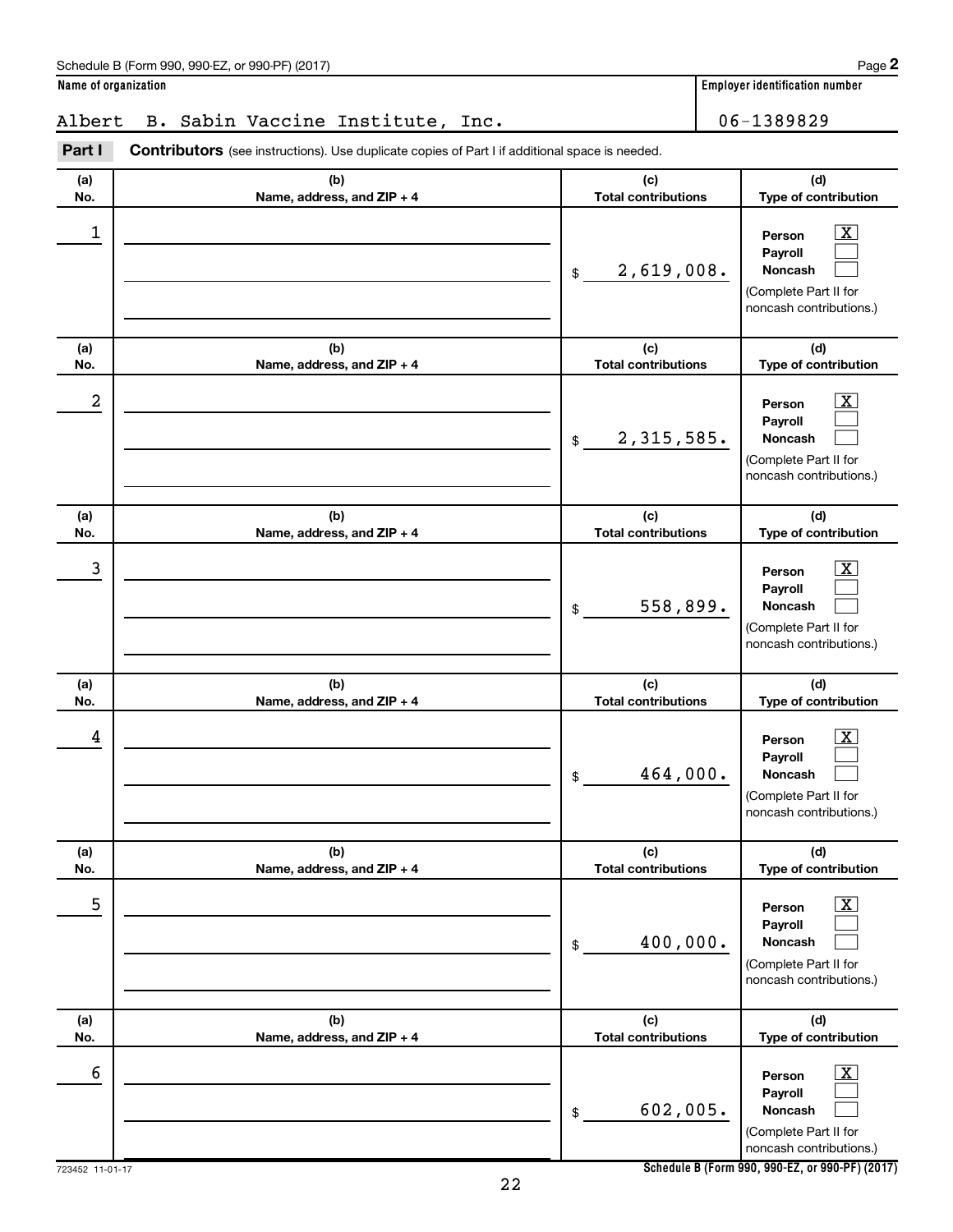Schedule B (Form 990, 990-EZ, or 990-PF) (2017) Page **2**

**Name of organization**

Albert B. Sabin Vaccine Institute, Inc.

**Employer identification number**

06-1389829

**Part I** **Contributors** (see instructions). Use duplicate copies of Part I if additional space is needed.

| (a) No. | (b) Name, address, and ZIP + 4 | (c) Total contributions | (d) Type of contribution |
|---|---|---|---|
| 1 | | $ 2,619,008. | Person [X] Payroll [ ] Noncash [ ] (Complete Part II for noncash contributions.) |
| 2 | | $ 2,315,585. | Person [X] Payroll [ ] Noncash [ ] (Complete Part II for noncash contributions.) |
| 3 | | $ 558,899. | Person [X] Payroll [ ] Noncash [ ] (Complete Part II for noncash contributions.) |
| 4 | | $ 464,000. | Person [X] Payroll [ ] Noncash [ ] (Complete Part II for noncash contributions.) |
| 5 | | $ 400,000. | Person [X] Payroll [ ] Noncash [ ] (Complete Part II for noncash contributions.) |
| 6 | | $ 602,005. | Person [X] Payroll [ ] Noncash [ ] (Complete Part II for noncash contributions.) |

723452 11-01-17 **Schedule B (Form 990, 990-EZ, or 990-PF) (2017)**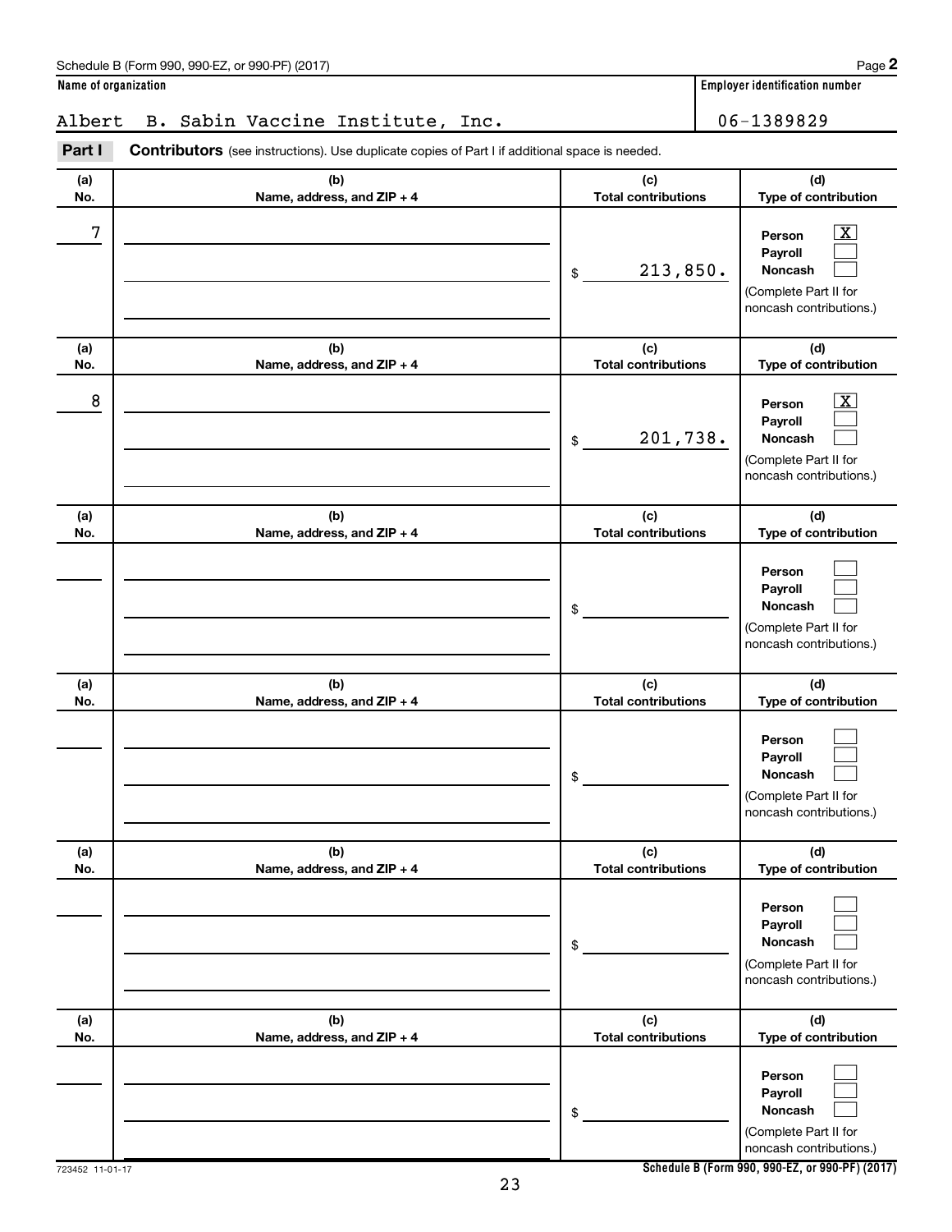Schedule B (Form 990, 990-EZ, or 990-PF) (2017) Page **2**

**Name of organization**

Albert B. Sabin Vaccine Institute, Inc.

**Employer identification number**

06-1389829

**Part I** **Contributors** (see instructions). Use duplicate copies of Part I if additional space is needed.

| (a) No. | (b) Name, address, and ZIP + 4 | (c) Total contributions | (d) Type of contribution |
|---|---|---|---|
| 7 | | $ 213,850. | Person [X] Payroll [ ] Noncash [ ] (Complete Part II for noncash contributions.) |
| 8 | | $ 201,738. | Person [X] Payroll [ ] Noncash [ ] (Complete Part II for noncash contributions.) |
| | | $ | Person [ ] Payroll [ ] Noncash [ ] (Complete Part II for noncash contributions.) |
| | | $ | Person [ ] Payroll [ ] Noncash [ ] (Complete Part II for noncash contributions.) |
| | | $ | Person [ ] Payroll [ ] Noncash [ ] (Complete Part II for noncash contributions.) |
| | | $ | Person [ ] Payroll [ ] Noncash [ ] (Complete Part II for noncash contributions.) |

723452 11-01-17

**Schedule B (Form 990, 990-EZ, or 990-PF) (2017)**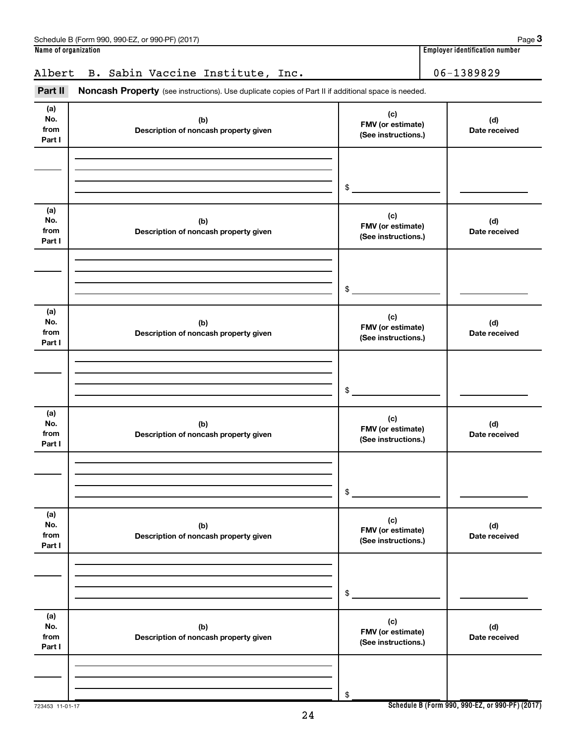Schedule B (Form 990, 990-EZ, or 990-PF) (2017) Page **3**

**Name of organization**

Albert B. Sabin Vaccine Institute, Inc.

**Employer identification number**

06-1389829

**Part II** **Noncash Property** (see instructions). Use duplicate copies of Part II if additional space is needed.

| (a) No. from Part I | (b) Description of noncash property given | (c) FMV (or estimate) (See instructions.) | (d) Date received |
|---|---|---|---|
| | | $ | |

| (a) No. from Part I | (b) Description of noncash property given | (c) FMV (or estimate) (See instructions.) | (d) Date received |
|---|---|---|---|
| | | $ | |

| (a) No. from Part I | (b) Description of noncash property given | (c) FMV (or estimate) (See instructions.) | (d) Date received |
|---|---|---|---|
| | | $ | |

| (a) No. from Part I | (b) Description of noncash property given | (c) FMV (or estimate) (See instructions.) | (d) Date received |
|---|---|---|---|
| | | $ | |

| (a) No. from Part I | (b) Description of noncash property given | (c) FMV (or estimate) (See instructions.) | (d) Date received |
|---|---|---|---|
| | | $ | |

| (a) No. from Part I | (b) Description of noncash property given | (c) FMV (or estimate) (See instructions.) | (d) Date received |
|---|---|---|---|
| | | $ | |

723453 11-01-17

**Schedule B (Form 990, 990-EZ, or 990-PF) (2017)**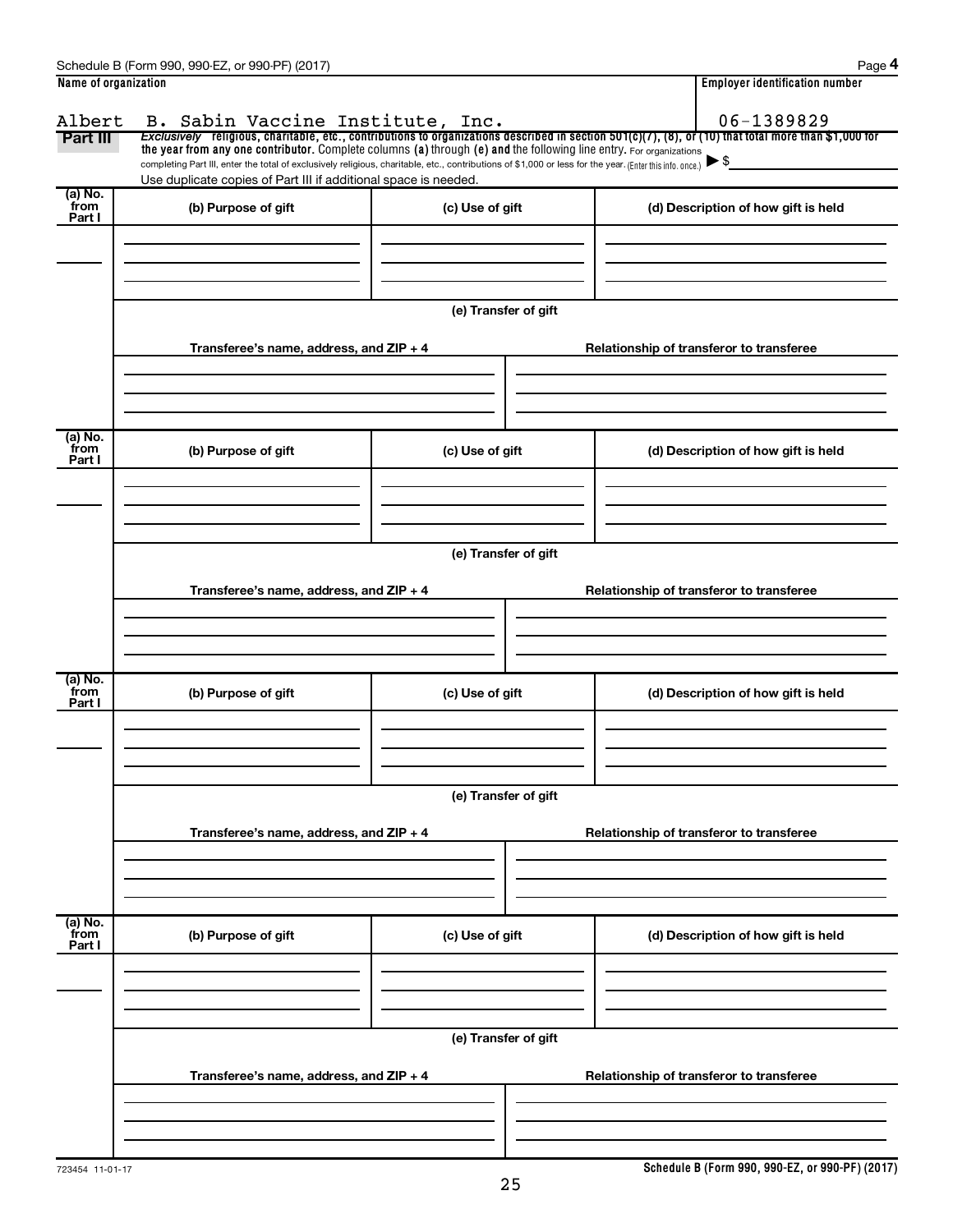Schedule B (Form 990, 990-EZ, or 990-PF) (2017)

**Name of organization**

Albert B. Sabin Vaccine Institute, Inc.

**Employer identification number**

06-1389829

**Part III** *Exclusively* religious, charitable, etc., contributions to organizations described in section 501(c)(7), (8), or (10) that total more than $1,000 for the year from any one contributor. Complete columns (a) through (e) and the following line entry. For organizations completing Part III, enter the total of exclusively religious, charitable, etc., contributions of $1,000 or less for the year. (Enter this info. once.) ▶ $

Use duplicate copies of Part III if additional space is needed.

| (a) No. from Part I | (b) Purpose of gift | (c) Use of gift | (d) Description of how gift is held |
|---|---|---|---|
| | | | |

(e) Transfer of gift

| Transferee's name, address, and ZIP + 4 | Relationship of transferor to transferee |
|---|---|
| | |

| (a) No. from Part I | (b) Purpose of gift | (c) Use of gift | (d) Description of how gift is held |
|---|---|---|---|
| | | | |

(e) Transfer of gift

| Transferee's name, address, and ZIP + 4 | Relationship of transferor to transferee |
|---|---|
| | |

| (a) No. from Part I | (b) Purpose of gift | (c) Use of gift | (d) Description of how gift is held |
|---|---|---|---|
| | | | |

(e) Transfer of gift

| Transferee's name, address, and ZIP + 4 | Relationship of transferor to transferee |
|---|---|
| | |

| (a) No. from Part I | (b) Purpose of gift | (c) Use of gift | (d) Description of how gift is held |
|---|---|---|---|
| | | | |

(e) Transfer of gift

| Transferee's name, address, and ZIP + 4 | Relationship of transferor to transferee |
|---|---|
| | |

723454 11-01-17

**Schedule B (Form 990, 990-EZ, or 990-PF) (2017)**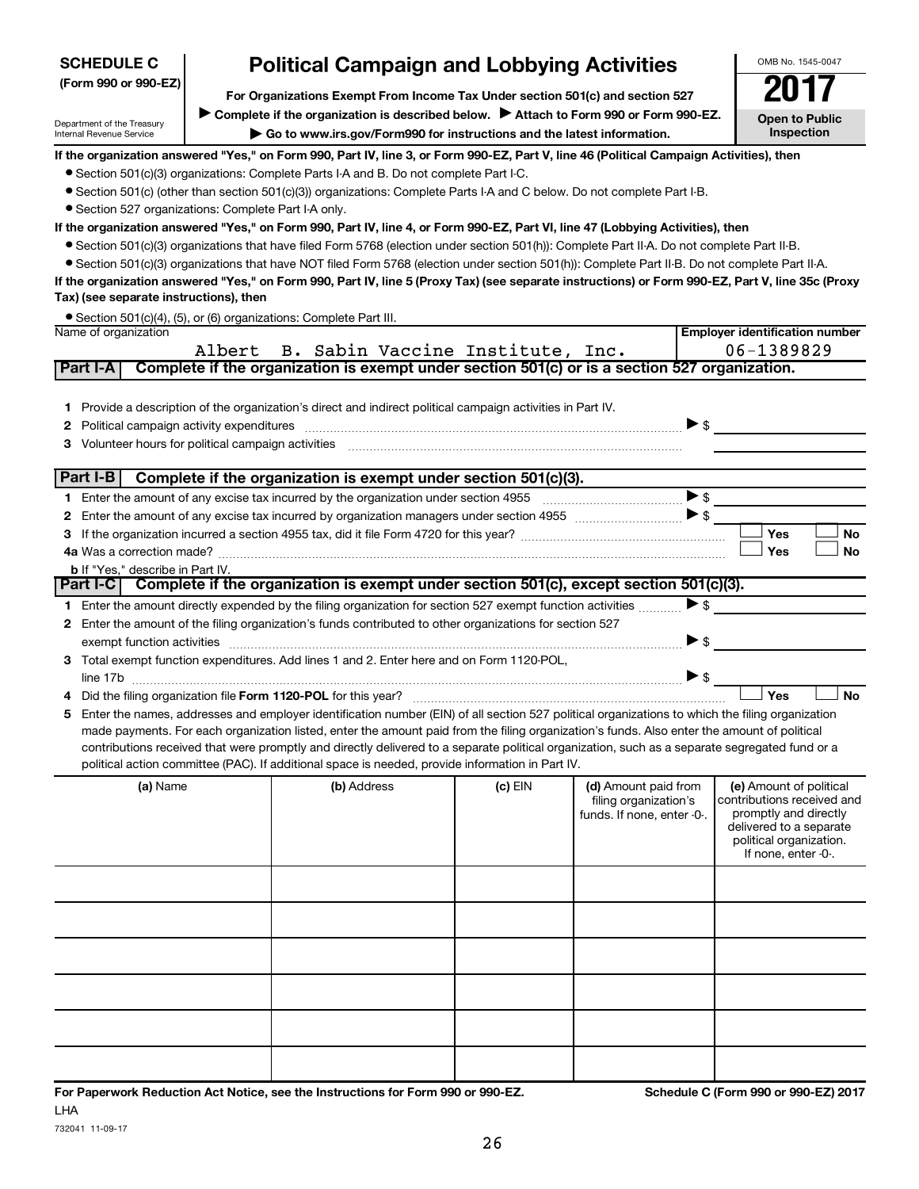**SCHEDULE C**
**(Form 990 or 990-EZ)**

Department of the Treasury
Internal Revenue Service

# Political Campaign and Lobbying Activities

**For Organizations Exempt From Income Tax Under section 501(c) and section 527**

▶ **Complete if the organization is described below.** ▶ **Attach to Form 990 or Form 990-EZ.**

▶ **Go to www.irs.gov/Form990 for instructions and the latest information.**

OMB No. 1545-0047

**2017**

**Open to Public Inspection**

**If the organization answered "Yes," on Form 990, Part IV, line 3, or Form 990-EZ, Part V, line 46 (Political Campaign Activities), then**

- Section 501(c)(3) organizations: Complete Parts I-A and B. Do not complete Part I-C.
- Section 501(c) (other than section 501(c)(3)) organizations: Complete Parts I-A and C below. Do not complete Part I-B.
- Section 527 organizations: Complete Part I-A only.

**If the organization answered "Yes," on Form 990, Part IV, line 4, or Form 990-EZ, Part VI, line 47 (Lobbying Activities), then**

- Section 501(c)(3) organizations that have filed Form 5768 (election under section 501(h)): Complete Part II-A. Do not complete Part II-B.
- Section 501(c)(3) organizations that have NOT filed Form 5768 (election under section 501(h)): Complete Part II-B. Do not complete Part II-A.

**If the organization answered "Yes," on Form 990, Part IV, line 5 (Proxy Tax) (see separate instructions) or Form 990-EZ, Part V, line 35c (Proxy Tax) (see separate instructions), then**

- Section 501(c)(4), (5), or (6) organizations: Complete Part III.

| Name of organization | Employer identification number |
|---|---|
| Albert B. Sabin Vaccine Institute, Inc. | 06-1389829 |

## Part I-A Complete if the organization is exempt under section 501(c) or is a section 527 organization.

1. Provide a description of the organization's direct and indirect political campaign activities in Part IV.
2. Political campaign activity expenditures ▶ $
3. Volunteer hours for political campaign activities

## Part I-B Complete if the organization is exempt under section 501(c)(3).

1. Enter the amount of any excise tax incurred by the organization under section 4955 ▶ $
2. Enter the amount of any excise tax incurred by organization managers under section 4955 ▶ $
3. If the organization incurred a section 4955 tax, did it file Form 4720 for this year? ☐ Yes ☐ No

4a. Was a correction made? ☐ Yes ☐ No

b. If "Yes," describe in Part IV.

## Part I-C Complete if the organization is exempt under section 501(c), except section 501(c)(3).

1. Enter the amount directly expended by the filing organization for section 527 exempt function activities ▶ $
2. Enter the amount of the filing organization's funds contributed to other organizations for section 527 exempt function activities ▶ $
3. Total exempt function expenditures. Add lines 1 and 2. Enter here and on Form 1120-POL, line 17b ▶ $
4. Did the filing organization file **Form 1120-POL** for this year? ☐ Yes ☐ No
5. Enter the names, addresses and employer identification number (EIN) of all section 527 political organizations to which the filing organization made payments. For each organization listed, enter the amount paid from the filing organization's funds. Also enter the amount of political contributions received that were promptly and directly delivered to a separate political organization, such as a separate segregated fund or a political action committee (PAC). If additional space is needed, provide information in Part IV.

| (a) Name | (b) Address | (c) EIN | (d) Amount paid from filing organization's funds. If none, enter -0-. | (e) Amount of political contributions received and promptly and directly delivered to a separate political organization. If none, enter -0-. |
|---|---|---|---|---|
| | | | | |
| | | | | |
| | | | | |
| | | | | |
| | | | | |
| | | | | |

**For Paperwork Reduction Act Notice, see the Instructions for Form 990 or 990-EZ.**

**Schedule C (Form 990 or 990-EZ) 2017**

LHA

732041 11-09-17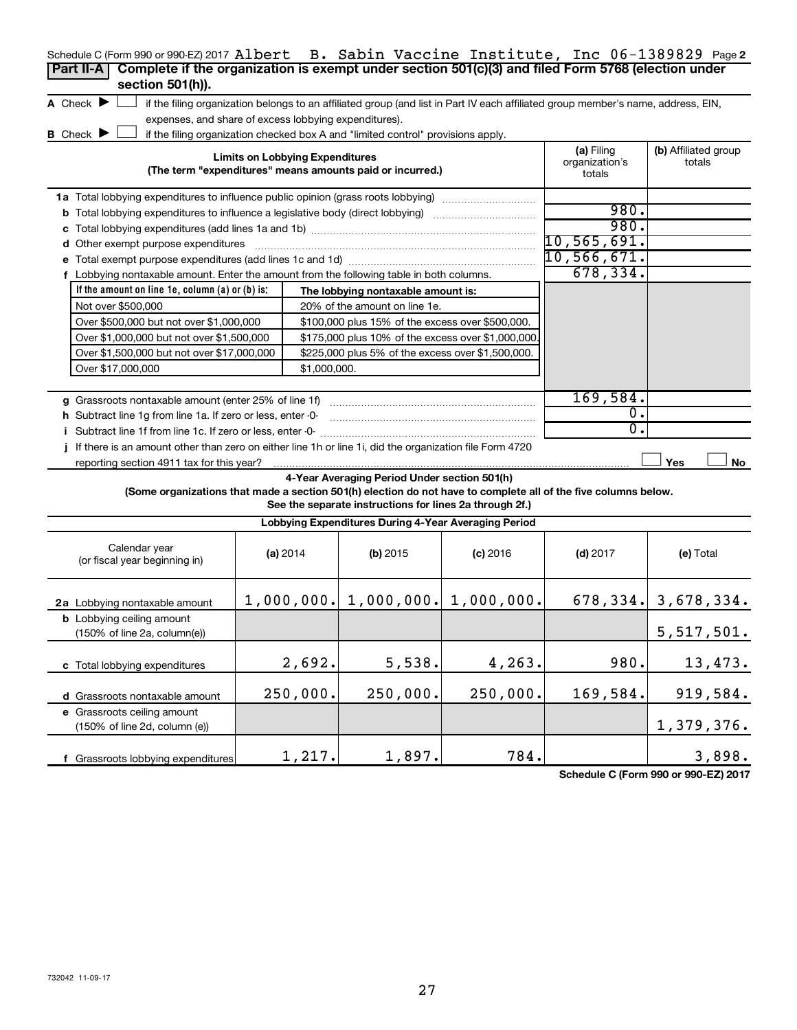Schedule C (Form 990 or 990-EZ) 2017 Albert B. Sabin Vaccine Institute, Inc 06-1389829 Page **2**

## Part II-A Complete if the organization is exempt under section 501(c)(3) and filed Form 5768 (election under section 501(h)).

**A** Check ▶ ☐ if the filing organization belongs to an affiliated group (and list in Part IV each affiliated group member's name, address, EIN, expenses, and share of excess lobbying expenditures).

**B** Check ▶ ☐ if the filing organization checked box A and "limited control" provisions apply.

| Limits on Lobbying Expenditures (The term "expenditures" means amounts paid or incurred.) | (a) Filing organization's totals | (b) Affiliated group totals |
|---|---|---|
| **1a** Total lobbying expenditures to influence public opinion (grass roots lobbying) | | |
| **b** Total lobbying expenditures to influence a legislative body (direct lobbying) | 980. | |
| **c** Total lobbying expenditures (add lines 1a and 1b) | 980. | |
| **d** Other exempt purpose expenditures | 10,565,691. | |
| **e** Total exempt purpose expenditures (add lines 1c and 1d) | 10,566,671. | |
| **f** Lobbying nontaxable amount. Enter the amount from the following table in both columns. | 678,334. | |

| If the amount on line 1e, column (a) or (b) is: | The lobbying nontaxable amount is: |
|---|---|
| Not over $500,000 | 20% of the amount on line 1e. |
| Over $500,000 but not over $1,000,000 | $100,000 plus 15% of the excess over $500,000. |
| Over $1,000,000 but not over $1,500,000 | $175,000 plus 10% of the excess over $1,000,000. |
| Over $1,500,000 but not over $17,000,000 | $225,000 plus 5% of the excess over $1,500,000. |
| Over $17,000,000 | $1,000,000. |

| | (a) Filing organization's totals | (b) Affiliated group totals |
|---|---|---|
| **g** Grassroots nontaxable amount (enter 25% of line 1f) | 169,584. | |
| **h** Subtract line 1g from line 1a. If zero or less, enter -0- | 0. | |
| **i** Subtract line 1f from line 1c. If zero or less, enter -0- | 0. | |
| **j** If there is an amount other than zero on either line 1h or line 1i, did the organization file Form 4720 reporting section 4911 tax for this year? | ☐ Yes | ☐ No |

### 4-Year Averaging Period Under section 501(h)

**(Some organizations that made a section 501(h) election do not have to complete all of the five columns below. See the separate instructions for lines 2a through 2f.)**

| Lobbying Expenditures During 4-Year Averaging Period | | | | | |
|---|---|---|---|---|---|
| Calendar year (or fiscal year beginning in) | (a) 2014 | (b) 2015 | (c) 2016 | (d) 2017 | (e) Total |
| **2a** Lobbying nontaxable amount | 1,000,000. | 1,000,000. | 1,000,000. | 678,334. | 3,678,334. |
| **b** Lobbying ceiling amount (150% of line 2a, column(e)) | | | | | 5,517,501. |
| **c** Total lobbying expenditures | 2,692. | 5,538. | 4,263. | 980. | 13,473. |
| **d** Grassroots nontaxable amount | 250,000. | 250,000. | 250,000. | 169,584. | 919,584. |
| **e** Grassroots ceiling amount (150% of line 2d, column (e)) | | | | | 1,379,376. |
| **f** Grassroots lobbying expenditures | 1,217. | 1,897. | 784. | | 3,898. |

**Schedule C (Form 990 or 990-EZ) 2017**

732042 11-09-17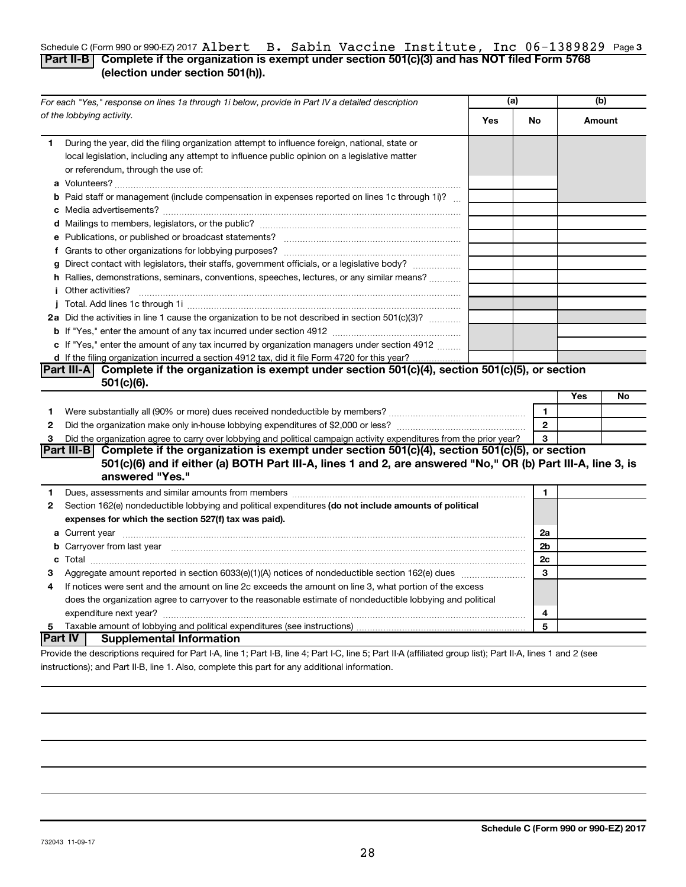Schedule C (Form 990 or 990-EZ) 2017 Albert B. Sabin Vaccine Institute, Inc 06-1389829 Page 3

## Part II-B Complete if the organization is exempt under section 501(c)(3) and has NOT filed Form 5768 (election under section 501(h)).

| For each "Yes," response on lines 1a through 1i below, provide in Part IV a detailed description of the lobbying activity. | (a) Yes | (a) No | (b) Amount |
|---|---|---|---|
| **1** During the year, did the filing organization attempt to influence foreign, national, state or local legislation, including any attempt to influence public opinion on a legislative matter or referendum, through the use of: | | | |
| **a** Volunteers? | | | |
| **b** Paid staff or management (include compensation in expenses reported on lines 1c through 1i)? | | | |
| **c** Media advertisements? | | | |
| **d** Mailings to members, legislators, or the public? | | | |
| **e** Publications, or published or broadcast statements? | | | |
| **f** Grants to other organizations for lobbying purposes? | | | |
| **g** Direct contact with legislators, their staffs, government officials, or a legislative body? | | | |
| **h** Rallies, demonstrations, seminars, conventions, speeches, lectures, or any similar means? | | | |
| **i** Other activities? | | | |
| **j** Total. Add lines 1c through 1i | | | |
| **2a** Did the activities in line 1 cause the organization to be not described in section 501(c)(3)? | | | |
| **b** If "Yes," enter the amount of any tax incurred under section 4912 | | | |
| **c** If "Yes," enter the amount of any tax incurred by organization managers under section 4912 | | | |
| **d** If the filing organization incurred a section 4912 tax, did it file Form 4720 for this year? | | | |

## Part III-A Complete if the organization is exempt under section 501(c)(4), section 501(c)(5), or section 501(c)(6).

| | | | Yes | No |
|---|---|---|---|---|
| **1** | Were substantially all (90% or more) dues received nondeductible by members? | 1 | | |
| **2** | Did the organization make only in-house lobbying expenditures of $2,000 or less? | 2 | | |
| **3** | Did the organization agree to carry over lobbying and political campaign activity expenditures from the prior year? | 3 | | |

## Part III-B Complete if the organization is exempt under section 501(c)(4), section 501(c)(5), or section 501(c)(6) and if either (a) BOTH Part III-A, lines 1 and 2, are answered "No," OR (b) Part III-A, line 3, is answered "Yes."

| | | | |
|---|---|---|---|
| **1** | Dues, assessments and similar amounts from members | 1 | |
| **2** | Section 162(e) nondeductible lobbying and political expenditures **(do not include amounts of political expenses for which the section 527(f) tax was paid).** | | |
| **a** | Current year | 2a | |
| **b** | Carryover from last year | 2b | |
| **c** | Total | 2c | |
| **3** | Aggregate amount reported in section 6033(e)(1)(A) notices of nondeductible section 162(e) dues | 3 | |
| **4** | If notices were sent and the amount on line 2c exceeds the amount on line 3, what portion of the excess does the organization agree to carryover to the reasonable estimate of nondeductible lobbying and political expenditure next year? | 4 | |
| **5** | Taxable amount of lobbying and political expenditures (see instructions) | 5 | |

## Part IV Supplemental Information

Provide the descriptions required for Part I-A, line 1; Part I-B, line 4; Part I-C, line 5; Part II-A (affiliated group list); Part II-A, lines 1 and 2 (see instructions); and Part II-B, line 1. Also, complete this part for any additional information.

Schedule C (Form 990 or 990-EZ) 2017

732043 11-09-17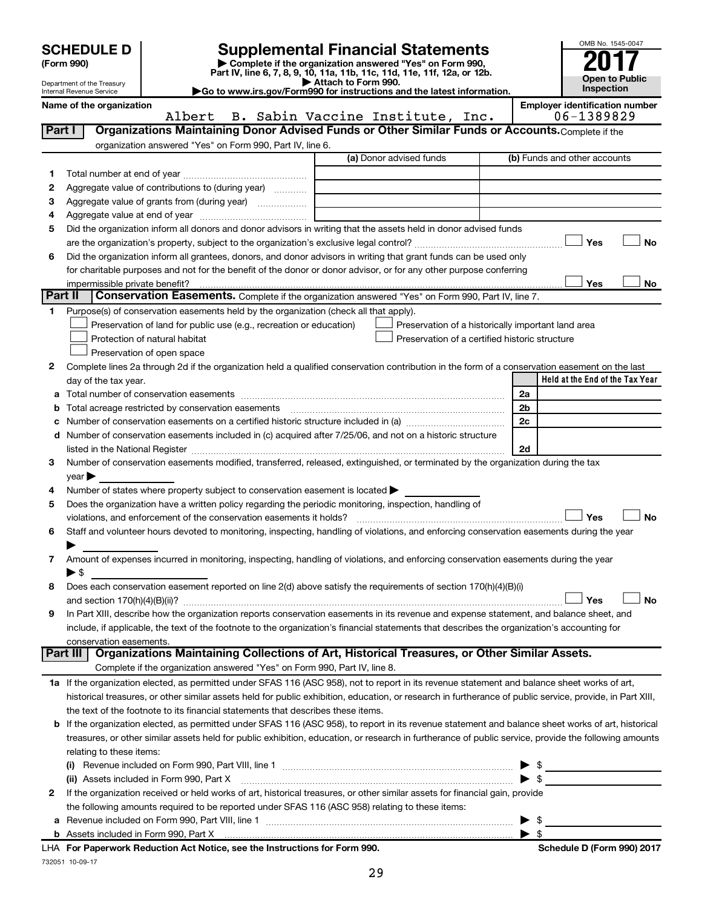# SCHEDULE D (Form 990)

Department of the Treasury
Internal Revenue Service

## Supplemental Financial Statements

▶ Complete if the organization answered "Yes" on Form 990, Part IV, line 6, 7, 8, 9, 10, 11a, 11b, 11c, 11d, 11e, 11f, 12a, or 12b.
▶ Attach to Form 990.
▶Go to www.irs.gov/Form990 for instructions and the latest information.

OMB No. 1545-0047

**2017**

**Open to Public Inspection**

Name of the organization: Albert B. Sabin Vaccine Institute, Inc.

Employer identification number: 06-1389829

### Part I — Organizations Maintaining Donor Advised Funds or Other Similar Funds or Accounts.

Complete if the organization answered "Yes" on Form 990, Part IV, line 6.

| | | (a) Donor advised funds | (b) Funds and other accounts |
|---|---|---|---|
| 1 | Total number at end of year | | |
| 2 | Aggregate value of contributions to (during year) | | |
| 3 | Aggregate value of grants from (during year) | | |
| 4 | Aggregate value at end of year | | |

5 Did the organization inform all donors and donor advisors in writing that the assets held in donor advised funds are the organization's property, subject to the organization's exclusive legal control? ☐ Yes ☐ No

6 Did the organization inform all grantees, donors, and donor advisors in writing that grant funds can be used only for charitable purposes and not for the benefit of the donor or donor advisor, or for any other purpose conferring impermissible private benefit? ☐ Yes ☐ No

### Part II — Conservation Easements.

Complete if the organization answered "Yes" on Form 990, Part IV, line 7.

1 Purpose(s) of conservation easements held by the organization (check all that apply).

- ☐ Preservation of land for public use (e.g., recreation or education)
- ☐ Protection of natural habitat
- ☐ Preservation of open space
- ☐ Preservation of a historically important land area
- ☐ Preservation of a certified historic structure

2 Complete lines 2a through 2d if the organization held a qualified conservation contribution in the form of a conservation easement on the last day of the tax year.

| | | | Held at the End of the Tax Year |
|---|---|---|---|
| a | Total number of conservation easements | 2a | |
| b | Total acreage restricted by conservation easements | 2b | |
| c | Number of conservation easements on a certified historic structure included in (a) | 2c | |
| d | Number of conservation easements included in (c) acquired after 7/25/06, and not on a historic structure listed in the National Register | 2d | |

3 Number of conservation easements modified, transferred, released, extinguished, or terminated by the organization during the tax year ▶

4 Number of states where property subject to conservation easement is located ▶

5 Does the organization have a written policy regarding the periodic monitoring, inspection, handling of violations, and enforcement of the conservation easements it holds? ☐ Yes ☐ No

6 Staff and volunteer hours devoted to monitoring, inspecting, handling of violations, and enforcing conservation easements during the year ▶

7 Amount of expenses incurred in monitoring, inspecting, handling of violations, and enforcing conservation easements during the year ▶ $

8 Does each conservation easement reported on line 2(d) above satisfy the requirements of section 170(h)(4)(B)(i) and section 170(h)(4)(B)(ii)? ☐ Yes ☐ No

9 In Part XIII, describe how the organization reports conservation easements in its revenue and expense statement, and balance sheet, and include, if applicable, the text of the footnote to the organization's financial statements that describes the organization's accounting for conservation easements.

### Part III — Organizations Maintaining Collections of Art, Historical Treasures, or Other Similar Assets.

Complete if the organization answered "Yes" on Form 990, Part IV, line 8.

1a If the organization elected, as permitted under SFAS 116 (ASC 958), not to report in its revenue statement and balance sheet works of art, historical treasures, or other similar assets held for public exhibition, education, or research in furtherance of public service, provide, in Part XIII, the text of the footnote to its financial statements that describes these items.

b If the organization elected, as permitted under SFAS 116 (ASC 958), to report in its revenue statement and balance sheet works of art, historical treasures, or other similar assets held for public exhibition, education, or research in furtherance of public service, provide the following amounts relating to these items:

(i) Revenue included on Form 990, Part VIII, line 1 ▶ $

(ii) Assets included in Form 990, Part X ▶ $

2 If the organization received or held works of art, historical treasures, or other similar assets for financial gain, provide the following amounts required to be reported under SFAS 116 (ASC 958) relating to these items:

a Revenue included on Form 990, Part VIII, line 1 ▶ $

b Assets included in Form 990, Part X ▶ $

LHA For Paperwork Reduction Act Notice, see the Instructions for Form 990. Schedule D (Form 990) 2017

732051 10-09-17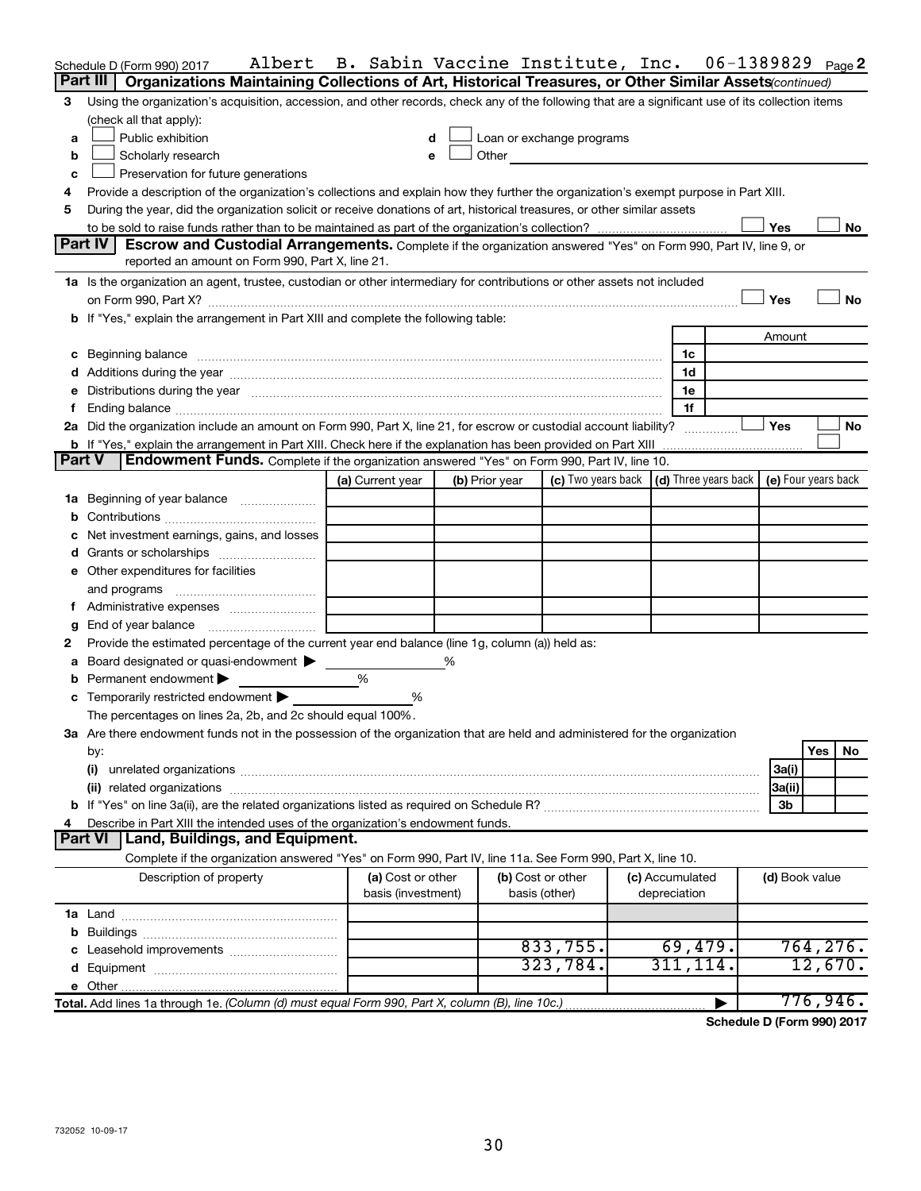Schedule D (Form 990) 2017 Albert B. Sabin Vaccine Institute, Inc. 06-1389829 Page 2

**Part III** Organizations Maintaining Collections of Art, Historical Treasures, or Other Similar Assets *(continued)*

3 Using the organization's acquisition, accession, and other records, check any of the following that are a significant use of its collection items (check all that apply):

a ☐ Public exhibition
b ☐ Scholarly research
c ☐ Preservation for future generations
d ☐ Loan or exchange programs
e ☐ Other

4 Provide a description of the organization's collections and explain how they further the organization's exempt purpose in Part XIII.

5 During the year, did the organization solicit or receive donations of art, historical treasures, or other similar assets to be sold to raise funds rather than to be maintained as part of the organization's collection? ☐ Yes ☐ No

**Part IV** Escrow and Custodial Arrangements. Complete if the organization answered "Yes" on Form 990, Part IV, line 9, or reported an amount on Form 990, Part X, line 21.

1a Is the organization an agent, trustee, custodian or other intermediary for contributions or other assets not included on Form 990, Part X? ☐ Yes ☐ No

b If "Yes," explain the arrangement in Part XIII and complete the following table:

| | | Amount |
|---|---|---|
| c Beginning balance | 1c | |
| d Additions during the year | 1d | |
| e Distributions during the year | 1e | |
| f Ending balance | 1f | |

2a Did the organization include an amount on Form 990, Part X, line 21, for escrow or custodial account liability? ☐ Yes ☐ No

b If "Yes," explain the arrangement in Part XIII. Check here if the explanation has been provided on Part XIII ☐

**Part V** Endowment Funds. Complete if the organization answered "Yes" on Form 990, Part IV, line 10.

| | (a) Current year | (b) Prior year | (c) Two years back | (d) Three years back | (e) Four years back |
|---|---|---|---|---|---|
| 1a Beginning of year balance | | | | | |
| b Contributions | | | | | |
| c Net investment earnings, gains, and losses | | | | | |
| d Grants or scholarships | | | | | |
| e Other expenditures for facilities and programs | | | | | |
| f Administrative expenses | | | | | |
| g End of year balance | | | | | |

2 Provide the estimated percentage of the current year end balance (line 1g, column (a)) held as:

a Board designated or quasi-endowment ▶ %
b Permanent endowment ▶ %
c Temporarily restricted endowment ▶ %

The percentages on lines 2a, 2b, and 2c should equal 100%.

3a Are there endowment funds not in the possession of the organization that are held and administered for the organization by:

| | | Yes | No |
|---|---|---|---|
| (i) unrelated organizations | 3a(i) | | |
| (ii) related organizations | 3a(ii) | | |
| b If "Yes" on line 3a(ii), are the related organizations listed as required on Schedule R? | 3b | | |

4 Describe in Part XIII the intended uses of the organization's endowment funds.

**Part VI** Land, Buildings, and Equipment.

Complete if the organization answered "Yes" on Form 990, Part IV, line 11a. See Form 990, Part X, line 10.

| Description of property | (a) Cost or other basis (investment) | (b) Cost or other basis (other) | (c) Accumulated depreciation | (d) Book value |
|---|---|---|---|---|
| 1a Land | | | | |
| b Buildings | | | | |
| c Leasehold improvements | | 833,755. | 69,479. | 764,276. |
| d Equipment | | 323,784. | 311,114. | 12,670. |
| e Other | | | | |
| **Total.** Add lines 1a through 1e. *(Column (d) must equal Form 990, Part X, column (B), line 10c.)* | | | ▶ | 776,946. |

**Schedule D (Form 990) 2017**

732052 10-09-17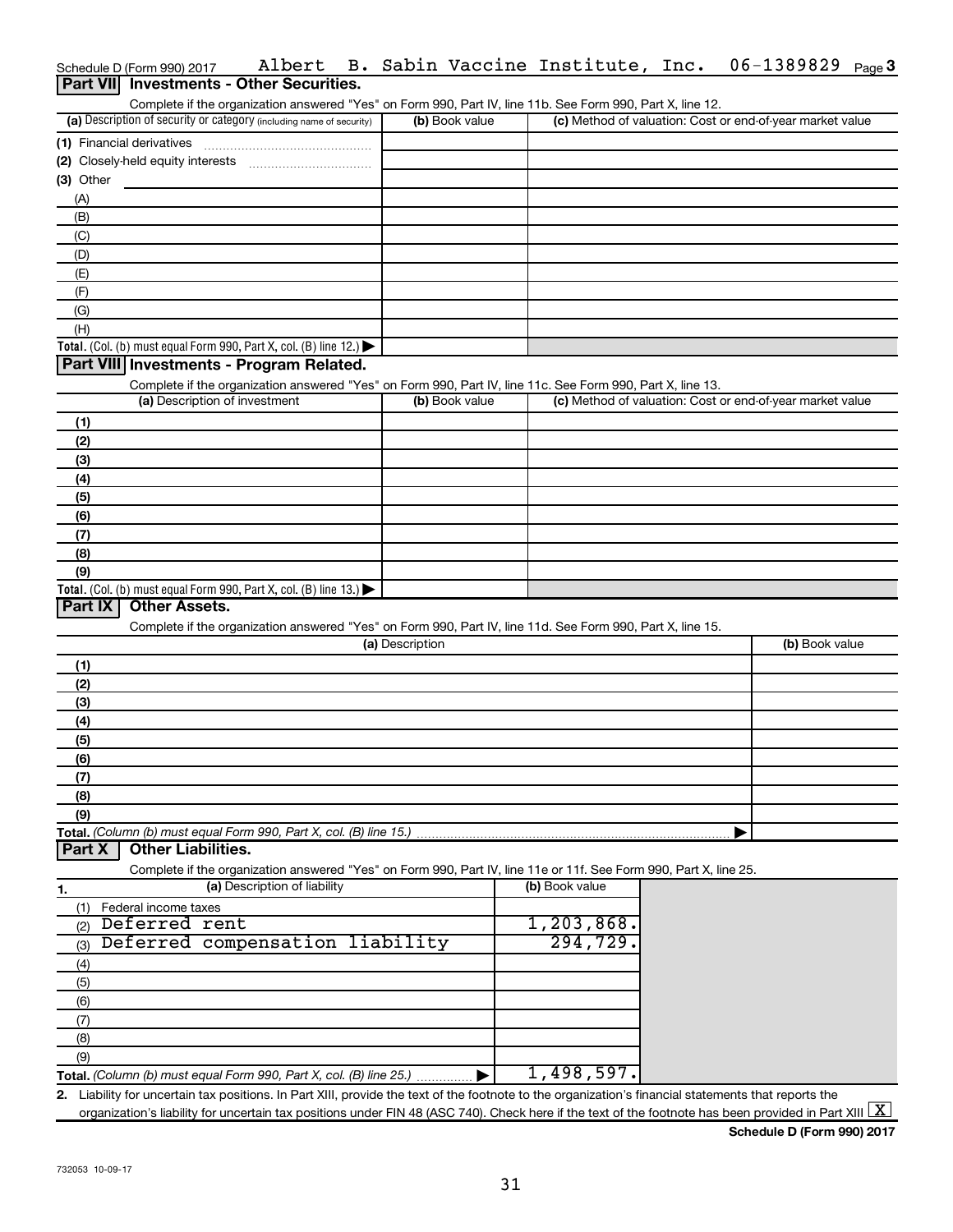Schedule D (Form 990) 2017 Albert B. Sabin Vaccine Institute, Inc. 06-1389829 Page 3

## Part VII Investments - Other Securities.

Complete if the organization answered "Yes" on Form 990, Part IV, line 11b. See Form 990, Part X, line 12.

| (a) Description of security or category (including name of security) | (b) Book value | (c) Method of valuation: Cost or end-of-year market value |
|---|---|---|
| (1) Financial derivatives | | |
| (2) Closely-held equity interests | | |
| (3) Other | | |
| (A) | | |
| (B) | | |
| (C) | | |
| (D) | | |
| (E) | | |
| (F) | | |
| (G) | | |
| (H) | | |
| **Total.** (Col. (b) must equal Form 990, Part X, col. (B) line 12.) | | |

## Part VIII Investments - Program Related.

Complete if the organization answered "Yes" on Form 990, Part IV, line 11c. See Form 990, Part X, line 13.

| (a) Description of investment | (b) Book value | (c) Method of valuation: Cost or end-of-year market value |
|---|---|---|
| (1) | | |
| (2) | | |
| (3) | | |
| (4) | | |
| (5) | | |
| (6) | | |
| (7) | | |
| (8) | | |
| (9) | | |
| **Total.** (Col. (b) must equal Form 990, Part X, col. (B) line 13.) | | |

## Part IX Other Assets.

Complete if the organization answered "Yes" on Form 990, Part IV, line 11d. See Form 990, Part X, line 15.

| (a) Description | (b) Book value |
|---|---|
| (1) | |
| (2) | |
| (3) | |
| (4) | |
| (5) | |
| (6) | |
| (7) | |
| (8) | |
| (9) | |
| **Total.** *(Column (b) must equal Form 990, Part X, col. (B) line 15.)* | |

## Part X Other Liabilities.

Complete if the organization answered "Yes" on Form 990, Part IV, line 11e or 11f. See Form 990, Part X, line 25.

| 1. (a) Description of liability | (b) Book value |
|---|---|
| (1) Federal income taxes | |
| (2) Deferred rent | 1,203,868. |
| (3) Deferred compensation liability | 294,729. |
| (4) | |
| (5) | |
| (6) | |
| (7) | |
| (8) | |
| (9) | |
| **Total.** *(Column (b) must equal Form 990, Part X, col. (B) line 25.)* | 1,498,597. |

2. Liability for uncertain tax positions. In Part XIII, provide the text of the footnote to the organization's financial statements that reports the organization's liability for uncertain tax positions under FIN 48 (ASC 740). Check here if the text of the footnote has been provided in Part XIII [X]

**Schedule D (Form 990) 2017**

732053 10-09-17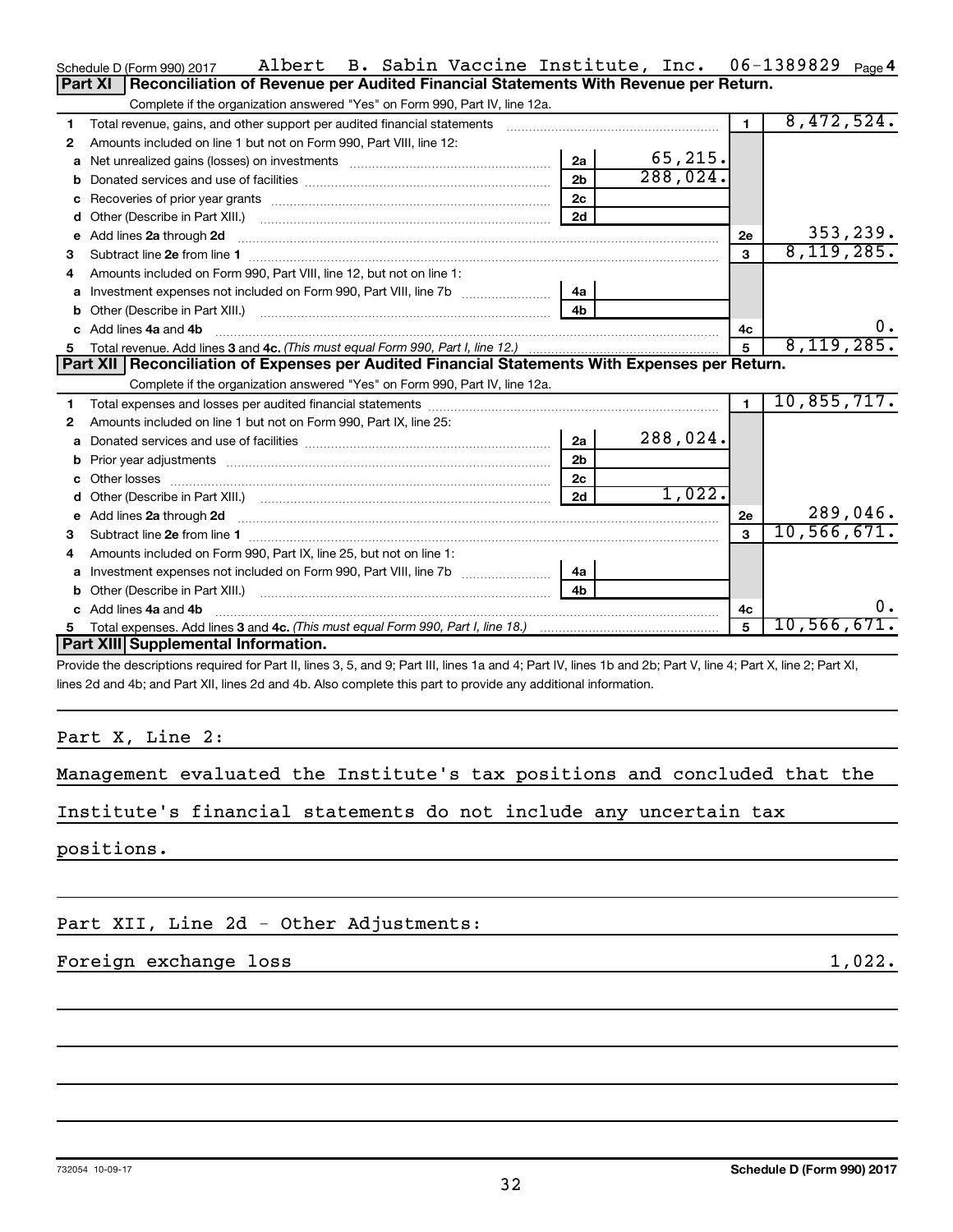Schedule D (Form 990) 2017 Albert B. Sabin Vaccine Institute, Inc. 06-1389829 Page 4

## Part XI Reconciliation of Revenue per Audited Financial Statements With Revenue per Return.

Complete if the organization answered "Yes" on Form 990, Part IV, line 12a.

| | | | | | |
|---|---|---|---|---|---|
| 1 | Total revenue, gains, and other support per audited financial statements | | | 1 | 8,472,524. |
| 2 | Amounts included on line 1 but not on Form 990, Part VIII, line 12: | | | | |
| a | Net unrealized gains (losses) on investments | 2a | 65,215. | | |
| b | Donated services and use of facilities | 2b | 288,024. | | |
| c | Recoveries of prior year grants | 2c | | | |
| d | Other (Describe in Part XIII.) | 2d | | | |
| e | Add lines 2a through 2d | | | 2e | 353,239. |
| 3 | Subtract line 2e from line 1 | | | 3 | 8,119,285. |
| 4 | Amounts included on Form 990, Part VIII, line 12, but not on line 1: | | | | |
| a | Investment expenses not included on Form 990, Part VIII, line 7b | 4a | | | |
| b | Other (Describe in Part XIII.) | 4b | | | |
| c | Add lines 4a and 4b | | | 4c | 0. |
| 5 | Total revenue. Add lines 3 and 4c. *(This must equal Form 990, Part I, line 12.)* | | | 5 | 8,119,285. |

## Part XII Reconciliation of Expenses per Audited Financial Statements With Expenses per Return.

Complete if the organization answered "Yes" on Form 990, Part IV, line 12a.

| | | | | | |
|---|---|---|---|---|---|
| 1 | Total expenses and losses per audited financial statements | | | 1 | 10,855,717. |
| 2 | Amounts included on line 1 but not on Form 990, Part IX, line 25: | | | | |
| a | Donated services and use of facilities | 2a | 288,024. | | |
| b | Prior year adjustments | 2b | | | |
| c | Other losses | 2c | | | |
| d | Other (Describe in Part XIII.) | 2d | 1,022. | | |
| e | Add lines 2a through 2d | | | 2e | 289,046. |
| 3 | Subtract line 2e from line 1 | | | 3 | 10,566,671. |
| 4 | Amounts included on Form 990, Part IX, line 25, but not on line 1: | | | | |
| a | Investment expenses not included on Form 990, Part VIII, line 7b | 4a | | | |
| b | Other (Describe in Part XIII.) | 4b | | | |
| c | Add lines 4a and 4b | | | 4c | 0. |
| 5 | Total expenses. Add lines 3 and 4c. *(This must equal Form 990, Part I, line 18.)* | | | 5 | 10,566,671. |

## Part XIII Supplemental Information.

Provide the descriptions required for Part II, lines 3, 5, and 9; Part III, lines 1a and 4; Part IV, lines 1b and 2b; Part V, line 4; Part X, line 2; Part XI, lines 2d and 4b; and Part XII, lines 2d and 4b. Also complete this part to provide any additional information.

Part X, Line 2:

Management evaluated the Institute's tax positions and concluded that the Institute's financial statements do not include any uncertain tax positions.

Part XII, Line 2d - Other Adjustments:

Foreign exchange loss 1,022.

732054 10-09-17

Schedule D (Form 990) 2017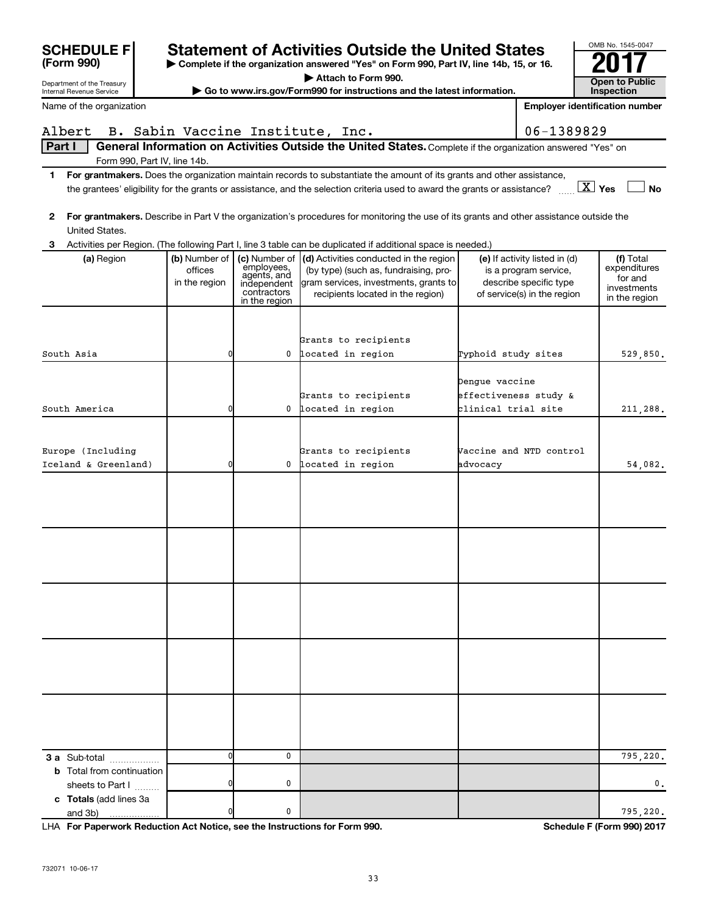# SCHEDULE F (Form 990)

Department of the Treasury
Internal Revenue Service

## Statement of Activities Outside the United States

▶ Complete if the organization answered "Yes" on Form 990, Part IV, line 14b, 15, or 16.
▶ Attach to Form 990.
▶ Go to www.irs.gov/Form990 for instructions and the latest information.

OMB No. 1545-0047

**2017**

**Open to Public Inspection**

Name of the organization: Albert B. Sabin Vaccine Institute, Inc.

Employer identification number: 06-1389829

**Part I** **General Information on Activities Outside the United States.** Complete if the organization answered "Yes" on Form 990, Part IV, line 14b.

**1** **For grantmakers.** Does the organization maintain records to substantiate the amount of its grants and other assistance, the grantees' eligibility for the grants or assistance, and the selection criteria used to award the grants or assistance? ..... [X] Yes [ ] No

**2** **For grantmakers.** Describe in Part V the organization's procedures for monitoring the use of its grants and other assistance outside the United States.

**3** Activities per Region. (The following Part I, line 3 table can be duplicated if additional space is needed.)

| (a) Region | (b) Number of offices in the region | (c) Number of employees, agents, and independent contractors in the region | (d) Activities conducted in the region (by type) (such as, fundraising, program services, investments, grants to recipients located in the region) | (e) If activity listed in (d) is a program service, describe specific type of service(s) in the region | (f) Total expenditures for and investments in the region |
|---|---|---|---|---|---|
| South Asia | 0 | 0 | Grants to recipients located in region | Typhoid study sites | 529,850. |
| South America | 0 | 0 | Grants to recipients located in region | Dengue vaccine effectiveness study & clinical trial site | 211,288. |
| Europe (Including Iceland & Greenland) | 0 | 0 | Grants to recipients located in region | Vaccine and NTD control advocacy | 54,082. |
| | | | | | |
| | | | | | |
| | | | | | |
| | | | | | |
| | | | | | |
| **3 a** Sub-total | 0 | 0 | | | 795,220. |
| **b** Total from continuation sheets to Part I | 0 | 0 | | | 0. |
| **c** **Totals** (add lines 3a and 3b) | 0 | 0 | | | 795,220. |

LHA **For Paperwork Reduction Act Notice, see the Instructions for Form 990.** **Schedule F (Form 990) 2017**

732071 10-06-17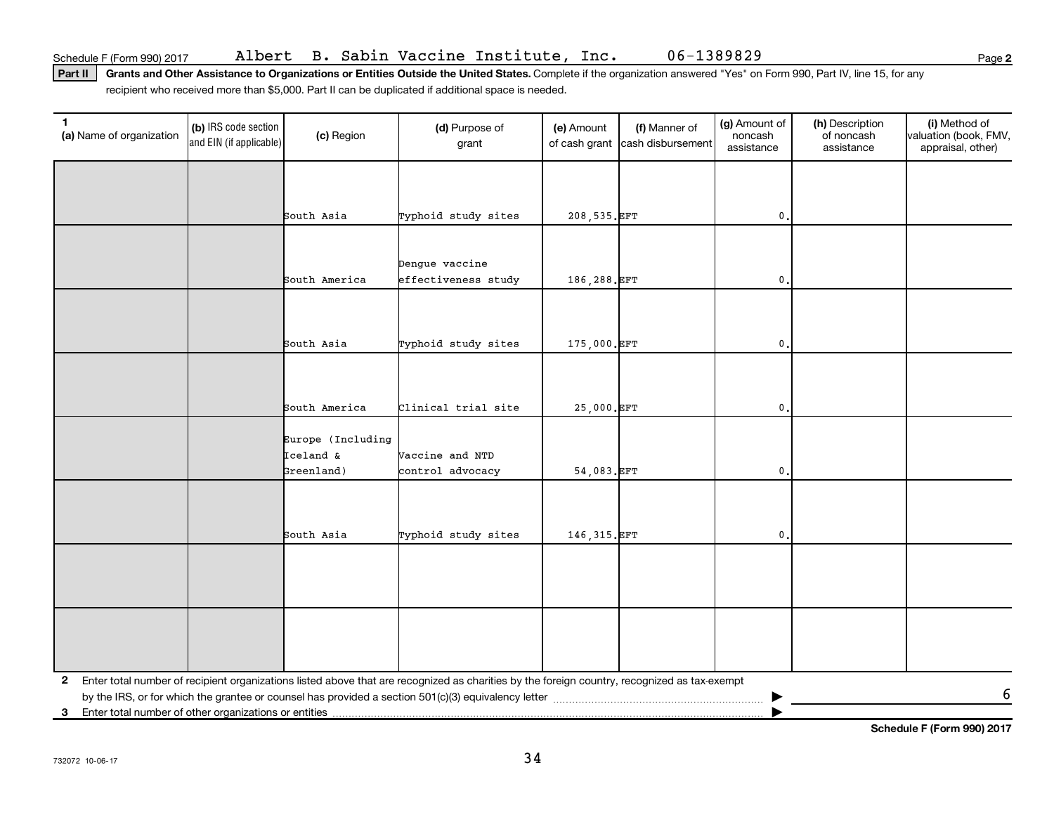Schedule F (Form 990) 2017 Albert B. Sabin Vaccine Institute, Inc. 06-1389829 Page 2

**Part II** **Grants and Other Assistance to Organizations or Entities Outside the United States.** Complete if the organization answered "Yes" on Form 990, Part IV, line 15, for any recipient who received more than $5,000. Part II can be duplicated if additional space is needed.

| 1 (a) Name of organization | (b) IRS code section and EIN (if applicable) | (c) Region | (d) Purpose of grant | (e) Amount of cash grant | (f) Manner of cash disbursement | (g) Amount of noncash assistance | (h) Description of noncash assistance | (i) Method of valuation (book, FMV, appraisal, other) |
|---|---|---|---|---|---|---|---|---|
| | | South Asia | Typhoid study sites | 208,535. | EFT | 0. | | |
| | | South America | Dengue vaccine effectiveness study | 186,288. | EFT | 0. | | |
| | | South Asia | Typhoid study sites | 175,000. | EFT | 0. | | |
| | | South America | Clinical trial site | 25,000. | EFT | 0. | | |
| | | Europe (Including Iceland & Greenland) | Vaccine and NTD control advocacy | 54,083. | EFT | 0. | | |
| | | South Asia | Typhoid study sites | 146,315. | EFT | 0. | | |
| | | | | | | | | |
| | | | | | | | | |

**2** Enter total number of recipient organizations listed above that are recognized as charities by the foreign country, recognized as tax-exempt by the IRS, or for which the grantee or counsel has provided a section 501(c)(3) equivalency letter ▶ 6

**3** Enter total number of other organizations or entities ▶

**Schedule F (Form 990) 2017**

732072 10-06-17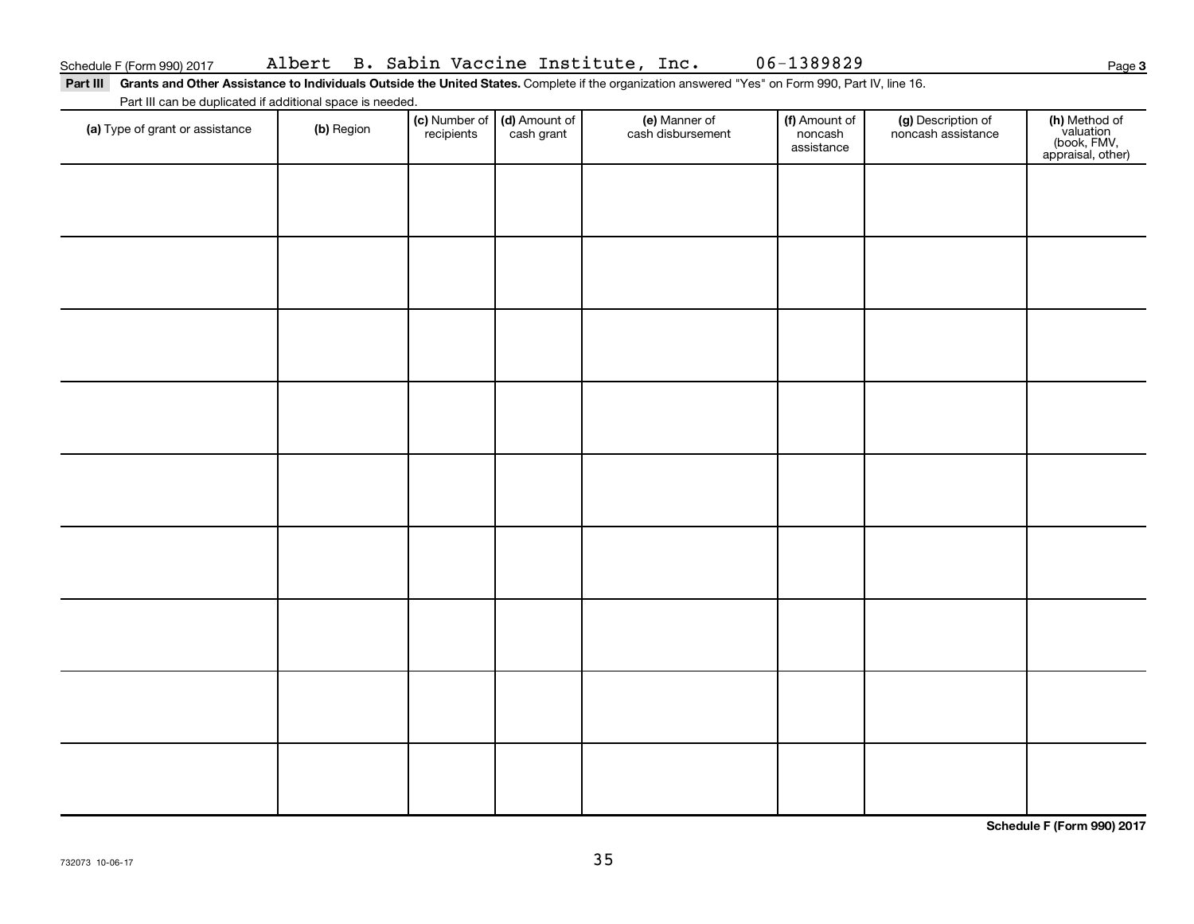Schedule F (Form 990) 2017 Albert B. Sabin Vaccine Institute, Inc. 06-1389829

**Part III** **Grants and Other Assistance to Individuals Outside the United States.** Complete if the organization answered "Yes" on Form 990, Part IV, line 16.

Part III can be duplicated if additional space is needed.

| (a) Type of grant or assistance | (b) Region | (c) Number of recipients | (d) Amount of cash grant | (e) Manner of cash disbursement | (f) Amount of noncash assistance | (g) Description of noncash assistance | (h) Method of valuation (book, FMV, appraisal, other) |
|---|---|---|---|---|---|---|---|
| | | | | | | | |
| | | | | | | | |
| | | | | | | | |
| | | | | | | | |
| | | | | | | | |
| | | | | | | | |
| | | | | | | | |
| | | | | | | | |
| | | | | | | | |

**Schedule F (Form 990) 2017**

732073 10-06-17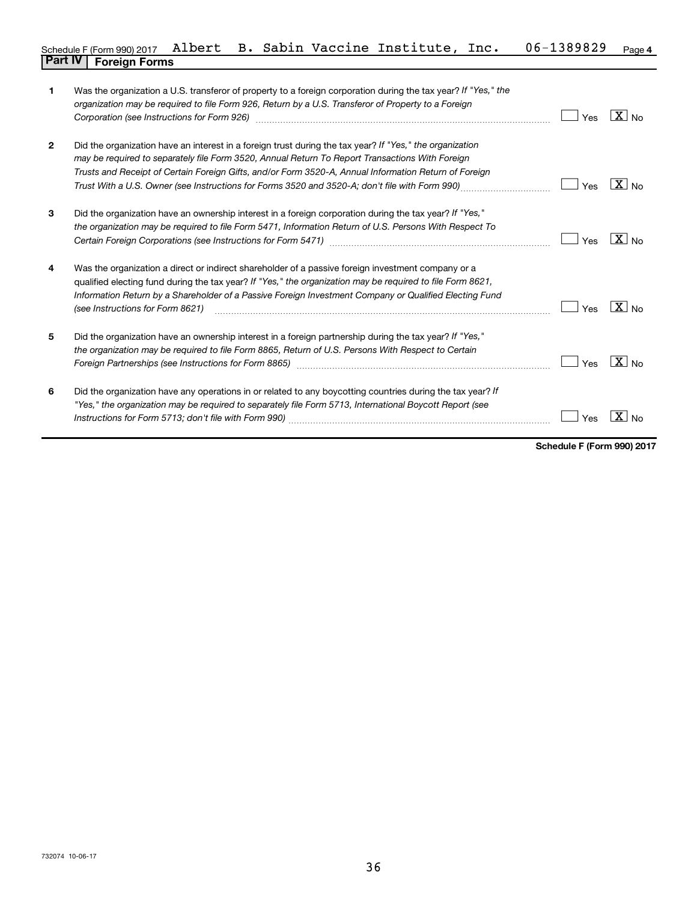Schedule F (Form 990) 2017 Albert B. Sabin Vaccine Institute, Inc. 06-1389829 Page 4

**Part IV Foreign Forms**

| | | |
|---|---|---|
| **1** | Was the organization a U.S. transferor of property to a foreign corporation during the tax year? *If "Yes," the organization may be required to file Form 926, Return by a U.S. Transferor of Property to a Foreign Corporation (see Instructions for Form 926)* | [ ] Yes [X] No |
| **2** | Did the organization have an interest in a foreign trust during the tax year? *If "Yes," the organization may be required to separately file Form 3520, Annual Return To Report Transactions With Foreign Trusts and Receipt of Certain Foreign Gifts, and/or Form 3520-A, Annual Information Return of Foreign Trust With a U.S. Owner (see Instructions for Forms 3520 and 3520-A; don't file with Form 990)* | [ ] Yes [X] No |
| **3** | Did the organization have an ownership interest in a foreign corporation during the tax year? *If "Yes," the organization may be required to file Form 5471, Information Return of U.S. Persons With Respect To Certain Foreign Corporations (see Instructions for Form 5471)* | [ ] Yes [X] No |
| **4** | Was the organization a direct or indirect shareholder of a passive foreign investment company or a qualified electing fund during the tax year? *If "Yes," the organization may be required to file Form 8621, Information Return by a Shareholder of a Passive Foreign Investment Company or Qualified Electing Fund (see Instructions for Form 8621)* | [ ] Yes [X] No |
| **5** | Did the organization have an ownership interest in a foreign partnership during the tax year? *If "Yes," the organization may be required to file Form 8865, Return of U.S. Persons With Respect to Certain Foreign Partnerships (see Instructions for Form 8865)* | [ ] Yes [X] No |
| **6** | Did the organization have any operations in or related to any boycotting countries during the tax year? *If "Yes," the organization may be required to separately file Form 5713, International Boycott Report (see Instructions for Form 5713; don't file with Form 990)* | [ ] Yes [X] No |

**Schedule F (Form 990) 2017**

732074 10-06-17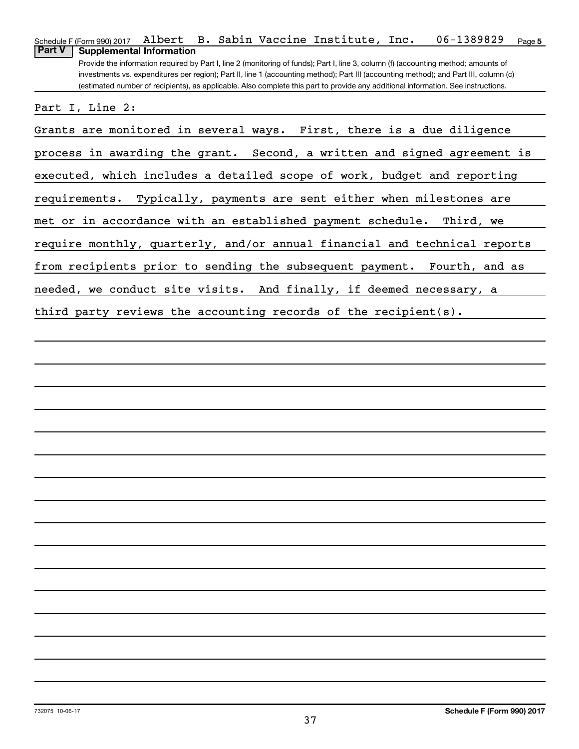Schedule F (Form 990) 2017 Albert B. Sabin Vaccine Institute, Inc. 06-1389829 Page 5

**Part V | Supplemental Information**

Provide the information required by Part I, line 2 (monitoring of funds); Part I, line 3, column (f) (accounting method; amounts of investments vs. expenditures per region); Part II, line 1 (accounting method); Part III (accounting method); and Part III, column (c) (estimated number of recipients), as applicable. Also complete this part to provide any additional information. See instructions.

Part I, Line 2:

Grants are monitored in several ways. First, there is a due diligence process in awarding the grant. Second, a written and signed agreement is executed, which includes a detailed scope of work, budget and reporting requirements. Typically, payments are sent either when milestones are met or in accordance with an established payment schedule. Third, we require monthly, quarterly, and/or annual financial and technical reports from recipients prior to sending the subsequent payment. Fourth, and as needed, we conduct site visits. And finally, if deemed necessary, a third party reviews the accounting records of the recipient(s).

732075 10-06-17

**Schedule F (Form 990) 2017**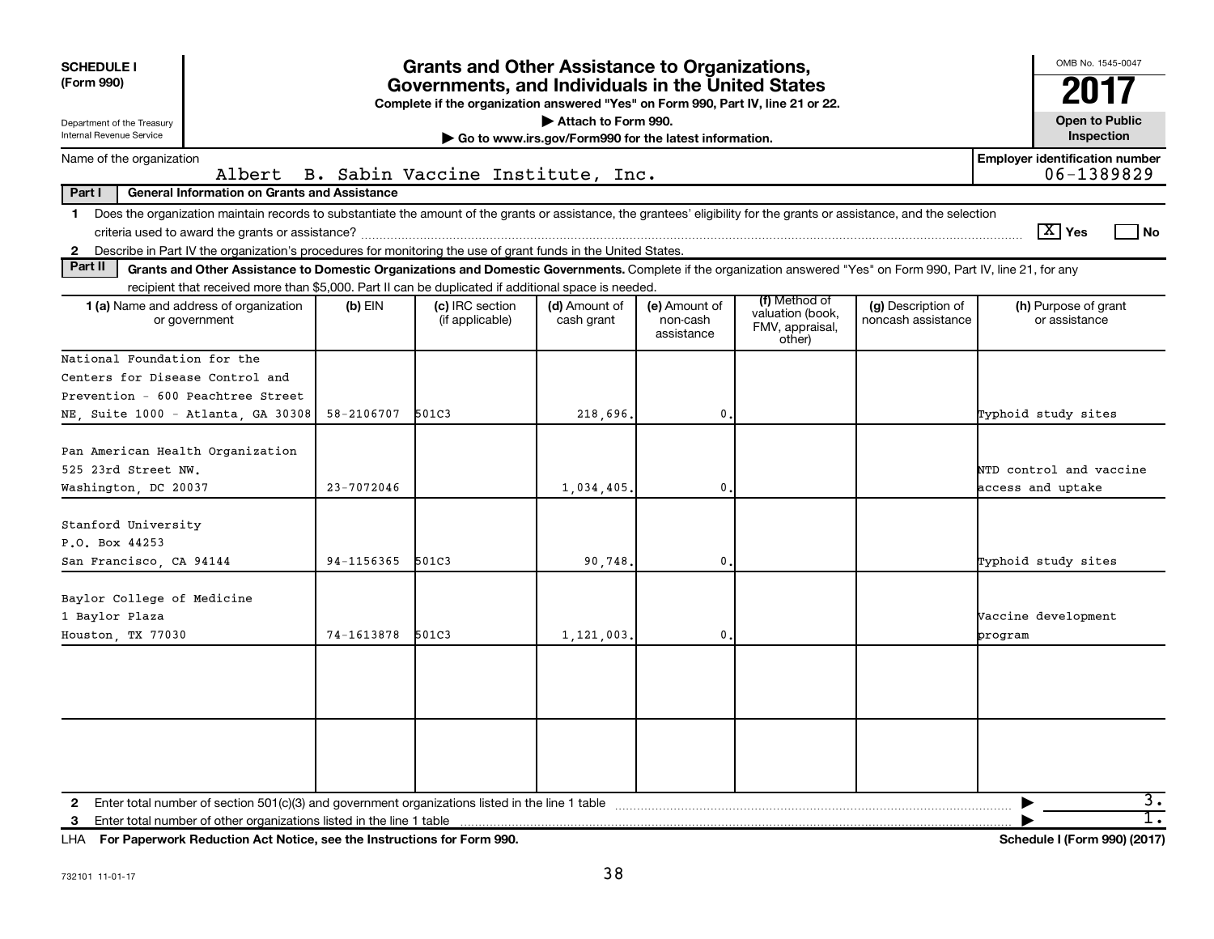**SCHEDULE I**
**(Form 990)**

Department of the Treasury
Internal Revenue Service

# Grants and Other Assistance to Organizations, Governments, and Individuals in the United States

**Complete if the organization answered "Yes" on Form 990, Part IV, line 21 or 22.**
**▶ Attach to Form 990.**
**▶ Go to www.irs.gov/Form990 for the latest information.**

OMB No. 1545-0047
**2017**
**Open to Public Inspection**

Name of the organization: Albert B. Sabin Vaccine Institute, Inc.
**Employer identification number:** 06-1389829

**Part I — General Information on Grants and Assistance**

1 Does the organization maintain records to substantiate the amount of the grants or assistance, the grantees' eligibility for the grants or assistance, and the selection criteria used to award the grants or assistance? [X] Yes [ ] No

2 Describe in Part IV the organization's procedures for monitoring the use of grant funds in the United States.

**Part II — Grants and Other Assistance to Domestic Organizations and Domestic Governments.** Complete if the organization answered "Yes" on Form 990, Part IV, line 21, for any recipient that received more than $5,000. Part II can be duplicated if additional space is needed.

| 1 (a) Name and address of organization or government | (b) EIN | (c) IRC section (if applicable) | (d) Amount of cash grant | (e) Amount of non-cash assistance | (f) Method of valuation (book, FMV, appraisal, other) | (g) Description of noncash assistance | (h) Purpose of grant or assistance |
|---|---|---|---|---|---|---|---|
| National Foundation for the Centers for Disease Control and Prevention - 600 Peachtree Street NE, Suite 1000 - Atlanta, GA 30308 | 58-2106707 | 501C3 | 218,696. | 0. | | | Typhoid study sites |
| Pan American Health Organization 525 23rd Street NW. Washington, DC 20037 | 23-7072046 | | 1,034,405. | 0. | | | NTD control and vaccine access and uptake |
| Stanford University P.O. Box 44253 San Francisco, CA 94144 | 94-1156365 | 501C3 | 90,748. | 0. | | | Typhoid study sites |
| Baylor College of Medicine 1 Baylor Plaza Houston, TX 77030 | 74-1613878 | 501C3 | 1,121,003. | 0. | | | Vaccine development program |
| | | | | | | | |
| | | | | | | | |

2 Enter total number of section 501(c)(3) and government organizations listed in the line 1 table ▶ 3.

3 Enter total number of other organizations listed in the line 1 table ▶ 1.

LHA **For Paperwork Reduction Act Notice, see the Instructions for Form 990.** **Schedule I (Form 990) (2017)**

732101 11-01-17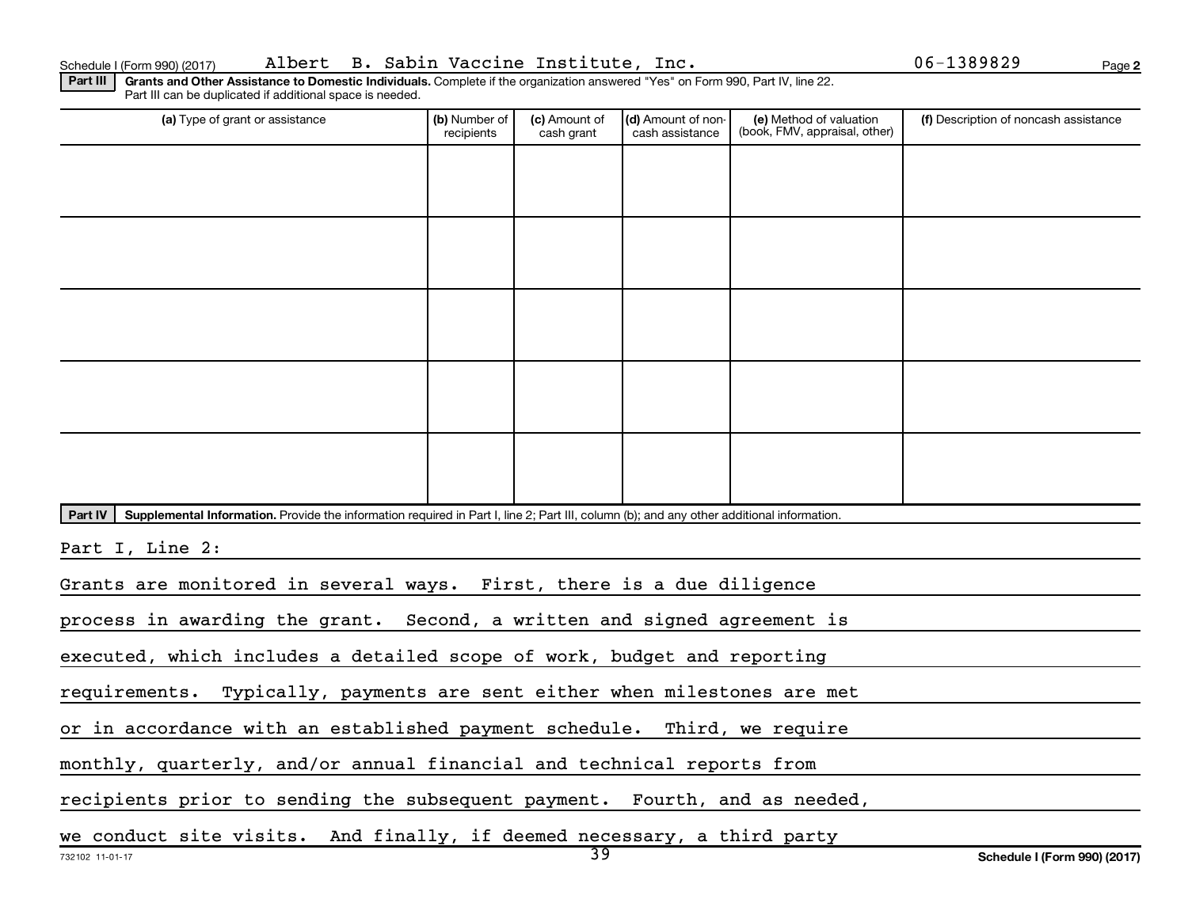Schedule I (Form 990) (2017) Albert B. Sabin Vaccine Institute, Inc. 06-1389829 Page **2**

**Part III** **Grants and Other Assistance to Domestic Individuals.** Complete if the organization answered "Yes" on Form 990, Part IV, line 22. Part III can be duplicated if additional space is needed.

| (a) Type of grant or assistance | (b) Number of recipients | (c) Amount of cash grant | (d) Amount of non-cash assistance | (e) Method of valuation (book, FMV, appraisal, other) | (f) Description of noncash assistance |
|---|---|---|---|---|---|
| | | | | | |
| | | | | | |
| | | | | | |
| | | | | | |
| | | | | | |

**Part IV** **Supplemental Information.** Provide the information required in Part I, line 2; Part III, column (b); and any other additional information.

Part I, Line 2:

Grants are monitored in several ways. First, there is a due diligence process in awarding the grant. Second, a written and signed agreement is executed, which includes a detailed scope of work, budget and reporting requirements. Typically, payments are sent either when milestones are met or in accordance with an established payment schedule. Third, we require monthly, quarterly, and/or annual financial and technical reports from recipients prior to sending the subsequent payment. Fourth, and as needed, we conduct site visits. And finally, if deemed necessary, a third party

732102 11-01-17 **Schedule I (Form 990) (2017)**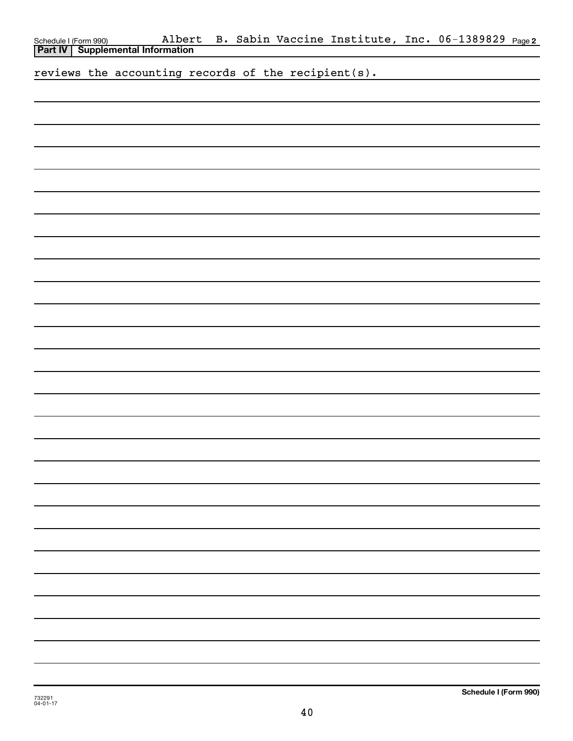Schedule I (Form 990) Albert B. Sabin Vaccine Institute, Inc. 06-1389829 Page 2

**Part IV | Supplemental Information**

reviews the accounting records of the recipient(s).

732291
04-01-17

**Schedule I (Form 990)**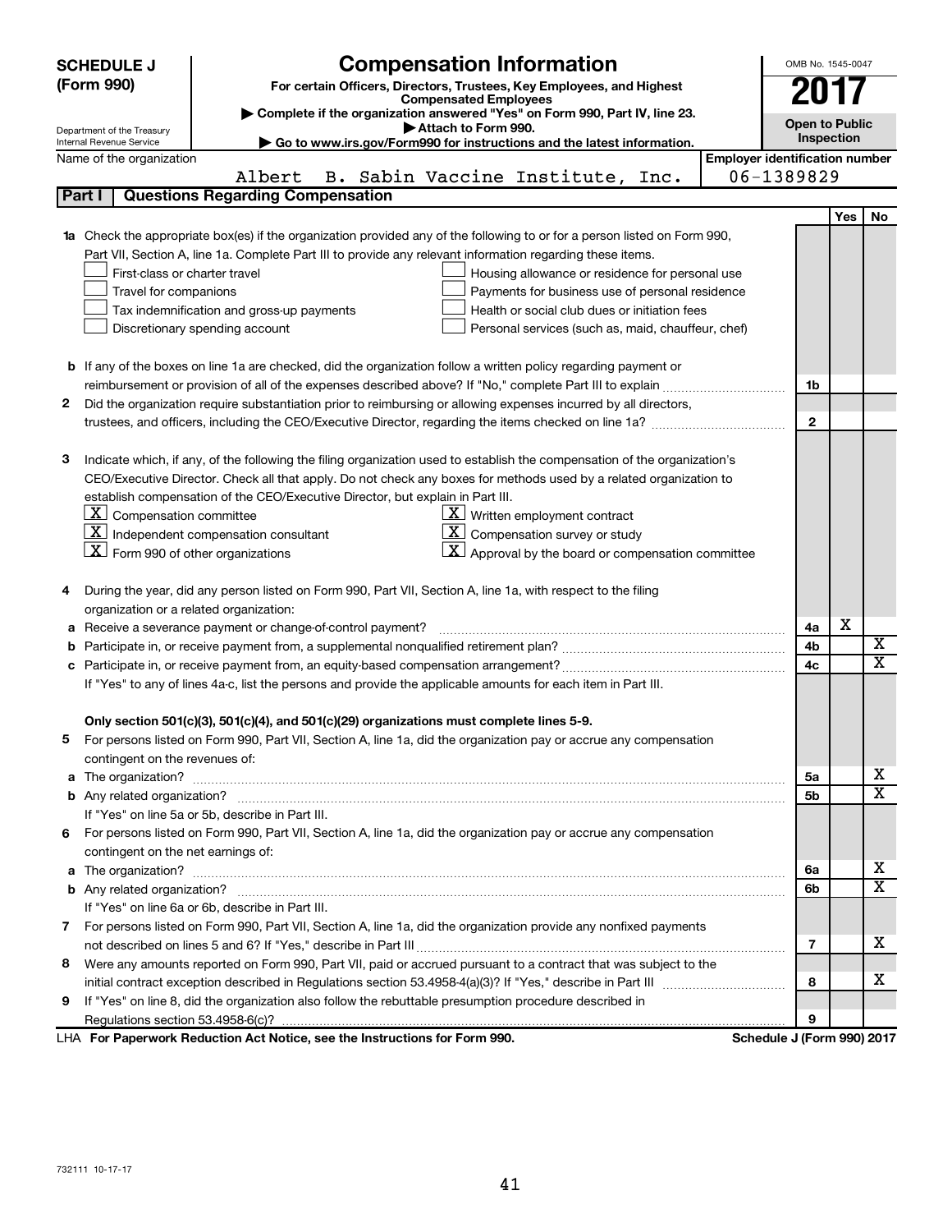**SCHEDULE J (Form 990)**

Department of the Treasury
Internal Revenue Service

# Compensation Information

**For certain Officers, Directors, Trustees, Key Employees, and Highest Compensated Employees**

▶ Complete if the organization answered "Yes" on Form 990, Part IV, line 23.
▶ Attach to Form 990.
▶ Go to www.irs.gov/Form990 for instructions and the latest information.

OMB No. 1545-0047

**2017**

**Open to Public Inspection**

Name of the organization: Albert B. Sabin Vaccine Institute, Inc.

Employer identification number: 06-1389829

## Part I Questions Regarding Compensation

| | | | Yes | No |
|---|---|---|---|---|
| **1a** | Check the appropriate box(es) if the organization provided any of the following to or for a person listed on Form 990, Part VII, Section A, line 1a. Complete Part III to provide any relevant information regarding these items.<br>☐ First-class or charter travel ☐ Housing allowance or residence for personal use<br>☐ Travel for companions ☐ Payments for business use of personal residence<br>☐ Tax indemnification and gross-up payments ☐ Health or social club dues or initiation fees<br>☐ Discretionary spending account ☐ Personal services (such as, maid, chauffeur, chef) | | | |
| **b** | If any of the boxes on line 1a are checked, did the organization follow a written policy regarding payment or reimbursement or provision of all of the expenses described above? If "No," complete Part III to explain | 1b | | |
| **2** | Did the organization require substantiation prior to reimbursing or allowing expenses incurred by all directors, trustees, and officers, including the CEO/Executive Director, regarding the items checked on line 1a? | 2 | | |
| **3** | Indicate which, if any, of the following the filing organization used to establish the compensation of the organization's CEO/Executive Director. Check all that apply. Do not check any boxes for methods used by a related organization to establish compensation of the CEO/Executive Director, but explain in Part III.<br>☒ Compensation committee ☒ Written employment contract<br>☒ Independent compensation consultant ☒ Compensation survey or study<br>☒ Form 990 of other organizations ☒ Approval by the board or compensation committee | | | |
| **4** | During the year, did any person listed on Form 990, Part VII, Section A, line 1a, with respect to the filing organization or a related organization: | | | |
| **a** | Receive a severance payment or change-of-control payment? | 4a | X | |
| **b** | Participate in, or receive payment from, a supplemental nonqualified retirement plan? | 4b | | X |
| **c** | Participate in, or receive payment from, an equity-based compensation arrangement? | 4c | | X |
| | If "Yes" to any of lines 4a-c, list the persons and provide the applicable amounts for each item in Part III. | | | |
| | **Only section 501(c)(3), 501(c)(4), and 501(c)(29) organizations must complete lines 5-9.** | | | |
| **5** | For persons listed on Form 990, Part VII, Section A, line 1a, did the organization pay or accrue any compensation contingent on the revenues of: | | | |
| **a** | The organization? | 5a | | X |
| **b** | Any related organization? | 5b | | X |
| | If "Yes" on line 5a or 5b, describe in Part III. | | | |
| **6** | For persons listed on Form 990, Part VII, Section A, line 1a, did the organization pay or accrue any compensation contingent on the net earnings of: | | | |
| **a** | The organization? | 6a | | X |
| **b** | Any related organization? | 6b | | X |
| | If "Yes" on line 6a or 6b, describe in Part III. | | | |
| **7** | For persons listed on Form 990, Part VII, Section A, line 1a, did the organization provide any nonfixed payments not described on lines 5 and 6? If "Yes," describe in Part III | 7 | | X |
| **8** | Were any amounts reported on Form 990, Part VII, paid or accrued pursuant to a contract that was subject to the initial contract exception described in Regulations section 53.4958-4(a)(3)? If "Yes," describe in Part III | 8 | | X |
| **9** | If "Yes" on line 8, did the organization also follow the rebuttable presumption procedure described in Regulations section 53.4958-6(c)? | 9 | | |

LHA **For Paperwork Reduction Act Notice, see the Instructions for Form 990.** **Schedule J (Form 990) 2017**

732111 10-17-17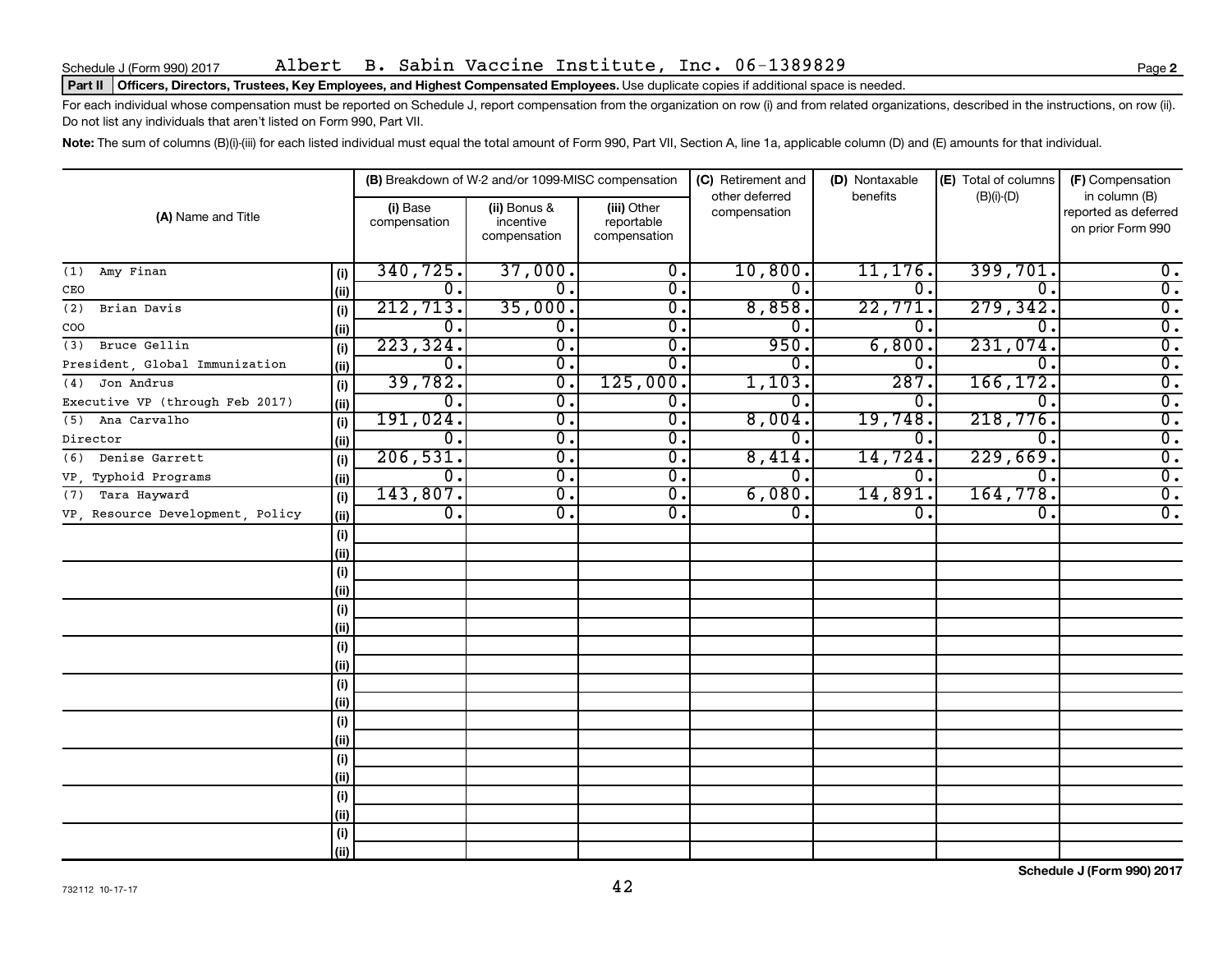Schedule J (Form 990) 2017 Albert B. Sabin Vaccine Institute, Inc. 06-1389829

**Part II Officers, Directors, Trustees, Key Employees, and Highest Compensated Employees.** Use duplicate copies if additional space is needed.

For each individual whose compensation must be reported on Schedule J, report compensation from the organization on row (i) and from related organizations, described in the instructions, on row (ii). Do not list any individuals that aren't listed on Form 990, Part VII.

**Note:** The sum of columns (B)(i)-(iii) for each listed individual must equal the total amount of Form 990, Part VII, Section A, line 1a, applicable column (D) and (E) amounts for that individual.

| (A) Name and Title | | (B) Breakdown of W-2 and/or 1099-MISC compensation | | | (C) Retirement and other deferred compensation | (D) Nontaxable benefits | (E) Total of columns (B)(i)-(D) | (F) Compensation in column (B) reported as deferred on prior Form 990 |
|---|---|---|---|---|---|---|---|---|
| | | (i) Base compensation | (ii) Bonus & incentive compensation | (iii) Other reportable compensation | | | | |
| (1) Amy Finan | (i) | 340,725. | 37,000. | 0. | 10,800. | 11,176. | 399,701. | 0. |
| CEO | (ii) | 0. | 0. | 0. | 0. | 0. | 0. | 0. |
| (2) Brian Davis | (i) | 212,713. | 35,000. | 0. | 8,858. | 22,771. | 279,342. | 0. |
| COO | (ii) | 0. | 0. | 0. | 0. | 0. | 0. | 0. |
| (3) Bruce Gellin | (i) | 223,324. | 0. | 0. | 950. | 6,800. | 231,074. | 0. |
| President, Global Immunization | (ii) | 0. | 0. | 0. | 0. | 0. | 0. | 0. |
| (4) Jon Andrus | (i) | 39,782. | 0. | 125,000. | 1,103. | 287. | 166,172. | 0. |
| Executive VP (through Feb 2017) | (ii) | 0. | 0. | 0. | 0. | 0. | 0. | 0. |
| (5) Ana Carvalho | (i) | 191,024. | 0. | 0. | 8,004. | 19,748. | 218,776. | 0. |
| Director | (ii) | 0. | 0. | 0. | 0. | 0. | 0. | 0. |
| (6) Denise Garrett | (i) | 206,531. | 0. | 0. | 8,414. | 14,724. | 229,669. | 0. |
| VP, Typhoid Programs | (ii) | 0. | 0. | 0. | 0. | 0. | 0. | 0. |
| (7) Tara Hayward | (i) | 143,807. | 0. | 0. | 6,080. | 14,891. | 164,778. | 0. |
| VP, Resource Development, Policy | (ii) | 0. | 0. | 0. | 0. | 0. | 0. | 0. |
| | (i) | | | | | | | |
| | (ii) | | | | | | | |
| | (i) | | | | | | | |
| | (ii) | | | | | | | |
| | (i) | | | | | | | |
| | (ii) | | | | | | | |
| | (i) | | | | | | | |
| | (ii) | | | | | | | |
| | (i) | | | | | | | |
| | (ii) | | | | | | | |
| | (i) | | | | | | | |
| | (ii) | | | | | | | |
| | (i) | | | | | | | |
| | (ii) | | | | | | | |
| | (i) | | | | | | | |
| | (ii) | | | | | | | |
| | (i) | | | | | | | |
| | (ii) | | | | | | | |

732112 10-17-17

**Schedule J (Form 990) 2017**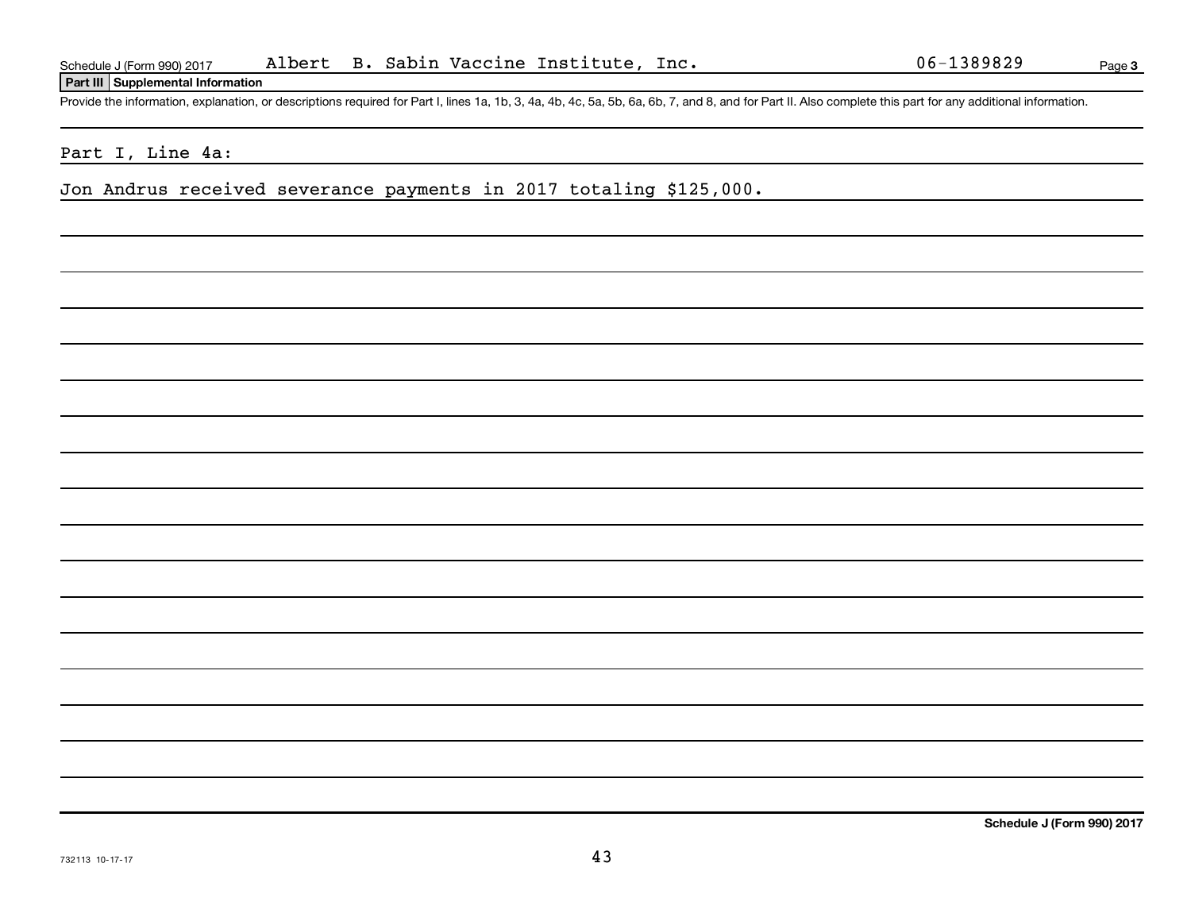Schedule J (Form 990) 2017 Albert B. Sabin Vaccine Institute, Inc. 06-1389829

**Part III Supplemental Information**

Provide the information, explanation, or descriptions required for Part I, lines 1a, 1b, 3, 4a, 4b, 4c, 5a, 5b, 6a, 6b, 7, and 8, and for Part II. Also complete this part for any additional information.

Part I, Line 4a:

Jon Andrus received severance payments in 2017 totaling $125,000.

**Schedule J (Form 990) 2017**

732113 10-17-17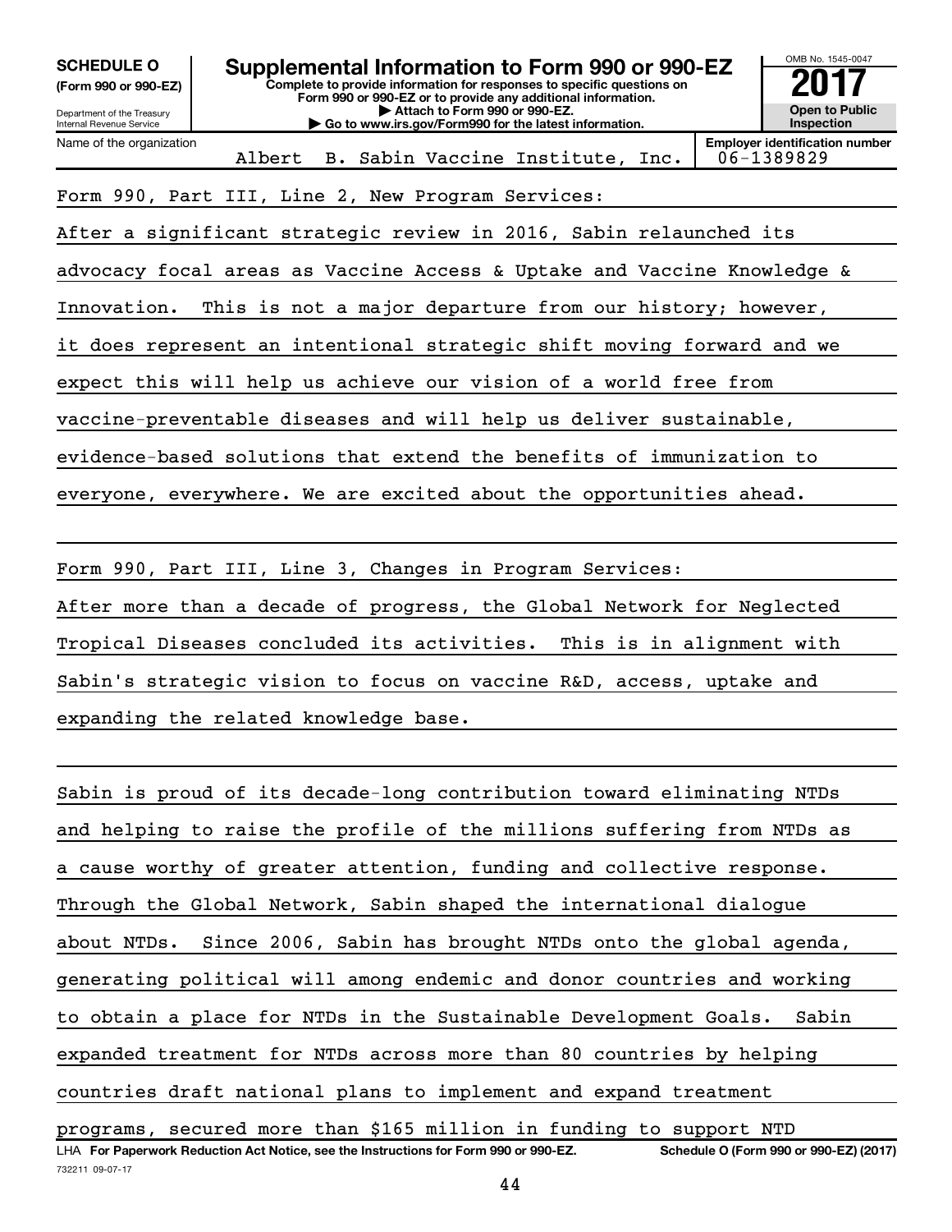**SCHEDULE O (Form 990 or 990-EZ)**

Department of the Treasury
Internal Revenue Service

# Supplemental Information to Form 990 or 990-EZ

**Complete to provide information for responses to specific questions on Form 990 or 990-EZ or to provide any additional information.**
**▶ Attach to Form 990 or 990-EZ.**
**▶ Go to www.irs.gov/Form990 for the latest information.**

OMB No. 1545-0047
**2017**
**Open to Public Inspection**

Name of the organization: Albert B. Sabin Vaccine Institute, Inc.
Employer identification number: 06-1389829

Form 990, Part III, Line 2, New Program Services:

After a significant strategic review in 2016, Sabin relaunched its advocacy focal areas as Vaccine Access & Uptake and Vaccine Knowledge & Innovation. This is not a major departure from our history; however, it does represent an intentional strategic shift moving forward and we expect this will help us achieve our vision of a world free from vaccine-preventable diseases and will help us deliver sustainable, evidence-based solutions that extend the benefits of immunization to everyone, everywhere. We are excited about the opportunities ahead.

Form 990, Part III, Line 3, Changes in Program Services:

After more than a decade of progress, the Global Network for Neglected Tropical Diseases concluded its activities. This is in alignment with Sabin's strategic vision to focus on vaccine R&D, access, uptake and expanding the related knowledge base.

Sabin is proud of its decade-long contribution toward eliminating NTDs and helping to raise the profile of the millions suffering from NTDs as a cause worthy of greater attention, funding and collective response. Through the Global Network, Sabin shaped the international dialogue about NTDs. Since 2006, Sabin has brought NTDs onto the global agenda, generating political will among endemic and donor countries and working to obtain a place for NTDs in the Sustainable Development Goals. Sabin expanded treatment for NTDs across more than 80 countries by helping countries draft national plans to implement and expand treatment programs, secured more than $165 million in funding to support NTD

LHA **For Paperwork Reduction Act Notice, see the Instructions for Form 990 or 990-EZ.** **Schedule O (Form 990 or 990-EZ) (2017)**

732211 09-07-17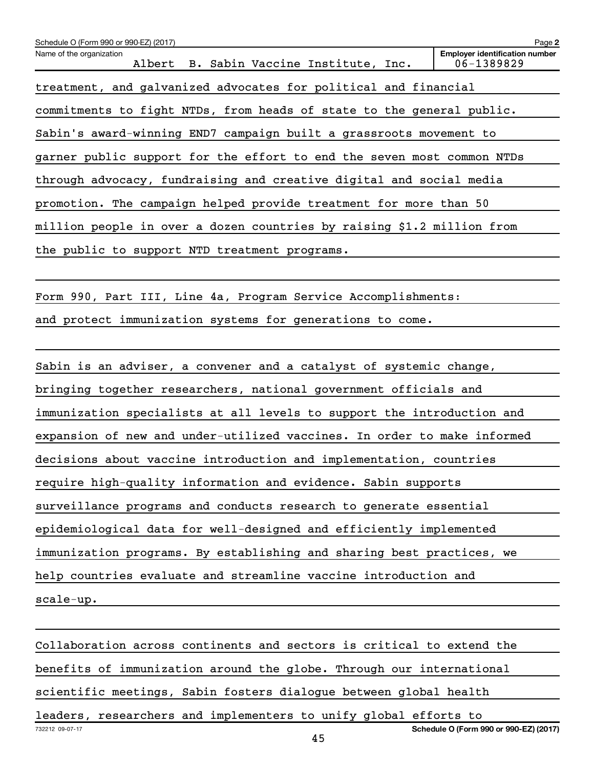Schedule O (Form 990 or 990-EZ) (2017)

Name of the organization: Albert B. Sabin Vaccine Institute, Inc.

Employer identification number: 06-1389829

treatment, and galvanized advocates for political and financial commitments to fight NTDs, from heads of state to the general public. Sabin's award-winning END7 campaign built a grassroots movement to garner public support for the effort to end the seven most common NTDs through advocacy, fundraising and creative digital and social media promotion. The campaign helped provide treatment for more than 50 million people in over a dozen countries by raising $1.2 million from the public to support NTD treatment programs.

Form 990, Part III, Line 4a, Program Service Accomplishments:
and protect immunization systems for generations to come.

Sabin is an adviser, a convener and a catalyst of systemic change, bringing together researchers, national government officials and immunization specialists at all levels to support the introduction and expansion of new and under-utilized vaccines. In order to make informed decisions about vaccine introduction and implementation, countries require high-quality information and evidence. Sabin supports surveillance programs and conducts research to generate essential epidemiological data for well-designed and efficiently implemented immunization programs. By establishing and sharing best practices, we help countries evaluate and streamline vaccine introduction and scale-up.

Collaboration across continents and sectors is critical to extend the benefits of immunization around the globe. Through our international scientific meetings, Sabin fosters dialogue between global health leaders, researchers and implementers to unify global efforts to

732212 09-07-17

Schedule O (Form 990 or 990-EZ) (2017)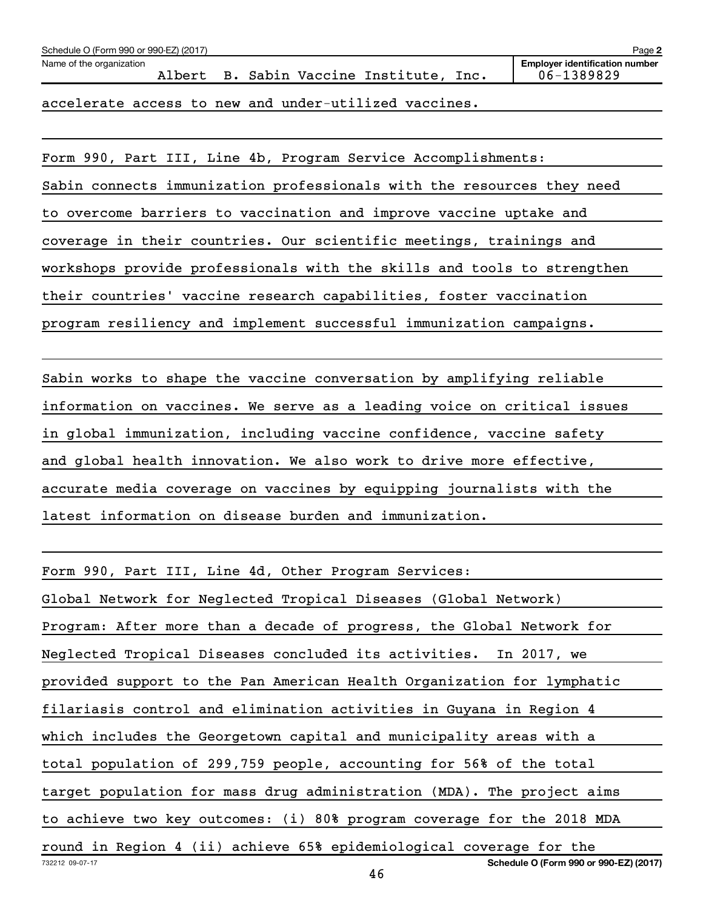Schedule O (Form 990 or 990-EZ) (2017)

Name of the organization: Albert B. Sabin Vaccine Institute, Inc.

Employer identification number: 06-1389829

accelerate access to new and under-utilized vaccines.

Form 990, Part III, Line 4b, Program Service Accomplishments:
Sabin connects immunization professionals with the resources they need to overcome barriers to vaccination and improve vaccine uptake and coverage in their countries. Our scientific meetings, trainings and workshops provide professionals with the skills and tools to strengthen their countries' vaccine research capabilities, foster vaccination program resiliency and implement successful immunization campaigns.

Sabin works to shape the vaccine conversation by amplifying reliable information on vaccines. We serve as a leading voice on critical issues in global immunization, including vaccine confidence, vaccine safety and global health innovation. We also work to drive more effective, accurate media coverage on vaccines by equipping journalists with the latest information on disease burden and immunization.

Form 990, Part III, Line 4d, Other Program Services:
Global Network for Neglected Tropical Diseases (Global Network) Program: After more than a decade of progress, the Global Network for Neglected Tropical Diseases concluded its activities. In 2017, we provided support to the Pan American Health Organization for lymphatic filariasis control and elimination activities in Guyana in Region 4 which includes the Georgetown capital and municipality areas with a total population of 299,759 people, accounting for 56% of the total target population for mass drug administration (MDA). The project aims to achieve two key outcomes: (i) 80% program coverage for the 2018 MDA round in Region 4 (ii) achieve 65% epidemiological coverage for the

732212 09-07-17

Schedule O (Form 990 or 990-EZ) (2017)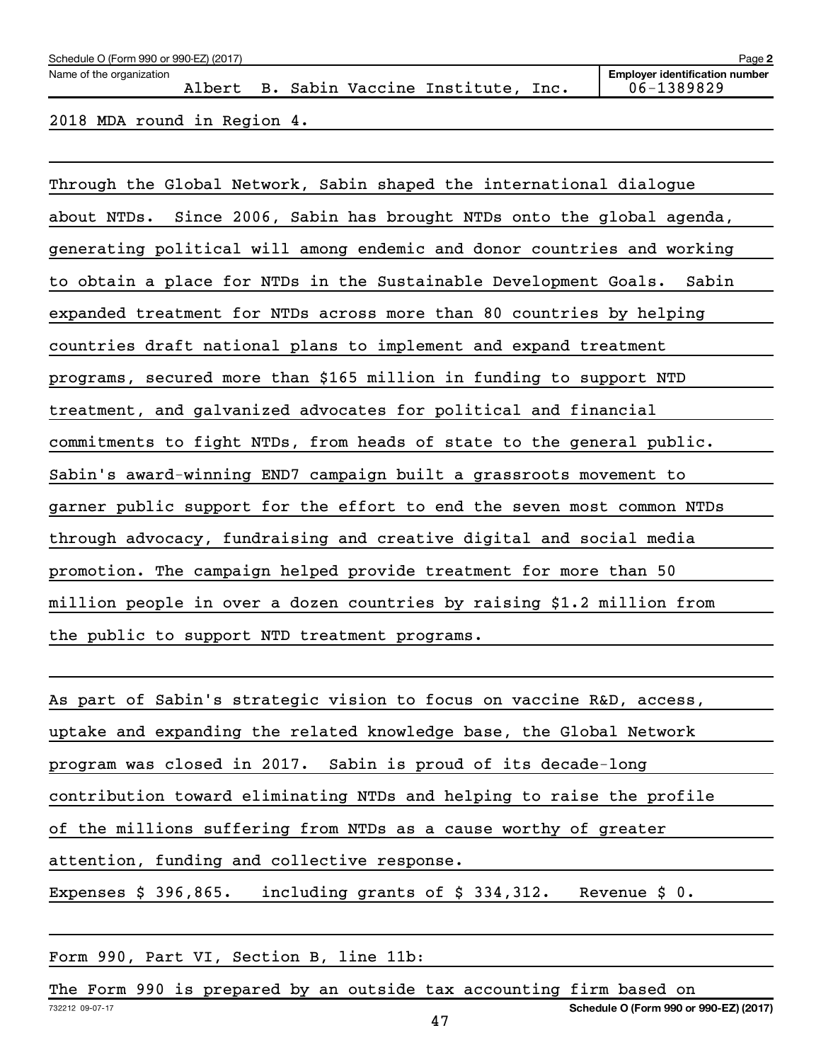2018 MDA round in Region 4.

Through the Global Network, Sabin shaped the international dialogue about NTDs. Since 2006, Sabin has brought NTDs onto the global agenda, generating political will among endemic and donor countries and working to obtain a place for NTDs in the Sustainable Development Goals. Sabin expanded treatment for NTDs across more than 80 countries by helping countries draft national plans to implement and expand treatment programs, secured more than $165 million in funding to support NTD treatment, and galvanized advocates for political and financial commitments to fight NTDs, from heads of state to the general public. Sabin's award-winning END7 campaign built a grassroots movement to garner public support for the effort to end the seven most common NTDs through advocacy, fundraising and creative digital and social media promotion. The campaign helped provide treatment for more than 50 million people in over a dozen countries by raising $1.2 million from the public to support NTD treatment programs.

As part of Sabin's strategic vision to focus on vaccine R&D, access, uptake and expanding the related knowledge base, the Global Network program was closed in 2017. Sabin is proud of its decade-long contribution toward eliminating NTDs and helping to raise the profile of the millions suffering from NTDs as a cause worthy of greater attention, funding and collective response.

Expenses $ 396,865. including grants of $ 334,312. Revenue $ 0.

Form 990, Part VI, Section B, line 11b:

The Form 990 is prepared by an outside tax accounting firm based on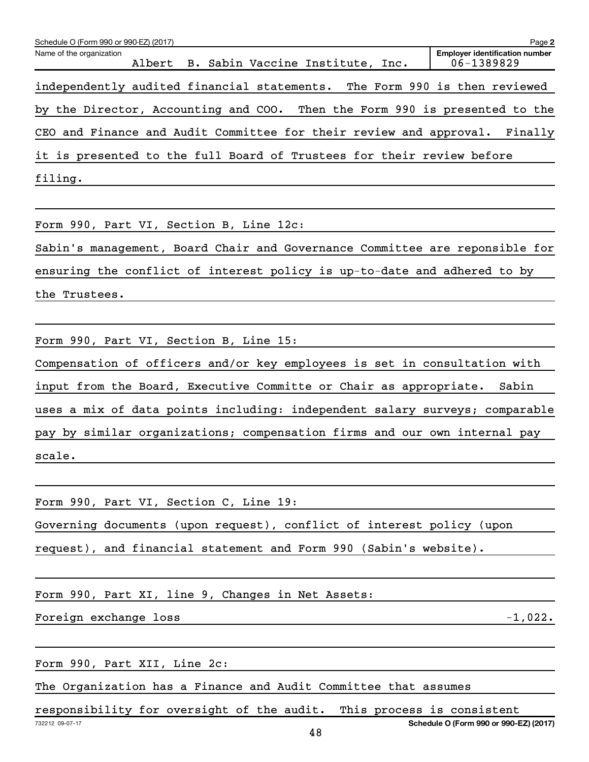Schedule O (Form 990 or 990-EZ) (2017) Page 2

Name of the organization: Albert B. Sabin Vaccine Institute, Inc.

Employer identification number: 06-1389829

independently audited financial statements. The Form 990 is then reviewed by the Director, Accounting and COO. Then the Form 990 is presented to the CEO and Finance and Audit Committee for their review and approval. Finally it is presented to the full Board of Trustees for their review before filing.

Form 990, Part VI, Section B, Line 12c:

Sabin's management, Board Chair and Governance Committee are reponsible for ensuring the conflict of interest policy is up-to-date and adhered to by the Trustees.

Form 990, Part VI, Section B, Line 15:

Compensation of officers and/or key employees is set in consultation with input from the Board, Executive Committe or Chair as appropriate. Sabin uses a mix of data points including: independent salary surveys; comparable pay by similar organizations; compensation firms and our own internal pay scale.

Form 990, Part VI, Section C, Line 19:

Governing documents (upon request), conflict of interest policy (upon request), and financial statement and Form 990 (Sabin's website).

Form 990, Part XI, line 9, Changes in Net Assets:

| | |
|---|---|
| Foreign exchange loss | -1,022. |

Form 990, Part XII, Line 2c:

The Organization has a Finance and Audit Committee that assumes responsibility for oversight of the audit. This process is consistent

732212 09-07-17 Schedule O (Form 990 or 990-EZ) (2017)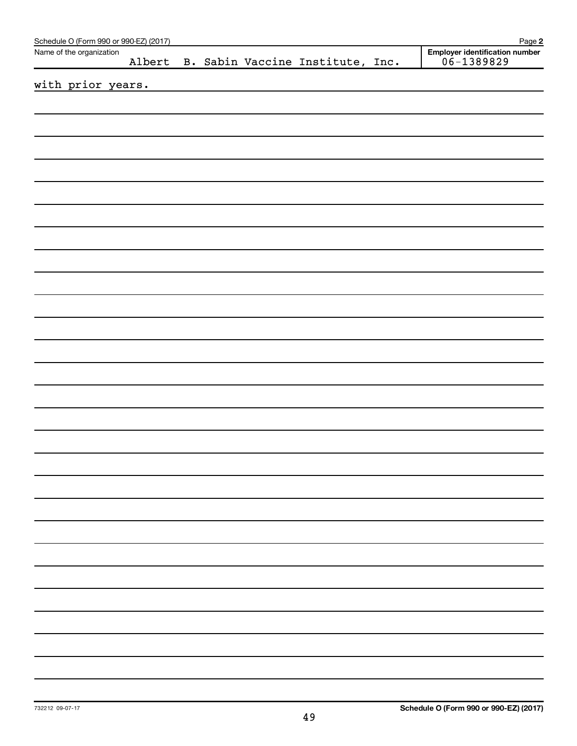Schedule O (Form 990 or 990-EZ) (2017)

Name of the organization: Albert B. Sabin Vaccine Institute, Inc.

Employer identification number: 06-1389829

with prior years.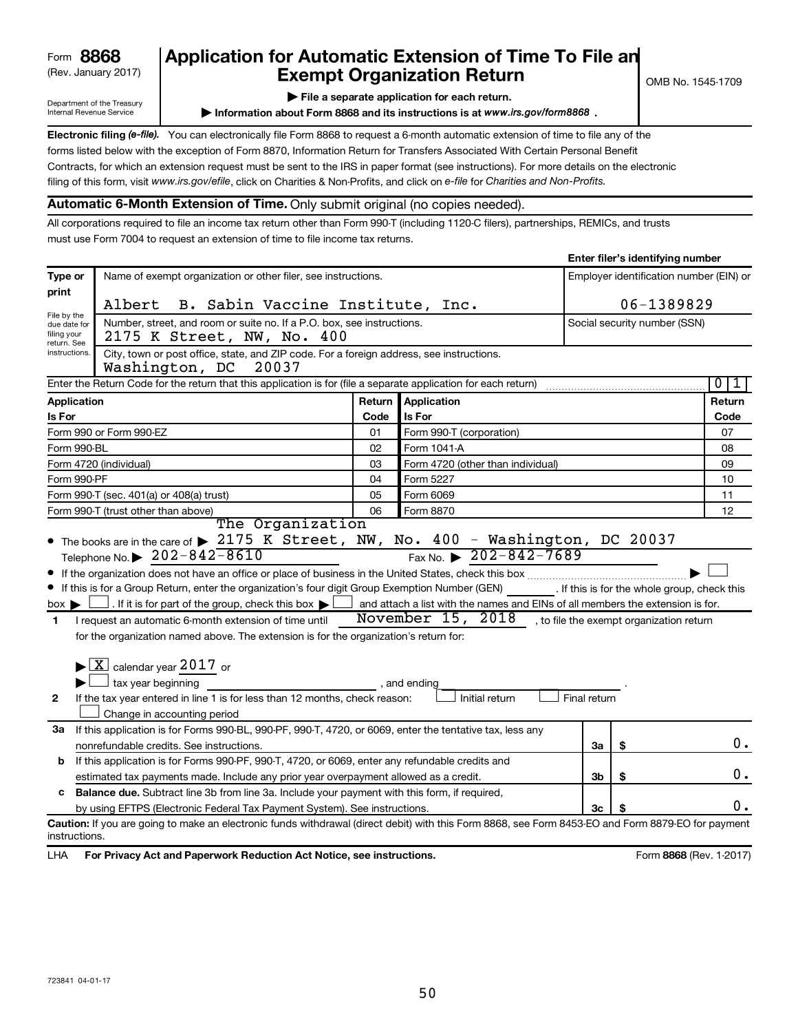Form **8868**
(Rev. January 2017)

Department of the Treasury
Internal Revenue Service

# Application for Automatic Extension of Time To File an Exempt Organization Return

OMB No. 1545-1709

▶ **File a separate application for each return.**

▶ **Information about Form 8868 and its instructions is at** ***www.irs.gov/form8868*** **.**

**Electronic filing** ***(e-file).*** You can electronically file Form 8868 to request a 6-month automatic extension of time to file any of the forms listed below with the exception of Form 8870, Information Return for Transfers Associated With Certain Personal Benefit Contracts, for which an extension request must be sent to the IRS in paper format (see instructions). For more details on the electronic filing of this form, visit *www.irs.gov/efile*, click on Charities & Non-Profits, and click on *e-file* for *Charities and Non-Profits.*

## Automatic 6-Month Extension of Time. Only submit original (no copies needed).

All corporations required to file an income tax return other than Form 990-T (including 1120-C filers), partnerships, REMICs, and trusts must use Form 7004 to request an extension of time to file income tax returns.

**Enter filer's identifying number**

| | | |
|---|---|---|
| **Type or print** | Name of exempt organization or other filer, see instructions.<br>Albert B. Sabin Vaccine Institute, Inc. | Employer identification number (EIN) or<br>06-1389829 |
| File by the due date for filing your return. See instructions. | Number, street, and room or suite no. If a P.O. box, see instructions.<br>2175 K Street, NW, No. 400 | Social security number (SSN) |
| | City, town or post office, state, and ZIP code. For a foreign address, see instructions.<br>Washington, DC 20037 | |

Enter the Return Code for the return that this application is for (file a separate application for each return) ..... 0 1

| Application Is For | Return Code | Application Is For | Return Code |
|---|---|---|---|
| Form 990 or Form 990-EZ | 01 | Form 990-T (corporation) | 07 |
| Form 990-BL | 02 | Form 1041-A | 08 |
| Form 4720 (individual) | 03 | Form 4720 (other than individual) | 09 |
| Form 990-PF | 04 | Form 5227 | 10 |
| Form 990-T (sec. 401(a) or 408(a) trust) | 05 | Form 6069 | 11 |
| Form 990-T (trust other than above) | 06 | Form 8870 | 12 |

- The books are in the care of ▶ The Organization 2175 K Street, NW, No. 400 - Washington, DC 20037
  Telephone No. ▶ 202-842-8610 Fax No. ▶ 202-842-7689
- If the organization does not have an office or place of business in the United States, check this box ..... ▶ ☐
- If this is for a Group Return, enter the organization's four digit Group Exemption Number (GEN) ______ . If this is for the whole group, check this box ▶ ☐ . If it is for part of the group, check this box ▶ ☐ and attach a list with the names and EINs of all members the extension is for.

**1** I request an automatic 6-month extension of time until November 15, 2018 , to file the exempt organization return for the organization named above. The extension is for the organization's return for:

▶ ☒ calendar year 2017 or
▶ ☐ tax year beginning ______________ , and ending ______________ .

**2** If the tax year entered in line 1 is for less than 12 months, check reason: ☐ Initial return ☐ Final return
☐ Change in accounting period

| | | | |
|---|---|---|---|
| **3a** | If this application is for Forms 990-BL, 990-PF, 990-T, 4720, or 6069, enter the tentative tax, less any nonrefundable credits. See instructions. | **3a** | $ 0. |
| **b** | If this application is for Forms 990-PF, 990-T, 4720, or 6069, enter any refundable credits and estimated tax payments made. Include any prior year overpayment allowed as a credit. | **3b** | $ 0. |
| **c** | **Balance due.** Subtract line 3b from line 3a. Include your payment with this form, if required, by using EFTPS (Electronic Federal Tax Payment System). See instructions. | **3c** | $ 0. |

**Caution:** If you are going to make an electronic funds withdrawal (direct debit) with this Form 8868, see Form 8453-EO and Form 8879-EO for payment instructions.

LHA **For Privacy Act and Paperwork Reduction Act Notice, see instructions.** Form **8868** (Rev. 1-2017)

723841 04-01-17